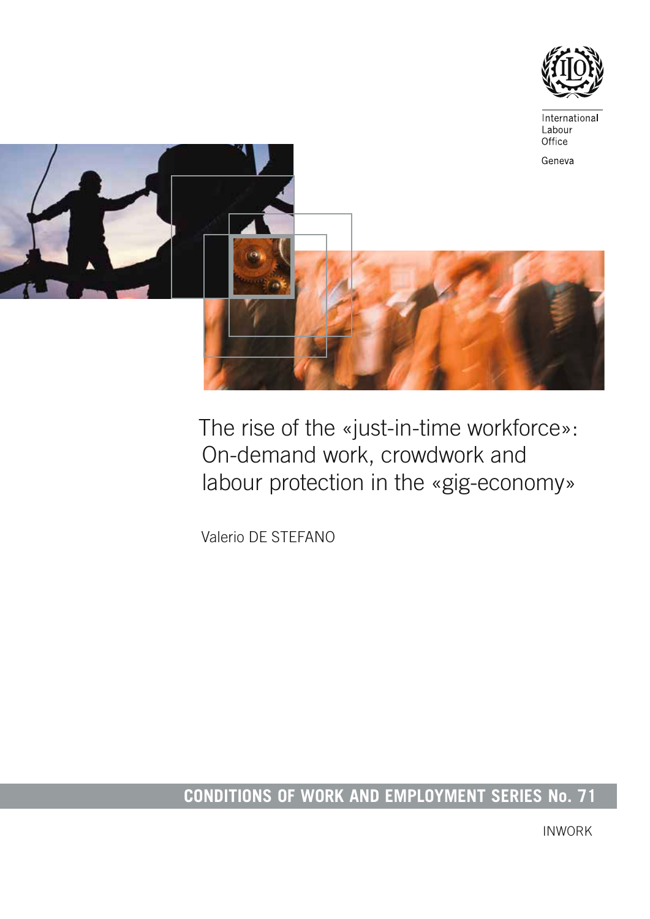International Labour Office

Geneva

# The rise of the «just-in-time workforce»: On-demand work, crowdwork and labour protection in the «gig-economy»

Valerio DE STEFANO

**CONDITIONS OF WORK AND EMPLOYMENT SERIES No. 71**

INWORK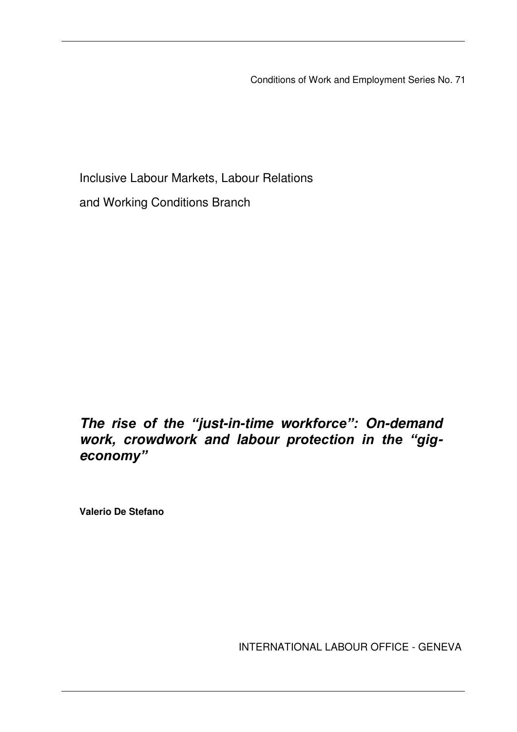Conditions of Work and Employment Series No. 71

Inclusive Labour Markets, Labour Relations

and Working Conditions Branch

***The rise of the "just-in-time workforce": On-demand work, crowdwork and labour protection in the "gig-economy"***

**Valerio De Stefano**

INTERNATIONAL LABOUR OFFICE - GENEVA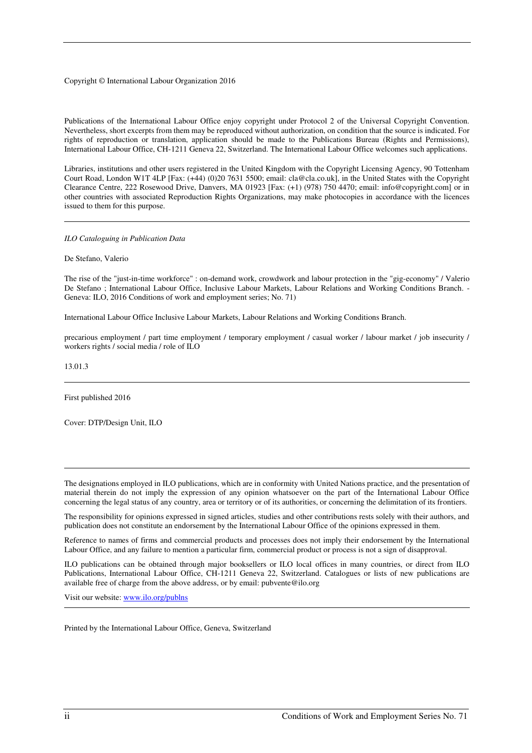Copyright © International Labour Organization 2016

Publications of the International Labour Office enjoy copyright under Protocol 2 of the Universal Copyright Convention. Nevertheless, short excerpts from them may be reproduced without authorization, on condition that the source is indicated. For rights of reproduction or translation, application should be made to the Publications Bureau (Rights and Permissions), International Labour Office, CH-1211 Geneva 22, Switzerland. The International Labour Office welcomes such applications.

Libraries, institutions and other users registered in the United Kingdom with the Copyright Licensing Agency, 90 Tottenham Court Road, London W1T 4LP [Fax: (+44) (0)20 7631 5500; email: cla@cla.co.uk], in the United States with the Copyright Clearance Centre, 222 Rosewood Drive, Danvers, MA 01923 [Fax: (+1) (978) 750 4470; email: info@copyright.com] or in other countries with associated Reproduction Rights Organizations, may make photocopies in accordance with the licences issued to them for this purpose.

---

*ILO Cataloguing in Publication Data*

De Stefano, Valerio

The rise of the "just-in-time workforce" : on-demand work, crowdwork and labour protection in the "gig-economy" / Valerio De Stefano ; International Labour Office, Inclusive Labour Markets, Labour Relations and Working Conditions Branch. - Geneva: ILO, 2016 Conditions of work and employment series; No. 71)

International Labour Office Inclusive Labour Markets, Labour Relations and Working Conditions Branch.

precarious employment / part time employment / temporary employment / casual worker / labour market / job insecurity / workers rights / social media / role of ILO

13.01.3

---

First published 2016

Cover: DTP/Design Unit, ILO

---

The designations employed in ILO publications, which are in conformity with United Nations practice, and the presentation of material therein do not imply the expression of any opinion whatsoever on the part of the International Labour Office concerning the legal status of any country, area or territory or of its authorities, or concerning the delimitation of its frontiers.

The responsibility for opinions expressed in signed articles, studies and other contributions rests solely with their authors, and publication does not constitute an endorsement by the International Labour Office of the opinions expressed in them.

Reference to names of firms and commercial products and processes does not imply their endorsement by the International Labour Office, and any failure to mention a particular firm, commercial product or process is not a sign of disapproval.

ILO publications can be obtained through major booksellers or ILO local offices in many countries, or direct from ILO Publications, International Labour Office, CH-1211 Geneva 22, Switzerland. Catalogues or lists of new publications are available free of charge from the above address, or by email: pubvente@ilo.org

Visit our website: www.ilo.org/publns

---

Printed by the International Labour Office, Geneva, Switzerland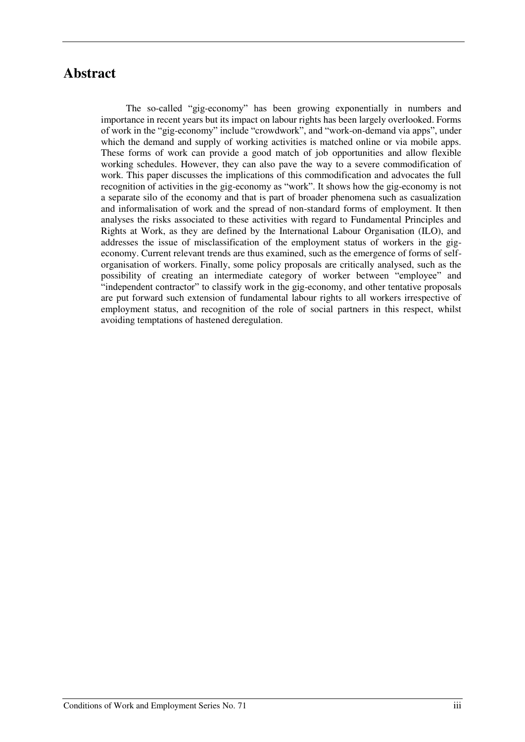## Abstract

The so-called "gig-economy" has been growing exponentially in numbers and importance in recent years but its impact on labour rights has been largely overlooked. Forms of work in the "gig-economy" include "crowdwork", and "work-on-demand via apps", under which the demand and supply of working activities is matched online or via mobile apps. These forms of work can provide a good match of job opportunities and allow flexible working schedules. However, they can also pave the way to a severe commodification of work. This paper discusses the implications of this commodification and advocates the full recognition of activities in the gig-economy as "work". It shows how the gig-economy is not a separate silo of the economy and that is part of broader phenomena such as casualization and informalisation of work and the spread of non-standard forms of employment. It then analyses the risks associated to these activities with regard to Fundamental Principles and Rights at Work, as they are defined by the International Labour Organisation (ILO), and addresses the issue of misclassification of the employment status of workers in the gig-economy. Current relevant trends are thus examined, such as the emergence of forms of self-organisation of workers. Finally, some policy proposals are critically analysed, such as the possibility of creating an intermediate category of worker between "employee" and "independent contractor" to classify work in the gig-economy, and other tentative proposals are put forward such extension of fundamental labour rights to all workers irrespective of employment status, and recognition of the role of social partners in this respect, whilst avoiding temptations of hastened deregulation.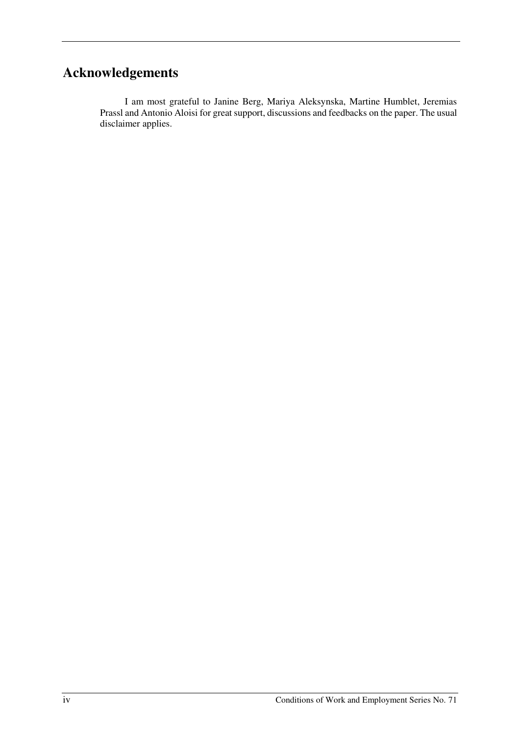# Acknowledgements

I am most grateful to Janine Berg, Mariya Aleksynska, Martine Humblet, Jeremias Prassl and Antonio Aloisi for great support, discussions and feedbacks on the paper. The usual disclaimer applies.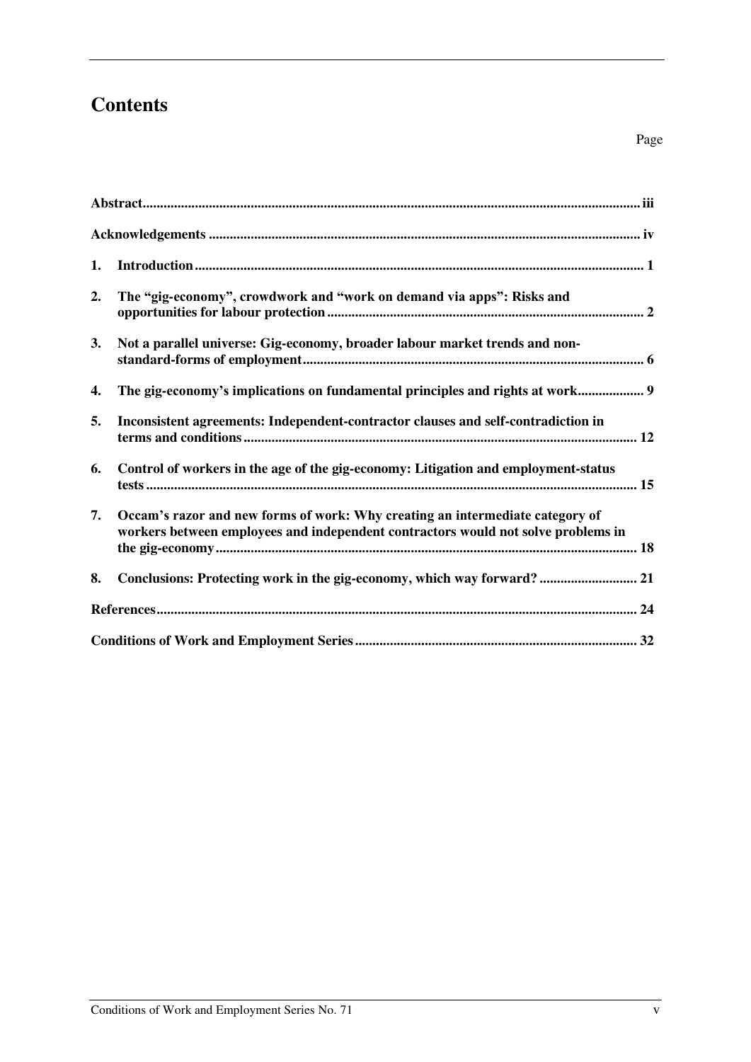# Contents

Page

| | | |
|---|---|---|
| **Abstract** | | **iii** |
| **Acknowledgements** | | **iv** |
| **1.** | **Introduction** | **1** |
| **2.** | **The "gig-economy", crowdwork and "work on demand via apps": Risks and opportunities for labour protection** | **2** |
| **3.** | **Not a parallel universe: Gig-economy, broader labour market trends and non-standard-forms of employment** | **6** |
| **4.** | **The gig-economy's implications on fundamental principles and rights at work** | **9** |
| **5.** | **Inconsistent agreements: Independent-contractor clauses and self-contradiction in terms and conditions** | **12** |
| **6.** | **Control of workers in the age of the gig-economy: Litigation and employment-status tests** | **15** |
| **7.** | **Occam's razor and new forms of work: Why creating an intermediate category of workers between employees and independent contractors would not solve problems in the gig-economy** | **18** |
| **8.** | **Conclusions: Protecting work in the gig-economy, which way forward?** | **21** |
| **References** | | **24** |
| **Conditions of Work and Employment Series** | | **32** |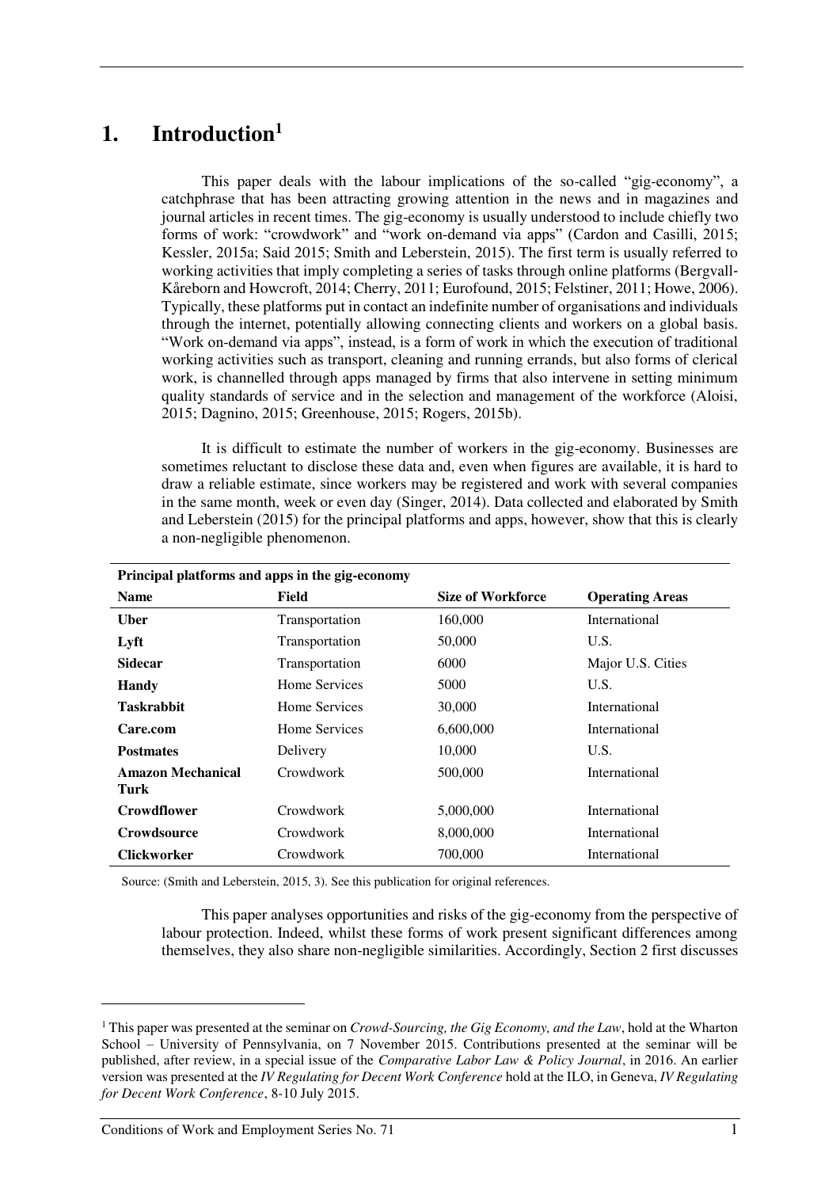# 1. Introduction[1]

This paper deals with the labour implications of the so-called "gig-economy", a catchphrase that has been attracting growing attention in the news and in magazines and journal articles in recent times. The gig-economy is usually understood to include chiefly two forms of work: "crowdwork" and "work on-demand via apps" (Cardon and Casilli, 2015; Kessler, 2015a; Said 2015; Smith and Leberstein, 2015). The first term is usually referred to working activities that imply completing a series of tasks through online platforms (Bergvall-Kåreborn and Howcroft, 2014; Cherry, 2011; Eurofound, 2015; Felstiner, 2011; Howe, 2006). Typically, these platforms put in contact an indefinite number of organisations and individuals through the internet, potentially allowing connecting clients and workers on a global basis. "Work on-demand via apps", instead, is a form of work in which the execution of traditional working activities such as transport, cleaning and running errands, but also forms of clerical work, is channelled through apps managed by firms that also intervene in setting minimum quality standards of service and in the selection and management of the workforce (Aloisi, 2015; Dagnino, 2015; Greenhouse, 2015; Rogers, 2015b).

It is difficult to estimate the number of workers in the gig-economy. Businesses are sometimes reluctant to disclose these data and, even when figures are available, it is hard to draw a reliable estimate, since workers may be registered and work with several companies in the same month, week or even day (Singer, 2014). Data collected and elaborated by Smith and Leberstein (2015) for the principal platforms and apps, however, show that this is clearly a non-negligible phenomenon.

**Principal platforms and apps in the gig-economy**

| Name | Field | Size of Workforce | Operating Areas |
|---|---|---|---|
| **Uber** | Transportation | 160,000 | International |
| **Lyft** | Transportation | 50,000 | U.S. |
| **Sidecar** | Transportation | 6000 | Major U.S. Cities |
| **Handy** | Home Services | 5000 | U.S. |
| **Taskrabbit** | Home Services | 30,000 | International |
| **Care.com** | Home Services | 6,600,000 | International |
| **Postmates** | Delivery | 10,000 | U.S. |
| **Amazon Mechanical Turk** | Crowdwork | 500,000 | International |
| **Crowdflower** | Crowdwork | 5,000,000 | International |
| **Crowdsource** | Crowdwork | 8,000,000 | International |
| **Clickworker** | Crowdwork | 700,000 | International |

Source: (Smith and Leberstein, 2015, 3). See this publication for original references.

This paper analyses opportunities and risks of the gig-economy from the perspective of labour protection. Indeed, whilst these forms of work present significant differences among themselves, they also share non-negligible similarities. Accordingly, Section 2 first discusses

---

[1] This paper was presented at the seminar on *Crowd-Sourcing, the Gig Economy, and the Law*, hold at the Wharton School – University of Pennsylvania, on 7 November 2015. Contributions presented at the seminar will be published, after review, in a special issue of the *Comparative Labor Law & Policy Journal*, in 2016. An earlier version was presented at the *IV Regulating for Decent Work Conference* hold at the ILO, in Geneva, *IV Regulating for Decent Work Conference*, 8-10 July 2015.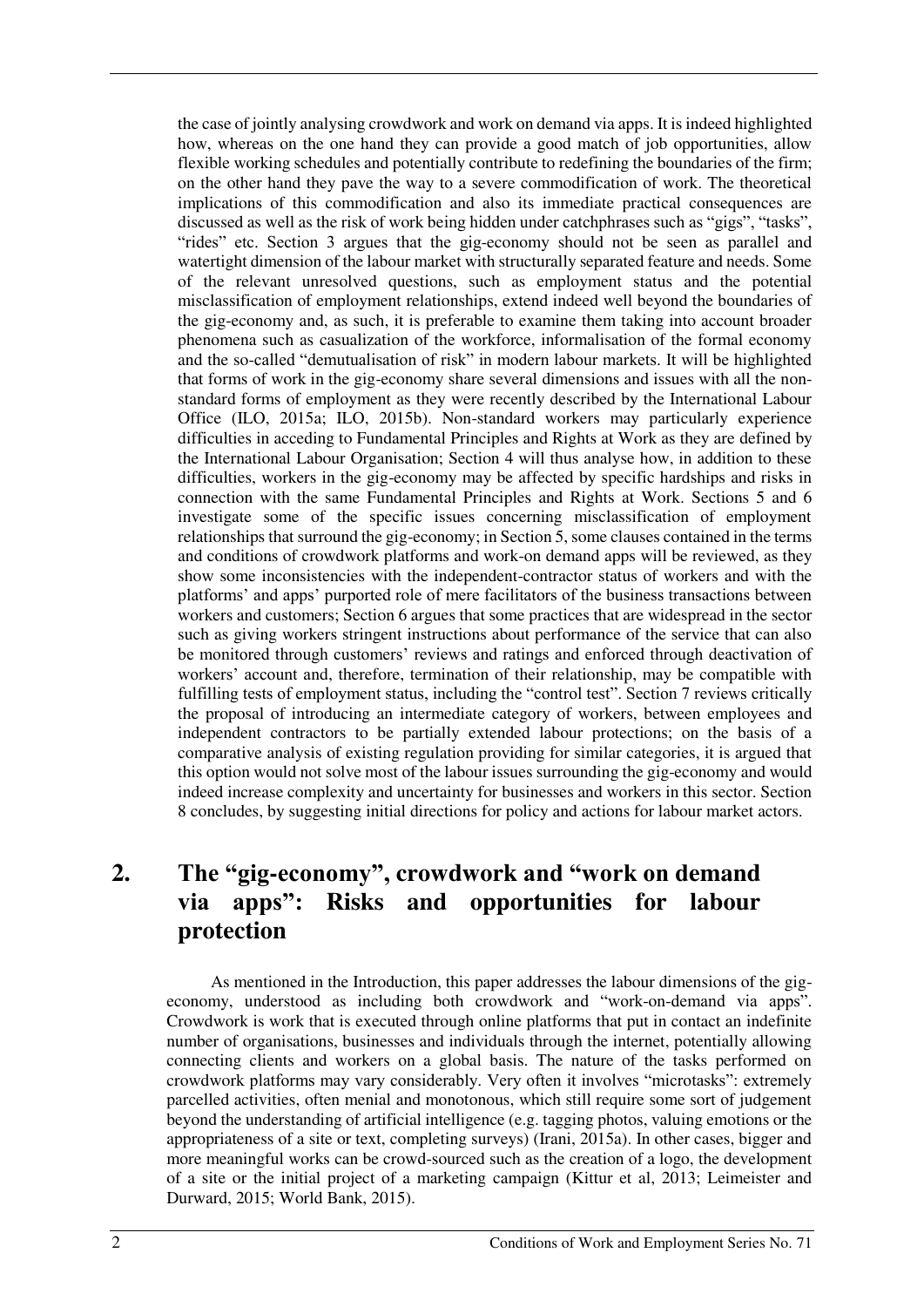the case of jointly analysing crowdwork and work on demand via apps. It is indeed highlighted how, whereas on the one hand they can provide a good match of job opportunities, allow flexible working schedules and potentially contribute to redefining the boundaries of the firm; on the other hand they pave the way to a severe commodification of work. The theoretical implications of this commodification and also its immediate practical consequences are discussed as well as the risk of work being hidden under catchphrases such as "gigs", "tasks", "rides" etc. Section 3 argues that the gig-economy should not be seen as parallel and watertight dimension of the labour market with structurally separated feature and needs. Some of the relevant unresolved questions, such as employment status and the potential misclassification of employment relationships, extend indeed well beyond the boundaries of the gig-economy and, as such, it is preferable to examine them taking into account broader phenomena such as casualization of the workforce, informalisation of the formal economy and the so-called "demutualisation of risk" in modern labour markets. It will be highlighted that forms of work in the gig-economy share several dimensions and issues with all the non-standard forms of employment as they were recently described by the International Labour Office (ILO, 2015a; ILO, 2015b). Non-standard workers may particularly experience difficulties in acceding to Fundamental Principles and Rights at Work as they are defined by the International Labour Organisation; Section 4 will thus analyse how, in addition to these difficulties, workers in the gig-economy may be affected by specific hardships and risks in connection with the same Fundamental Principles and Rights at Work. Sections 5 and 6 investigate some of the specific issues concerning misclassification of employment relationships that surround the gig-economy; in Section 5, some clauses contained in the terms and conditions of crowdwork platforms and work-on demand apps will be reviewed, as they show some inconsistencies with the independent-contractor status of workers and with the platforms' and apps' purported role of mere facilitators of the business transactions between workers and customers; Section 6 argues that some practices that are widespread in the sector such as giving workers stringent instructions about performance of the service that can also be monitored through customers' reviews and ratings and enforced through deactivation of workers' account and, therefore, termination of their relationship, may be compatible with fulfilling tests of employment status, including the "control test". Section 7 reviews critically the proposal of introducing an intermediate category of workers, between employees and independent contractors to be partially extended labour protections; on the basis of a comparative analysis of existing regulation providing for similar categories, it is argued that this option would not solve most of the labour issues surrounding the gig-economy and would indeed increase complexity and uncertainty for businesses and workers in this sector. Section 8 concludes, by suggesting initial directions for policy and actions for labour market actors.

## 2. The "gig-economy", crowdwork and "work on demand via apps": Risks and opportunities for labour protection

As mentioned in the Introduction, this paper addresses the labour dimensions of the gig-economy, understood as including both crowdwork and "work-on-demand via apps". Crowdwork is work that is executed through online platforms that put in contact an indefinite number of organisations, businesses and individuals through the internet, potentially allowing connecting clients and workers on a global basis. The nature of the tasks performed on crowdwork platforms may vary considerably. Very often it involves "microtasks": extremely parcelled activities, often menial and monotonous, which still require some sort of judgement beyond the understanding of artificial intelligence (e.g. tagging photos, valuing emotions or the appropriateness of a site or text, completing surveys) (Irani, 2015a). In other cases, bigger and more meaningful works can be crowd-sourced such as the creation of a logo, the development of a site or the initial project of a marketing campaign (Kittur et al, 2013; Leimeister and Durward, 2015; World Bank, 2015).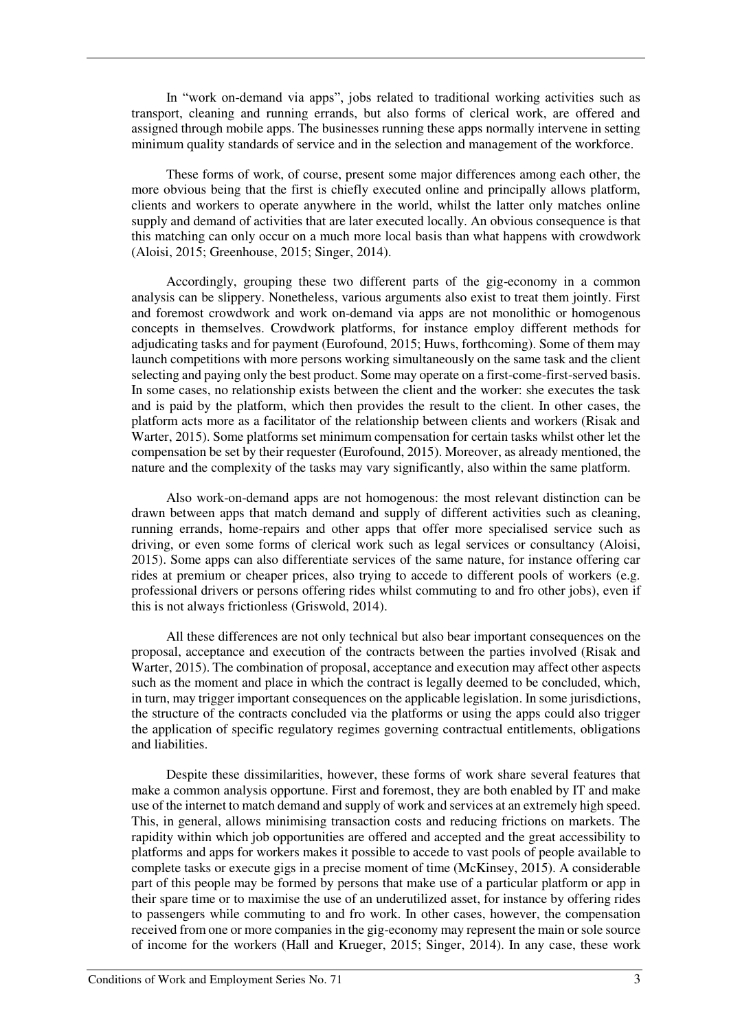In "work on-demand via apps", jobs related to traditional working activities such as transport, cleaning and running errands, but also forms of clerical work, are offered and assigned through mobile apps. The businesses running these apps normally intervene in setting minimum quality standards of service and in the selection and management of the workforce.

These forms of work, of course, present some major differences among each other, the more obvious being that the first is chiefly executed online and principally allows platform, clients and workers to operate anywhere in the world, whilst the latter only matches online supply and demand of activities that are later executed locally. An obvious consequence is that this matching can only occur on a much more local basis than what happens with crowdwork (Aloisi, 2015; Greenhouse, 2015; Singer, 2014).

Accordingly, grouping these two different parts of the gig-economy in a common analysis can be slippery. Nonetheless, various arguments also exist to treat them jointly. First and foremost crowdwork and work on-demand via apps are not monolithic or homogenous concepts in themselves. Crowdwork platforms, for instance employ different methods for adjudicating tasks and for payment (Eurofound, 2015; Huws, forthcoming). Some of them may launch competitions with more persons working simultaneously on the same task and the client selecting and paying only the best product. Some may operate on a first-come-first-served basis. In some cases, no relationship exists between the client and the worker: she executes the task and is paid by the platform, which then provides the result to the client. In other cases, the platform acts more as a facilitator of the relationship between clients and workers (Risak and Warter, 2015). Some platforms set minimum compensation for certain tasks whilst other let the compensation be set by their requester (Eurofound, 2015). Moreover, as already mentioned, the nature and the complexity of the tasks may vary significantly, also within the same platform.

Also work-on-demand apps are not homogenous: the most relevant distinction can be drawn between apps that match demand and supply of different activities such as cleaning, running errands, home-repairs and other apps that offer more specialised service such as driving, or even some forms of clerical work such as legal services or consultancy (Aloisi, 2015). Some apps can also differentiate services of the same nature, for instance offering car rides at premium or cheaper prices, also trying to accede to different pools of workers (e.g. professional drivers or persons offering rides whilst commuting to and fro other jobs), even if this is not always frictionless (Griswold, 2014).

All these differences are not only technical but also bear important consequences on the proposal, acceptance and execution of the contracts between the parties involved (Risak and Warter, 2015). The combination of proposal, acceptance and execution may affect other aspects such as the moment and place in which the contract is legally deemed to be concluded, which, in turn, may trigger important consequences on the applicable legislation. In some jurisdictions, the structure of the contracts concluded via the platforms or using the apps could also trigger the application of specific regulatory regimes governing contractual entitlements, obligations and liabilities.

Despite these dissimilarities, however, these forms of work share several features that make a common analysis opportune. First and foremost, they are both enabled by IT and make use of the internet to match demand and supply of work and services at an extremely high speed. This, in general, allows minimising transaction costs and reducing frictions on markets. The rapidity within which job opportunities are offered and accepted and the great accessibility to platforms and apps for workers makes it possible to accede to vast pools of people available to complete tasks or execute gigs in a precise moment of time (McKinsey, 2015). A considerable part of this people may be formed by persons that make use of a particular platform or app in their spare time or to maximise the use of an underutilized asset, for instance by offering rides to passengers while commuting to and fro work. In other cases, however, the compensation received from one or more companies in the gig-economy may represent the main or sole source of income for the workers (Hall and Krueger, 2015; Singer, 2014). In any case, these work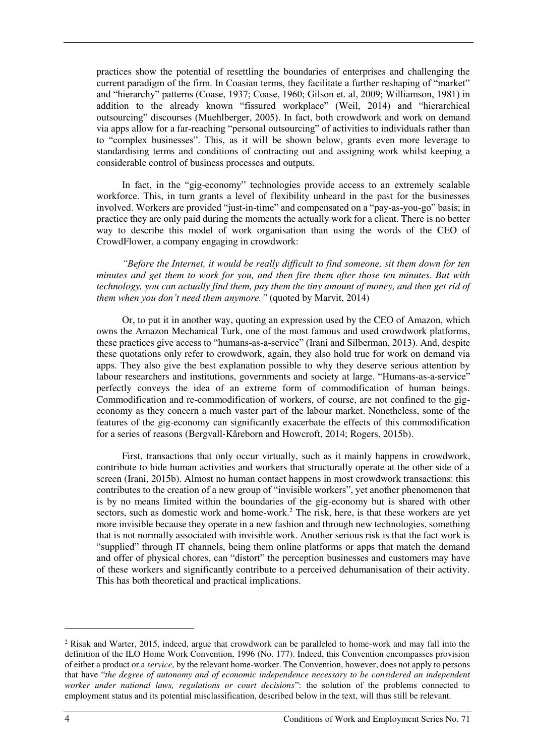practices show the potential of resettling the boundaries of enterprises and challenging the current paradigm of the firm. In Coasian terms, they facilitate a further reshaping of "market" and "hierarchy" patterns (Coase, 1937; Coase, 1960; Gilson et. al, 2009; Williamson, 1981) in addition to the already known "fissured workplace" (Weil, 2014) and "hierarchical outsourcing" discourses (Muehlberger, 2005). In fact, both crowdwork and work on demand via apps allow for a far-reaching "personal outsourcing" of activities to individuals rather than to "complex businesses". This, as it will be shown below, grants even more leverage to standardising terms and conditions of contracting out and assigning work whilst keeping a considerable control of business processes and outputs.

In fact, in the "gig-economy" technologies provide access to an extremely scalable workforce. This, in turn grants a level of flexibility unheard in the past for the businesses involved. Workers are provided "just-in-time" and compensated on a "pay-as-you-go" basis; in practice they are only paid during the moments the actually work for a client. There is no better way to describe this model of work organisation than using the words of the CEO of CrowdFlower, a company engaging in crowdwork:

*"Before the Internet, it would be really difficult to find someone, sit them down for ten minutes and get them to work for you, and then fire them after those ten minutes. But with technology, you can actually find them, pay them the tiny amount of money, and then get rid of them when you don't need them anymore."* (quoted by Marvit, 2014)

Or, to put it in another way, quoting an expression used by the CEO of Amazon, which owns the Amazon Mechanical Turk, one of the most famous and used crowdwork platforms, these practices give access to "humans-as-a-service" (Irani and Silberman, 2013). And, despite these quotations only refer to crowdwork, again, they also hold true for work on demand via apps. They also give the best explanation possible to why they deserve serious attention by labour researchers and institutions, governments and society at large. "Humans-as-a-service" perfectly conveys the idea of an extreme form of commodification of human beings. Commodification and re-commodification of workers, of course, are not confined to the gig-economy as they concern a much vaster part of the labour market. Nonetheless, some of the features of the gig-economy can significantly exacerbate the effects of this commodification for a series of reasons (Bergvall-Kåreborn and Howcroft, 2014; Rogers, 2015b).

First, transactions that only occur virtually, such as it mainly happens in crowdwork, contribute to hide human activities and workers that structurally operate at the other side of a screen (Irani, 2015b). Almost no human contact happens in most crowdwork transactions: this contributes to the creation of a new group of "invisible workers", yet another phenomenon that is by no means limited within the boundaries of the gig-economy but is shared with other sectors, such as domestic work and home-work.[2] The risk, here, is that these workers are yet more invisible because they operate in a new fashion and through new technologies, something that is not normally associated with invisible work. Another serious risk is that the fact work is "supplied" through IT channels, being them online platforms or apps that match the demand and offer of physical chores, can "distort" the perception businesses and customers may have of these workers and significantly contribute to a perceived dehumanisation of their activity. This has both theoretical and practical implications.

---

[2] Risak and Warter, 2015, indeed, argue that crowdwork can be paralleled to home-work and may fall into the definition of the ILO Home Work Convention, 1996 (No. 177). Indeed, this Convention encompasses provision of either a product or a *service*, by the relevant home-worker. The Convention, however, does not apply to persons that have "*the degree of autonomy and of economic independence necessary to be considered an independent worker under national laws, regulations or court decisions*": the solution of the problems connected to employment status and its potential misclassification, described below in the text, will thus still be relevant.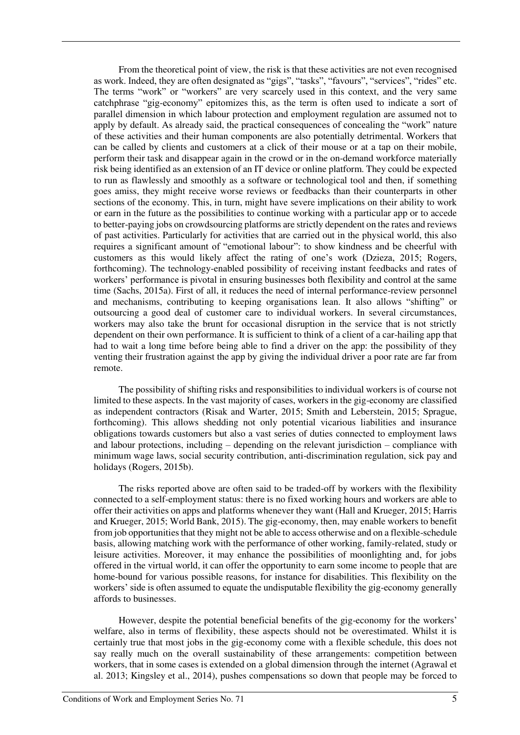From the theoretical point of view, the risk is that these activities are not even recognised as work. Indeed, they are often designated as "gigs", "tasks", "favours", "services", "rides" etc. The terms "work" or "workers" are very scarcely used in this context, and the very same catchphrase "gig-economy" epitomizes this, as the term is often used to indicate a sort of parallel dimension in which labour protection and employment regulation are assumed not to apply by default. As already said, the practical consequences of concealing the "work" nature of these activities and their human components are also potentially detrimental. Workers that can be called by clients and customers at a click of their mouse or at a tap on their mobile, perform their task and disappear again in the crowd or in the on-demand workforce materially risk being identified as an extension of an IT device or online platform. They could be expected to run as flawlessly and smoothly as a software or technological tool and then, if something goes amiss, they might receive worse reviews or feedbacks than their counterparts in other sections of the economy. This, in turn, might have severe implications on their ability to work or earn in the future as the possibilities to continue working with a particular app or to accede to better-paying jobs on crowdsourcing platforms are strictly dependent on the rates and reviews of past activities. Particularly for activities that are carried out in the physical world, this also requires a significant amount of "emotional labour": to show kindness and be cheerful with customers as this would likely affect the rating of one's work (Dzieza, 2015; Rogers, forthcoming). The technology-enabled possibility of receiving instant feedbacks and rates of workers' performance is pivotal in ensuring businesses both flexibility and control at the same time (Sachs, 2015a). First of all, it reduces the need of internal performance-review personnel and mechanisms, contributing to keeping organisations lean. It also allows "shifting" or outsourcing a good deal of customer care to individual workers. In several circumstances, workers may also take the brunt for occasional disruption in the service that is not strictly dependent on their own performance. It is sufficient to think of a client of a car-hailing app that had to wait a long time before being able to find a driver on the app: the possibility of they venting their frustration against the app by giving the individual driver a poor rate are far from remote.

The possibility of shifting risks and responsibilities to individual workers is of course not limited to these aspects. In the vast majority of cases, workers in the gig-economy are classified as independent contractors (Risak and Warter, 2015; Smith and Leberstein, 2015; Sprague, forthcoming). This allows shedding not only potential vicarious liabilities and insurance obligations towards customers but also a vast series of duties connected to employment laws and labour protections, including – depending on the relevant jurisdiction – compliance with minimum wage laws, social security contribution, anti-discrimination regulation, sick pay and holidays (Rogers, 2015b).

The risks reported above are often said to be traded-off by workers with the flexibility connected to a self-employment status: there is no fixed working hours and workers are able to offer their activities on apps and platforms whenever they want (Hall and Krueger, 2015; Harris and Krueger, 2015; World Bank, 2015). The gig-economy, then, may enable workers to benefit from job opportunities that they might not be able to access otherwise and on a flexible-schedule basis, allowing matching work with the performance of other working, family-related, study or leisure activities. Moreover, it may enhance the possibilities of moonlighting and, for jobs offered in the virtual world, it can offer the opportunity to earn some income to people that are home-bound for various possible reasons, for instance for disabilities. This flexibility on the workers' side is often assumed to equate the undisputable flexibility the gig-economy generally affords to businesses.

However, despite the potential beneficial benefits of the gig-economy for the workers' welfare, also in terms of flexibility, these aspects should not be overestimated. Whilst it is certainly true that most jobs in the gig-economy come with a flexible schedule, this does not say really much on the overall sustainability of these arrangements: competition between workers, that in some cases is extended on a global dimension through the internet (Agrawal et al. 2013; Kingsley et al., 2014), pushes compensations so down that people may be forced to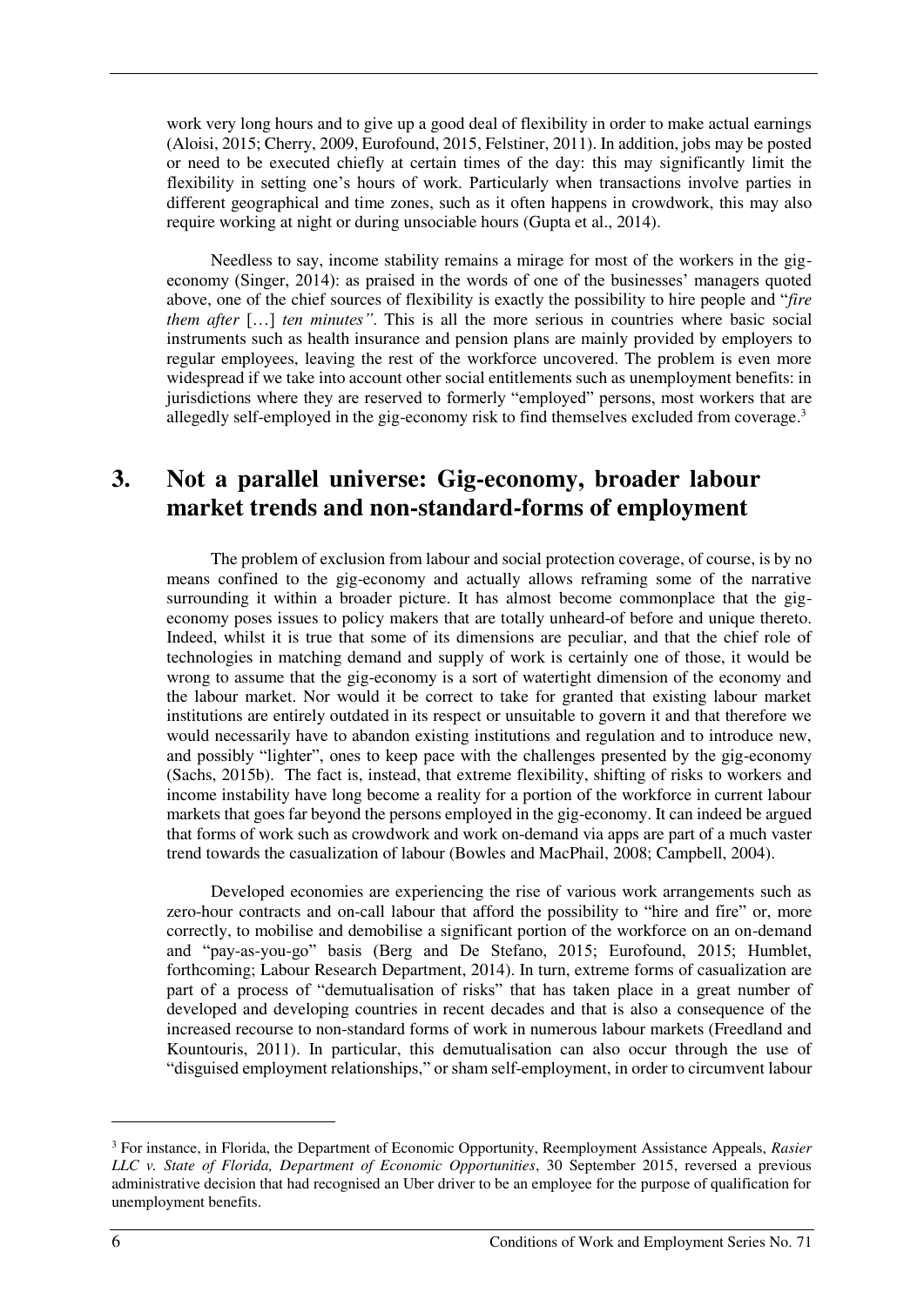work very long hours and to give up a good deal of flexibility in order to make actual earnings (Aloisi, 2015; Cherry, 2009, Eurofound, 2015, Felstiner, 2011). In addition, jobs may be posted or need to be executed chiefly at certain times of the day: this may significantly limit the flexibility in setting one's hours of work. Particularly when transactions involve parties in different geographical and time zones, such as it often happens in crowdwork, this may also require working at night or during unsociable hours (Gupta et al., 2014).

Needless to say, income stability remains a mirage for most of the workers in the gig-economy (Singer, 2014): as praised in the words of one of the businesses' managers quoted above, one of the chief sources of flexibility is exactly the possibility to hire people and "*fire them after* […] *ten minutes"*. This is all the more serious in countries where basic social instruments such as health insurance and pension plans are mainly provided by employers to regular employees, leaving the rest of the workforce uncovered. The problem is even more widespread if we take into account other social entitlements such as unemployment benefits: in jurisdictions where they are reserved to formerly "employed" persons, most workers that are allegedly self-employed in the gig-economy risk to find themselves excluded from coverage.[3]

## 3. Not a parallel universe: Gig-economy, broader labour market trends and non-standard-forms of employment

The problem of exclusion from labour and social protection coverage, of course, is by no means confined to the gig-economy and actually allows reframing some of the narrative surrounding it within a broader picture. It has almost become commonplace that the gig-economy poses issues to policy makers that are totally unheard-of before and unique thereto. Indeed, whilst it is true that some of its dimensions are peculiar, and that the chief role of technologies in matching demand and supply of work is certainly one of those, it would be wrong to assume that the gig-economy is a sort of watertight dimension of the economy and the labour market. Nor would it be correct to take for granted that existing labour market institutions are entirely outdated in its respect or unsuitable to govern it and that therefore we would necessarily have to abandon existing institutions and regulation and to introduce new, and possibly "lighter", ones to keep pace with the challenges presented by the gig-economy (Sachs, 2015b). The fact is, instead, that extreme flexibility, shifting of risks to workers and income instability have long become a reality for a portion of the workforce in current labour markets that goes far beyond the persons employed in the gig-economy. It can indeed be argued that forms of work such as crowdwork and work on-demand via apps are part of a much vaster trend towards the casualization of labour (Bowles and MacPhail, 2008; Campbell, 2004).

Developed economies are experiencing the rise of various work arrangements such as zero-hour contracts and on-call labour that afford the possibility to "hire and fire" or, more correctly, to mobilise and demobilise a significant portion of the workforce on an on-demand and "pay-as-you-go" basis (Berg and De Stefano, 2015; Eurofound, 2015; Humblet, forthcoming; Labour Research Department, 2014). In turn, extreme forms of casualization are part of a process of "demutualisation of risks" that has taken place in a great number of developed and developing countries in recent decades and that is also a consequence of the increased recourse to non-standard forms of work in numerous labour markets (Freedland and Kountouris, 2011). In particular, this demutualisation can also occur through the use of "disguised employment relationships," or sham self-employment, in order to circumvent labour

[3] For instance, in Florida, the Department of Economic Opportunity, Reemployment Assistance Appeals, *Rasier LLC v. State of Florida, Department of Economic Opportunities*, 30 September 2015, reversed a previous administrative decision that had recognised an Uber driver to be an employee for the purpose of qualification for unemployment benefits.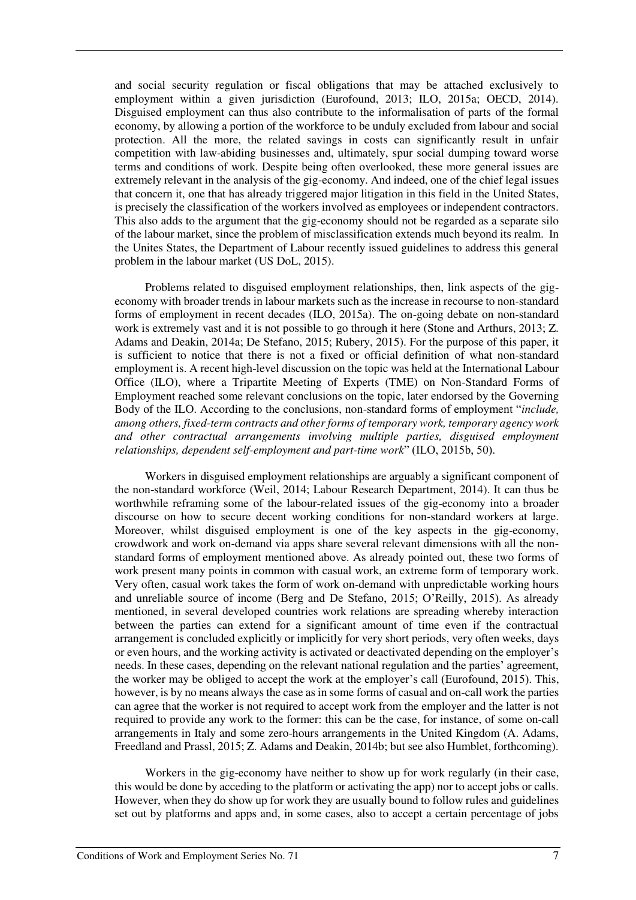and social security regulation or fiscal obligations that may be attached exclusively to employment within a given jurisdiction (Eurofound, 2013; ILO, 2015a; OECD, 2014). Disguised employment can thus also contribute to the informalisation of parts of the formal economy, by allowing a portion of the workforce to be unduly excluded from labour and social protection. All the more, the related savings in costs can significantly result in unfair competition with law-abiding businesses and, ultimately, spur social dumping toward worse terms and conditions of work. Despite being often overlooked, these more general issues are extremely relevant in the analysis of the gig-economy. And indeed, one of the chief legal issues that concern it, one that has already triggered major litigation in this field in the United States, is precisely the classification of the workers involved as employees or independent contractors. This also adds to the argument that the gig-economy should not be regarded as a separate silo of the labour market, since the problem of misclassification extends much beyond its realm. In the Unites States, the Department of Labour recently issued guidelines to address this general problem in the labour market (US DoL, 2015).

Problems related to disguised employment relationships, then, link aspects of the gig-economy with broader trends in labour markets such as the increase in recourse to non-standard forms of employment in recent decades (ILO, 2015a). The on-going debate on non-standard work is extremely vast and it is not possible to go through it here (Stone and Arthurs, 2013; Z. Adams and Deakin, 2014a; De Stefano, 2015; Rubery, 2015). For the purpose of this paper, it is sufficient to notice that there is not a fixed or official definition of what non-standard employment is. A recent high-level discussion on the topic was held at the International Labour Office (ILO), where a Tripartite Meeting of Experts (TME) on Non-Standard Forms of Employment reached some relevant conclusions on the topic, later endorsed by the Governing Body of the ILO. According to the conclusions, non-standard forms of employment "*include, among others, fixed-term contracts and other forms of temporary work, temporary agency work and other contractual arrangements involving multiple parties, disguised employment relationships, dependent self-employment and part-time work*" (ILO, 2015b, 50).

Workers in disguised employment relationships are arguably a significant component of the non-standard workforce (Weil, 2014; Labour Research Department, 2014). It can thus be worthwhile reframing some of the labour-related issues of the gig-economy into a broader discourse on how to secure decent working conditions for non-standard workers at large. Moreover, whilst disguised employment is one of the key aspects in the gig-economy, crowdwork and work on-demand via apps share several relevant dimensions with all the non-standard forms of employment mentioned above. As already pointed out, these two forms of work present many points in common with casual work, an extreme form of temporary work. Very often, casual work takes the form of work on-demand with unpredictable working hours and unreliable source of income (Berg and De Stefano, 2015; O'Reilly, 2015). As already mentioned, in several developed countries work relations are spreading whereby interaction between the parties can extend for a significant amount of time even if the contractual arrangement is concluded explicitly or implicitly for very short periods, very often weeks, days or even hours, and the working activity is activated or deactivated depending on the employer's needs. In these cases, depending on the relevant national regulation and the parties' agreement, the worker may be obliged to accept the work at the employer's call (Eurofound, 2015). This, however, is by no means always the case as in some forms of casual and on-call work the parties can agree that the worker is not required to accept work from the employer and the latter is not required to provide any work to the former: this can be the case, for instance, of some on-call arrangements in Italy and some zero-hours arrangements in the United Kingdom (A. Adams, Freedland and Prassl, 2015; Z. Adams and Deakin, 2014b; but see also Humblet, forthcoming).

Workers in the gig-economy have neither to show up for work regularly (in their case, this would be done by acceding to the platform or activating the app) nor to accept jobs or calls. However, when they do show up for work they are usually bound to follow rules and guidelines set out by platforms and apps and, in some cases, also to accept a certain percentage of jobs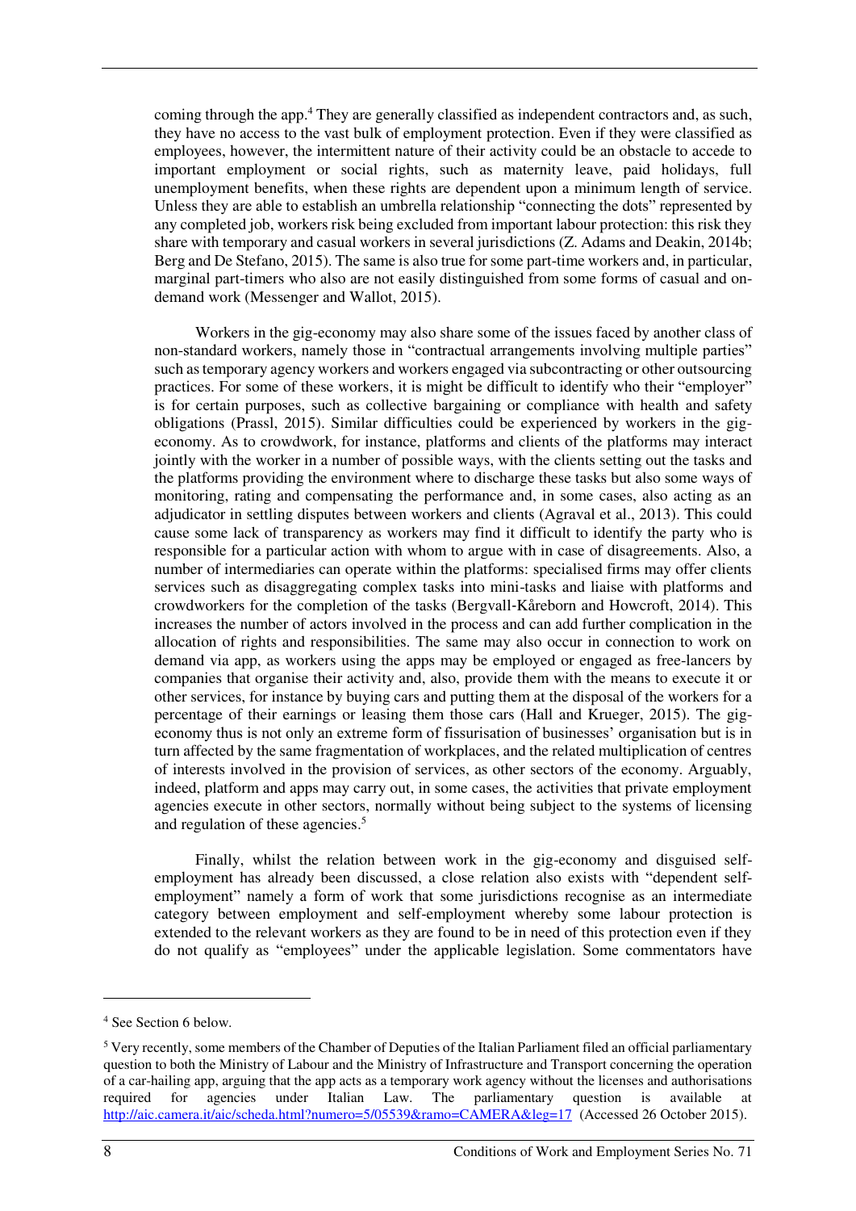coming through the app.[4] They are generally classified as independent contractors and, as such, they have no access to the vast bulk of employment protection. Even if they were classified as employees, however, the intermittent nature of their activity could be an obstacle to accede to important employment or social rights, such as maternity leave, paid holidays, full unemployment benefits, when these rights are dependent upon a minimum length of service. Unless they are able to establish an umbrella relationship "connecting the dots" represented by any completed job, workers risk being excluded from important labour protection: this risk they share with temporary and casual workers in several jurisdictions (Z. Adams and Deakin, 2014b; Berg and De Stefano, 2015). The same is also true for some part-time workers and, in particular, marginal part-timers who also are not easily distinguished from some forms of casual and on-demand work (Messenger and Wallot, 2015).

Workers in the gig-economy may also share some of the issues faced by another class of non-standard workers, namely those in "contractual arrangements involving multiple parties" such as temporary agency workers and workers engaged via subcontracting or other outsourcing practices. For some of these workers, it is might be difficult to identify who their "employer" is for certain purposes, such as collective bargaining or compliance with health and safety obligations (Prassl, 2015). Similar difficulties could be experienced by workers in the gig-economy. As to crowdwork, for instance, platforms and clients of the platforms may interact jointly with the worker in a number of possible ways, with the clients setting out the tasks and the platforms providing the environment where to discharge these tasks but also some ways of monitoring, rating and compensating the performance and, in some cases, also acting as an adjudicator in settling disputes between workers and clients (Agraval et al., 2013). This could cause some lack of transparency as workers may find it difficult to identify the party who is responsible for a particular action with whom to argue with in case of disagreements. Also, a number of intermediaries can operate within the platforms: specialised firms may offer clients services such as disaggregating complex tasks into mini-tasks and liaise with platforms and crowdworkers for the completion of the tasks (Bergvall-Kåreborn and Howcroft, 2014). This increases the number of actors involved in the process and can add further complication in the allocation of rights and responsibilities. The same may also occur in connection to work on demand via app, as workers using the apps may be employed or engaged as free-lancers by companies that organise their activity and, also, provide them with the means to execute it or other services, for instance by buying cars and putting them at the disposal of the workers for a percentage of their earnings or leasing them those cars (Hall and Krueger, 2015). The gig-economy thus is not only an extreme form of fissurisation of businesses' organisation but is in turn affected by the same fragmentation of workplaces, and the related multiplication of centres of interests involved in the provision of services, as other sectors of the economy. Arguably, indeed, platform and apps may carry out, in some cases, the activities that private employment agencies execute in other sectors, normally without being subject to the systems of licensing and regulation of these agencies.[5]

Finally, whilst the relation between work in the gig-economy and disguised self-employment has already been discussed, a close relation also exists with "dependent self-employment" namely a form of work that some jurisdictions recognise as an intermediate category between employment and self-employment whereby some labour protection is extended to the relevant workers as they are found to be in need of this protection even if they do not qualify as "employees" under the applicable legislation. Some commentators have

---

[4] See Section 6 below.

[5] Very recently, some members of the Chamber of Deputies of the Italian Parliament filed an official parliamentary question to both the Ministry of Labour and the Ministry of Infrastructure and Transport concerning the operation of a car-hailing app, arguing that the app acts as a temporary work agency without the licenses and authorisations required for agencies under Italian Law. The parliamentary question is available at http://aic.camera.it/aic/scheda.html?numero=5/05539&ramo=CAMERA&leg=17 (Accessed 26 October 2015).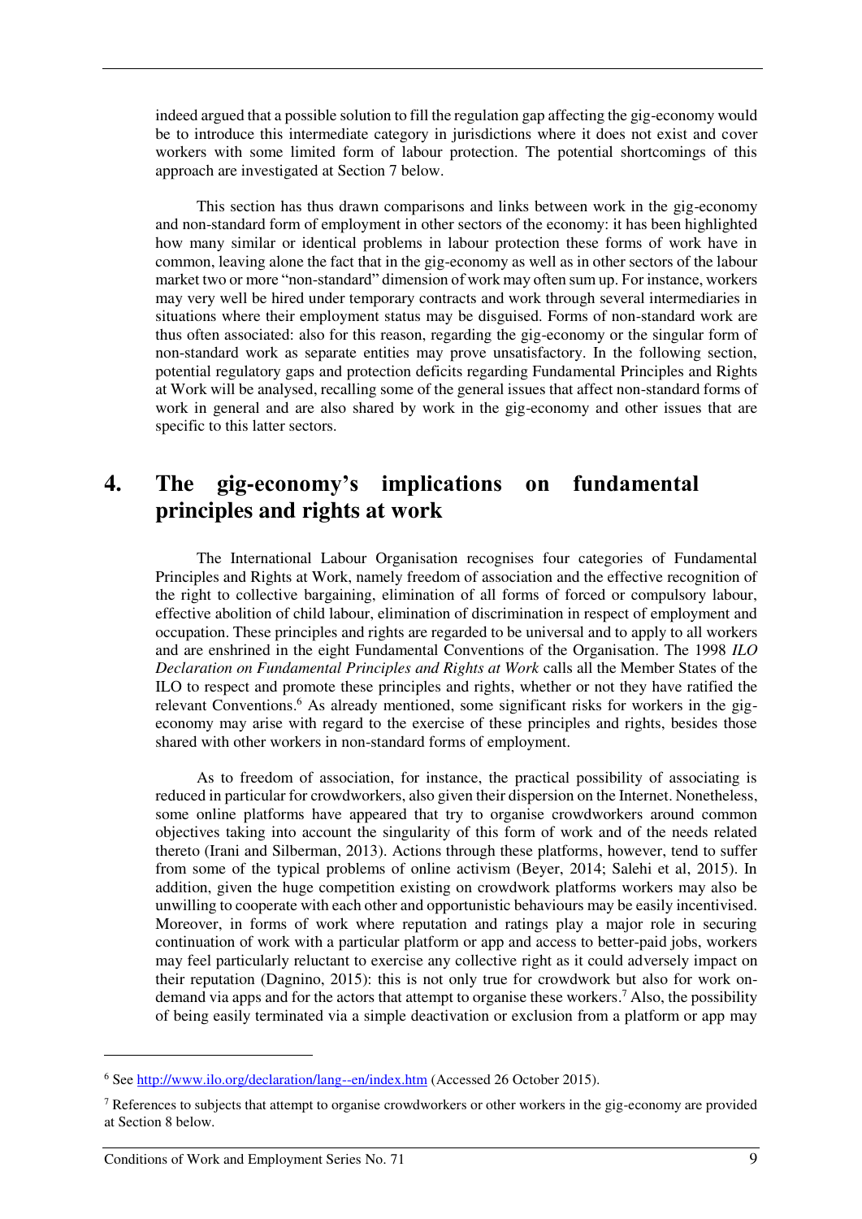indeed argued that a possible solution to fill the regulation gap affecting the gig-economy would be to introduce this intermediate category in jurisdictions where it does not exist and cover workers with some limited form of labour protection. The potential shortcomings of this approach are investigated at Section 7 below.

This section has thus drawn comparisons and links between work in the gig-economy and non-standard form of employment in other sectors of the economy: it has been highlighted how many similar or identical problems in labour protection these forms of work have in common, leaving alone the fact that in the gig-economy as well as in other sectors of the labour market two or more "non-standard" dimension of work may often sum up. For instance, workers may very well be hired under temporary contracts and work through several intermediaries in situations where their employment status may be disguised. Forms of non-standard work are thus often associated: also for this reason, regarding the gig-economy or the singular form of non-standard work as separate entities may prove unsatisfactory. In the following section, potential regulatory gaps and protection deficits regarding Fundamental Principles and Rights at Work will be analysed, recalling some of the general issues that affect non-standard forms of work in general and are also shared by work in the gig-economy and other issues that are specific to this latter sectors.

# 4. The gig-economy's implications on fundamental principles and rights at work

The International Labour Organisation recognises four categories of Fundamental Principles and Rights at Work, namely freedom of association and the effective recognition of the right to collective bargaining, elimination of all forms of forced or compulsory labour, effective abolition of child labour, elimination of discrimination in respect of employment and occupation. These principles and rights are regarded to be universal and to apply to all workers and are enshrined in the eight Fundamental Conventions of the Organisation. The 1998 *ILO Declaration on Fundamental Principles and Rights at Work* calls all the Member States of the ILO to respect and promote these principles and rights, whether or not they have ratified the relevant Conventions.[6] As already mentioned, some significant risks for workers in the gig-economy may arise with regard to the exercise of these principles and rights, besides those shared with other workers in non-standard forms of employment.

As to freedom of association, for instance, the practical possibility of associating is reduced in particular for crowdworkers, also given their dispersion on the Internet. Nonetheless, some online platforms have appeared that try to organise crowdworkers around common objectives taking into account the singularity of this form of work and of the needs related thereto (Irani and Silberman, 2013). Actions through these platforms, however, tend to suffer from some of the typical problems of online activism (Beyer, 2014; Salehi et al, 2015). In addition, given the huge competition existing on crowdwork platforms workers may also be unwilling to cooperate with each other and opportunistic behaviours may be easily incentivised. Moreover, in forms of work where reputation and ratings play a major role in securing continuation of work with a particular platform or app and access to better-paid jobs, workers may feel particularly reluctant to exercise any collective right as it could adversely impact on their reputation (Dagnino, 2015): this is not only true for crowdwork but also for work on-demand via apps and for the actors that attempt to organise these workers.[7] Also, the possibility of being easily terminated via a simple deactivation or exclusion from a platform or app may

[6] See http://www.ilo.org/declaration/lang--en/index.htm (Accessed 26 October 2015).

[7] References to subjects that attempt to organise crowdworkers or other workers in the gig-economy are provided at Section 8 below.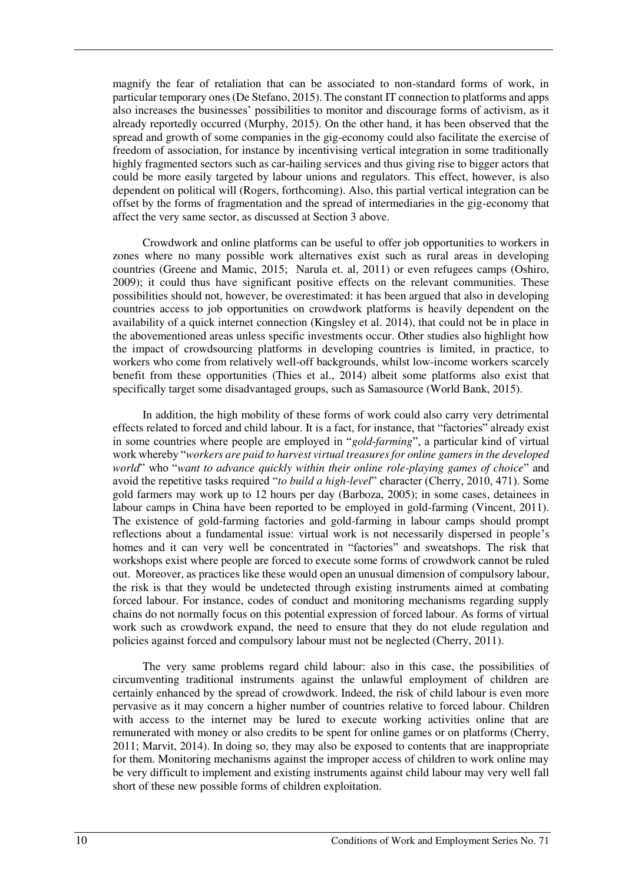magnify the fear of retaliation that can be associated to non-standard forms of work, in particular temporary ones (De Stefano, 2015). The constant IT connection to platforms and apps also increases the businesses' possibilities to monitor and discourage forms of activism, as it already reportedly occurred (Murphy, 2015). On the other hand, it has been observed that the spread and growth of some companies in the gig-economy could also facilitate the exercise of freedom of association, for instance by incentivising vertical integration in some traditionally highly fragmented sectors such as car-hailing services and thus giving rise to bigger actors that could be more easily targeted by labour unions and regulators. This effect, however, is also dependent on political will (Rogers, forthcoming). Also, this partial vertical integration can be offset by the forms of fragmentation and the spread of intermediaries in the gig-economy that affect the very same sector, as discussed at Section 3 above.

Crowdwork and online platforms can be useful to offer job opportunities to workers in zones where no many possible work alternatives exist such as rural areas in developing countries (Greene and Mamic, 2015; Narula et. al, 2011) or even refugees camps (Oshiro, 2009); it could thus have significant positive effects on the relevant communities. These possibilities should not, however, be overestimated: it has been argued that also in developing countries access to job opportunities on crowdwork platforms is heavily dependent on the availability of a quick internet connection (Kingsley et al. 2014), that could not be in place in the abovementioned areas unless specific investments occur. Other studies also highlight how the impact of crowdsourcing platforms in developing countries is limited, in practice, to workers who come from relatively well-off backgrounds, whilst low-income workers scarcely benefit from these opportunities (Thies et al., 2014) albeit some platforms also exist that specifically target some disadvantaged groups, such as Samasource (World Bank, 2015).

In addition, the high mobility of these forms of work could also carry very detrimental effects related to forced and child labour. It is a fact, for instance, that "factories" already exist in some countries where people are employed in "*gold-farming*", a particular kind of virtual work whereby "*workers are paid to harvest virtual treasures for online gamers in the developed world*" who "*want to advance quickly within their online role-playing games of choice*" and avoid the repetitive tasks required "*to build a high-level*" character (Cherry, 2010, 471). Some gold farmers may work up to 12 hours per day (Barboza, 2005); in some cases, detainees in labour camps in China have been reported to be employed in gold-farming (Vincent, 2011). The existence of gold-farming factories and gold-farming in labour camps should prompt reflections about a fundamental issue: virtual work is not necessarily dispersed in people's homes and it can very well be concentrated in "factories" and sweatshops. The risk that workshops exist where people are forced to execute some forms of crowdwork cannot be ruled out. Moreover, as practices like these would open an unusual dimension of compulsory labour, the risk is that they would be undetected through existing instruments aimed at combating forced labour. For instance, codes of conduct and monitoring mechanisms regarding supply chains do not normally focus on this potential expression of forced labour. As forms of virtual work such as crowdwork expand, the need to ensure that they do not elude regulation and policies against forced and compulsory labour must not be neglected (Cherry, 2011).

The very same problems regard child labour: also in this case, the possibilities of circumventing traditional instruments against the unlawful employment of children are certainly enhanced by the spread of crowdwork. Indeed, the risk of child labour is even more pervasive as it may concern a higher number of countries relative to forced labour. Children with access to the internet may be lured to execute working activities online that are remunerated with money or also credits to be spent for online games or on platforms (Cherry, 2011; Marvit, 2014). In doing so, they may also be exposed to contents that are inappropriate for them. Monitoring mechanisms against the improper access of children to work online may be very difficult to implement and existing instruments against child labour may very well fall short of these new possible forms of children exploitation.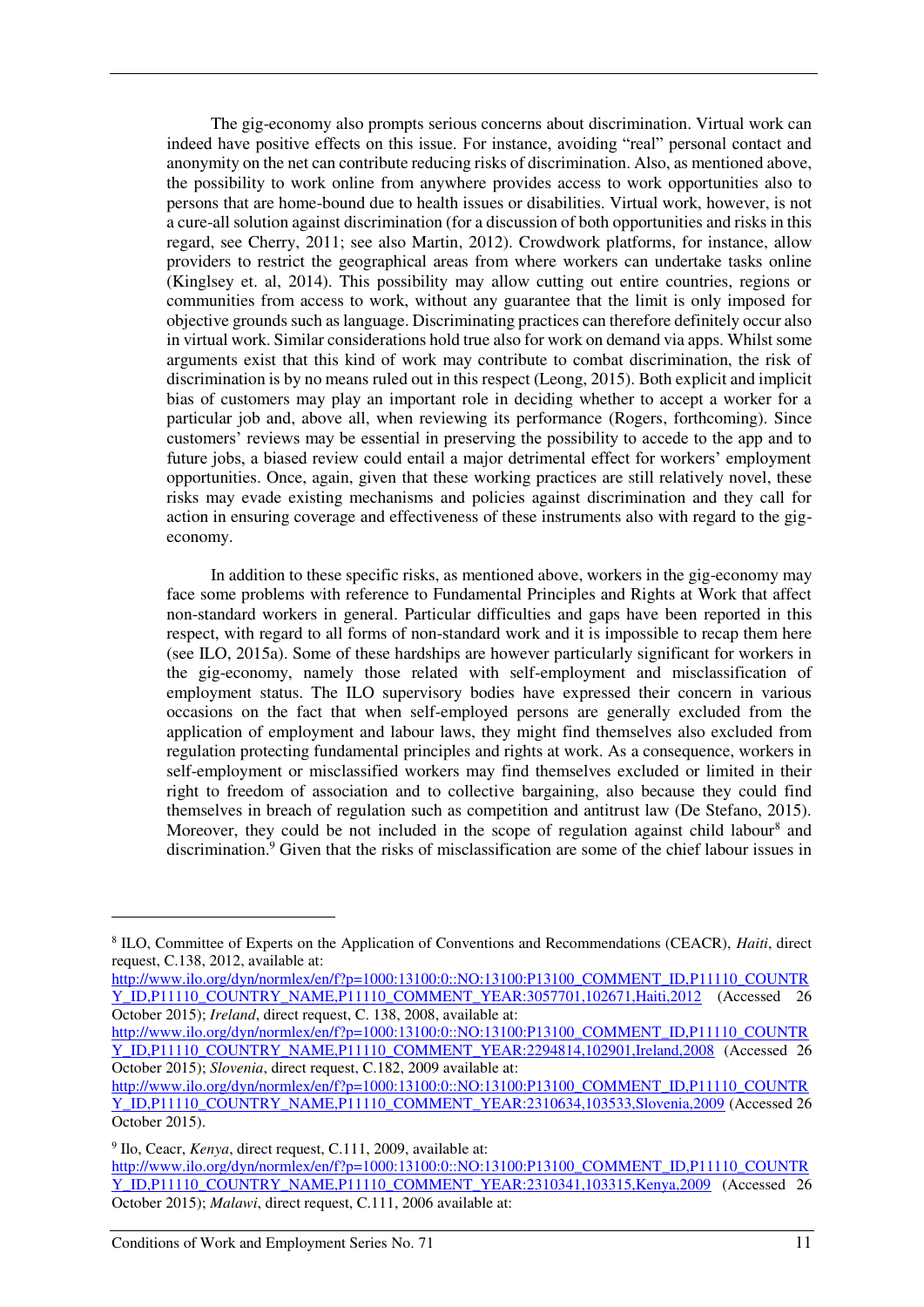The gig-economy also prompts serious concerns about discrimination. Virtual work can indeed have positive effects on this issue. For instance, avoiding "real" personal contact and anonymity on the net can contribute reducing risks of discrimination. Also, as mentioned above, the possibility to work online from anywhere provides access to work opportunities also to persons that are home-bound due to health issues or disabilities. Virtual work, however, is not a cure-all solution against discrimination (for a discussion of both opportunities and risks in this regard, see Cherry, 2011; see also Martin, 2012). Crowdwork platforms, for instance, allow providers to restrict the geographical areas from where workers can undertake tasks online (Kinglsey et. al, 2014). This possibility may allow cutting out entire countries, regions or communities from access to work, without any guarantee that the limit is only imposed for objective grounds such as language. Discriminating practices can therefore definitely occur also in virtual work. Similar considerations hold true also for work on demand via apps. Whilst some arguments exist that this kind of work may contribute to combat discrimination, the risk of discrimination is by no means ruled out in this respect (Leong, 2015). Both explicit and implicit bias of customers may play an important role in deciding whether to accept a worker for a particular job and, above all, when reviewing its performance (Rogers, forthcoming). Since customers' reviews may be essential in preserving the possibility to accede to the app and to future jobs, a biased review could entail a major detrimental effect for workers' employment opportunities. Once, again, given that these working practices are still relatively novel, these risks may evade existing mechanisms and policies against discrimination and they call for action in ensuring coverage and effectiveness of these instruments also with regard to the gig-economy.

In addition to these specific risks, as mentioned above, workers in the gig-economy may face some problems with reference to Fundamental Principles and Rights at Work that affect non-standard workers in general. Particular difficulties and gaps have been reported in this respect, with regard to all forms of non-standard work and it is impossible to recap them here (see ILO, 2015a). Some of these hardships are however particularly significant for workers in the gig-economy, namely those related with self-employment and misclassification of employment status. The ILO supervisory bodies have expressed their concern in various occasions on the fact that when self-employed persons are generally excluded from the application of employment and labour laws, they might find themselves also excluded from regulation protecting fundamental principles and rights at work. As a consequence, workers in self-employment or misclassified workers may find themselves excluded or limited in their right to freedom of association and to collective bargaining, also because they could find themselves in breach of regulation such as competition and antitrust law (De Stefano, 2015). Moreover, they could be not included in the scope of regulation against child labour[8] and discrimination.[9] Given that the risks of misclassification are some of the chief labour issues in

---

[8] ILO, Committee of Experts on the Application of Conventions and Recommendations (CEACR), *Haiti*, direct request, C.138, 2012, available at: http://www.ilo.org/dyn/normlex/en/f?p=1000:13100:0::NO:13100:P13100_COMMENT_ID,P11110_COUNTRY_ID,P11110_COUNTRY_NAME,P11110_COMMENT_YEAR:3057701,102671,Haiti,2012 (Accessed 26 October 2015); *Ireland*, direct request, C. 138, 2008, available at: http://www.ilo.org/dyn/normlex/en/f?p=1000:13100:0::NO:13100:P13100_COMMENT_ID,P11110_COUNTRY_ID,P11110_COUNTRY_NAME,P11110_COMMENT_YEAR:2294814,102901,Ireland,2008 (Accessed 26 October 2015); *Slovenia*, direct request, C.182, 2009 available at: http://www.ilo.org/dyn/normlex/en/f?p=1000:13100:0::NO:13100:P13100_COMMENT_ID,P11110_COUNTRY_ID,P11110_COUNTRY_NAME,P11110_COMMENT_YEAR:2310634,103533,Slovenia,2009 (Accessed 26 October 2015).

[9] Ilo, Ceacr, *Kenya*, direct request, C.111, 2009, available at: http://www.ilo.org/dyn/normlex/en/f?p=1000:13100:0::NO:13100:P13100_COMMENT_ID,P11110_COUNTRY_ID,P11110_COUNTRY_NAME,P11110_COMMENT_YEAR:2310341,103315,Kenya,2009 (Accessed 26 October 2015); *Malawi*, direct request, C.111, 2006 available at: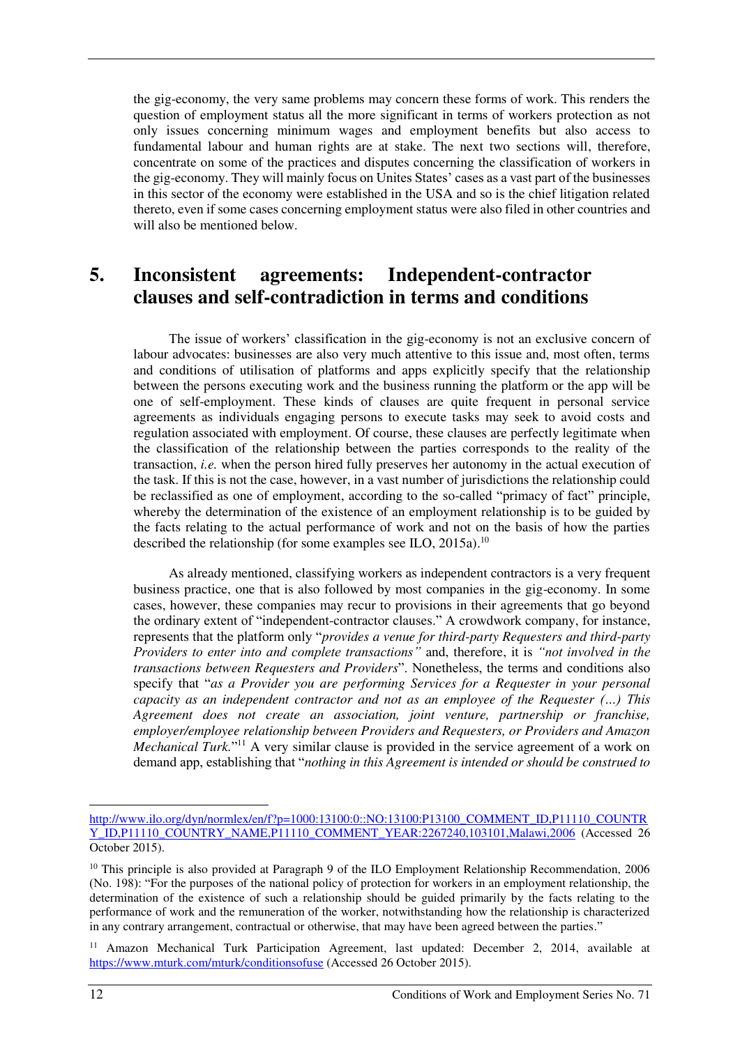the gig-economy, the very same problems may concern these forms of work. This renders the question of employment status all the more significant in terms of workers protection as not only issues concerning minimum wages and employment benefits but also access to fundamental labour and human rights are at stake. The next two sections will, therefore, concentrate on some of the practices and disputes concerning the classification of workers in the gig-economy. They will mainly focus on Unites States' cases as a vast part of the businesses in this sector of the economy were established in the USA and so is the chief litigation related thereto, even if some cases concerning employment status were also filed in other countries and will also be mentioned below.

## 5. Inconsistent agreements: Independent-contractor clauses and self-contradiction in terms and conditions

The issue of workers' classification in the gig-economy is not an exclusive concern of labour advocates: businesses are also very much attentive to this issue and, most often, terms and conditions of utilisation of platforms and apps explicitly specify that the relationship between the persons executing work and the business running the platform or the app will be one of self-employment. These kinds of clauses are quite frequent in personal service agreements as individuals engaging persons to execute tasks may seek to avoid costs and regulation associated with employment. Of course, these clauses are perfectly legitimate when the classification of the relationship between the parties corresponds to the reality of the transaction, *i.e.* when the person hired fully preserves her autonomy in the actual execution of the task. If this is not the case, however, in a vast number of jurisdictions the relationship could be reclassified as one of employment, according to the so-called "primacy of fact" principle, whereby the determination of the existence of an employment relationship is to be guided by the facts relating to the actual performance of work and not on the basis of how the parties described the relationship (for some examples see ILO, 2015a).[10]

As already mentioned, classifying workers as independent contractors is a very frequent business practice, one that is also followed by most companies in the gig-economy. In some cases, however, these companies may recur to provisions in their agreements that go beyond the ordinary extent of "independent-contractor clauses." A crowdwork company, for instance, represents that the platform only "*provides a venue for third-party Requesters and third-party Providers to enter into and complete transactions"* and, therefore, it is *"not involved in the transactions between Requesters and Providers*". Nonetheless, the terms and conditions also specify that "*as a Provider you are performing Services for a Requester in your personal capacity as an independent contractor and not as an employee of the Requester (…) This Agreement does not create an association, joint venture, partnership or franchise, employer/employee relationship between Providers and Requesters, or Providers and Amazon Mechanical Turk.*"[11] A very similar clause is provided in the service agreement of a work on demand app, establishing that "*nothing in this Agreement is intended or should be construed to*

---

http://www.ilo.org/dyn/normlex/en/f?p=1000:13100:0::NO:13100:P13100_COMMENT_ID,P11110_COUNTRY_ID,P11110_COUNTRY_NAME,P11110_COMMENT_YEAR:2267240,103101,Malawi,2006 (Accessed 26 October 2015).

[10] This principle is also provided at Paragraph 9 of the ILO Employment Relationship Recommendation, 2006 (No. 198): "For the purposes of the national policy of protection for workers in an employment relationship, the determination of the existence of such a relationship should be guided primarily by the facts relating to the performance of work and the remuneration of the worker, notwithstanding how the relationship is characterized in any contrary arrangement, contractual or otherwise, that may have been agreed between the parties."

[11] Amazon Mechanical Turk Participation Agreement, last updated: December 2, 2014, available at https://www.mturk.com/mturk/conditionsofuse (Accessed 26 October 2015).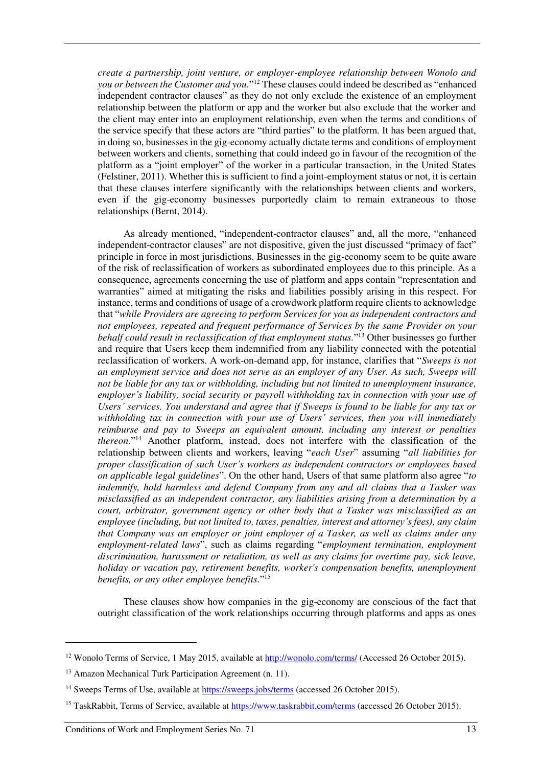*create a partnership, joint venture, or employer-employee relationship between Wonolo and you or between the Customer and you.*"[12] These clauses could indeed be described as "enhanced independent contractor clauses" as they do not only exclude the existence of an employment relationship between the platform or app and the worker but also exclude that the worker and the client may enter into an employment relationship, even when the terms and conditions of the service specify that these actors are "third parties" to the platform. It has been argued that, in doing so, businesses in the gig-economy actually dictate terms and conditions of employment between workers and clients, something that could indeed go in favour of the recognition of the platform as a "joint employer" of the worker in a particular transaction, in the United States (Felstiner, 2011). Whether this is sufficient to find a joint-employment status or not, it is certain that these clauses interfere significantly with the relationships between clients and workers, even if the gig-economy businesses purportedly claim to remain extraneous to those relationships (Bernt, 2014).

As already mentioned, "independent-contractor clauses" and, all the more, "enhanced independent-contractor clauses" are not dispositive, given the just discussed "primacy of fact" principle in force in most jurisdictions. Businesses in the gig-economy seem to be quite aware of the risk of reclassification of workers as subordinated employees due to this principle. As a consequence, agreements concerning the use of platform and apps contain "representation and warranties" aimed at mitigating the risks and liabilities possibly arising in this respect. For instance, terms and conditions of usage of a crowdwork platform require clients to acknowledge that "*while Providers are agreeing to perform Services for you as independent contractors and not employees, repeated and frequent performance of Services by the same Provider on your behalf could result in reclassification of that employment status.*"[13] Other businesses go further and require that Users keep them indemnified from any liability connected with the potential reclassification of workers. A work-on-demand app, for instance, clarifies that "*Sweeps is not an employment service and does not serve as an employer of any User. As such, Sweeps will not be liable for any tax or withholding, including but not limited to unemployment insurance, employer's liability, social security or payroll withholding tax in connection with your use of Users' services. You understand and agree that if Sweeps is found to be liable for any tax or withholding tax in connection with your use of Users' services, then you will immediately reimburse and pay to Sweeps an equivalent amount, including any interest or penalties thereon.*"[14] Another platform, instead, does not interfere with the classification of the relationship between clients and workers, leaving "*each User*" assuming "*all liabilities for proper classification of such User's workers as independent contractors or employees based on applicable legal guidelines*". On the other hand, Users of that same platform also agree "*to indemnify, hold harmless and defend Company from any and all claims that a Tasker was misclassified as an independent contractor, any liabilities arising from a determination by a court, arbitrator, government agency or other body that a Tasker was misclassified as an employee (including, but not limited to, taxes, penalties, interest and attorney's fees), any claim that Company was an employer or joint employer of a Tasker, as well as claims under any employment-related laws*", such as claims regarding "*employment termination, employment discrimination, harassment or retaliation, as well as any claims for overtime pay, sick leave, holiday or vacation pay, retirement benefits, worker's compensation benefits, unemployment benefits, or any other employee benefits.*"[15]

These clauses show how companies in the gig-economy are conscious of the fact that outright classification of the work relationships occurring through platforms and apps as ones

---

[12] Wonolo Terms of Service, 1 May 2015, available at http://wonolo.com/terms/ (Accessed 26 October 2015).

[13] Amazon Mechanical Turk Participation Agreement (n. 11).

[14] Sweeps Terms of Use, available at https://sweeps.jobs/terms (accessed 26 October 2015).

[15] TaskRabbit, Terms of Service, available at https://www.taskrabbit.com/terms (accessed 26 October 2015).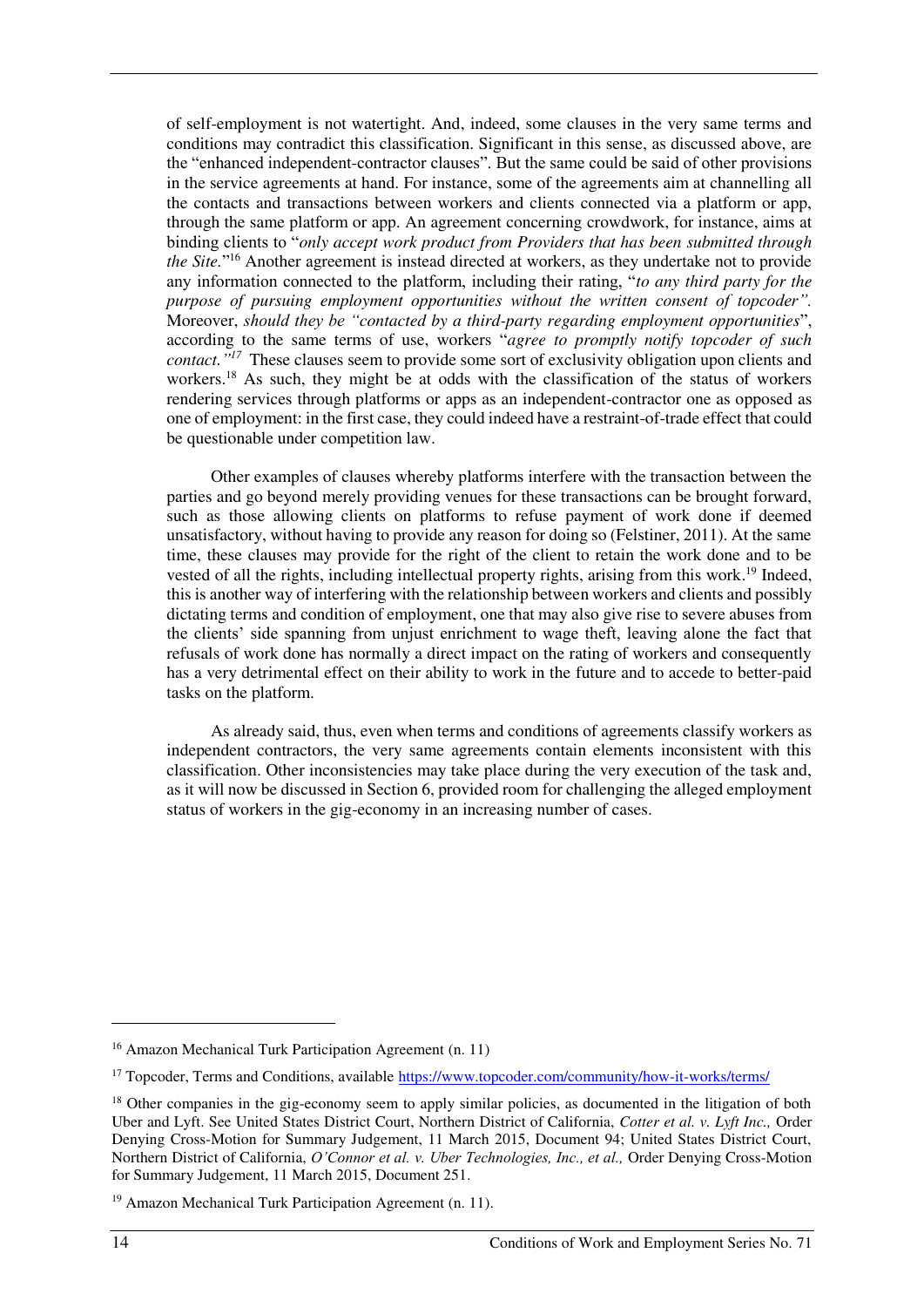of self-employment is not watertight. And, indeed, some clauses in the very same terms and conditions may contradict this classification. Significant in this sense, as discussed above, are the "enhanced independent-contractor clauses". But the same could be said of other provisions in the service agreements at hand. For instance, some of the agreements aim at channelling all the contacts and transactions between workers and clients connected via a platform or app, through the same platform or app. An agreement concerning crowdwork, for instance, aims at binding clients to "*only accept work product from Providers that has been submitted through the Site.*"[16] Another agreement is instead directed at workers, as they undertake not to provide any information connected to the platform, including their rating, "*to any third party for the purpose of pursuing employment opportunities without the written consent of topcoder".* Moreover, *should they be "contacted by a third-party regarding employment opportunities*", according to the same terms of use, workers "*agree to promptly notify topcoder of such contact."*[17] These clauses seem to provide some sort of exclusivity obligation upon clients and workers.[18] As such, they might be at odds with the classification of the status of workers rendering services through platforms or apps as an independent-contractor one as opposed as one of employment: in the first case, they could indeed have a restraint-of-trade effect that could be questionable under competition law.

Other examples of clauses whereby platforms interfere with the transaction between the parties and go beyond merely providing venues for these transactions can be brought forward, such as those allowing clients on platforms to refuse payment of work done if deemed unsatisfactory, without having to provide any reason for doing so (Felstiner, 2011). At the same time, these clauses may provide for the right of the client to retain the work done and to be vested of all the rights, including intellectual property rights, arising from this work.[19] Indeed, this is another way of interfering with the relationship between workers and clients and possibly dictating terms and condition of employment, one that may also give rise to severe abuses from the clients' side spanning from unjust enrichment to wage theft, leaving alone the fact that refusals of work done has normally a direct impact on the rating of workers and consequently has a very detrimental effect on their ability to work in the future and to accede to better-paid tasks on the platform.

As already said, thus, even when terms and conditions of agreements classify workers as independent contractors, the very same agreements contain elements inconsistent with this classification. Other inconsistencies may take place during the very execution of the task and, as it will now be discussed in Section 6, provided room for challenging the alleged employment status of workers in the gig-economy in an increasing number of cases.

---

[16] Amazon Mechanical Turk Participation Agreement (n. 11)

[17] Topcoder, Terms and Conditions, available https://www.topcoder.com/community/how-it-works/terms/

[18] Other companies in the gig-economy seem to apply similar policies, as documented in the litigation of both Uber and Lyft. See United States District Court, Northern District of California, *Cotter et al. v. Lyft Inc.,* Order Denying Cross-Motion for Summary Judgement, 11 March 2015, Document 94; United States District Court, Northern District of California, *O'Connor et al. v. Uber Technologies, Inc., et al.,* Order Denying Cross-Motion for Summary Judgement, 11 March 2015, Document 251.

[19] Amazon Mechanical Turk Participation Agreement (n. 11).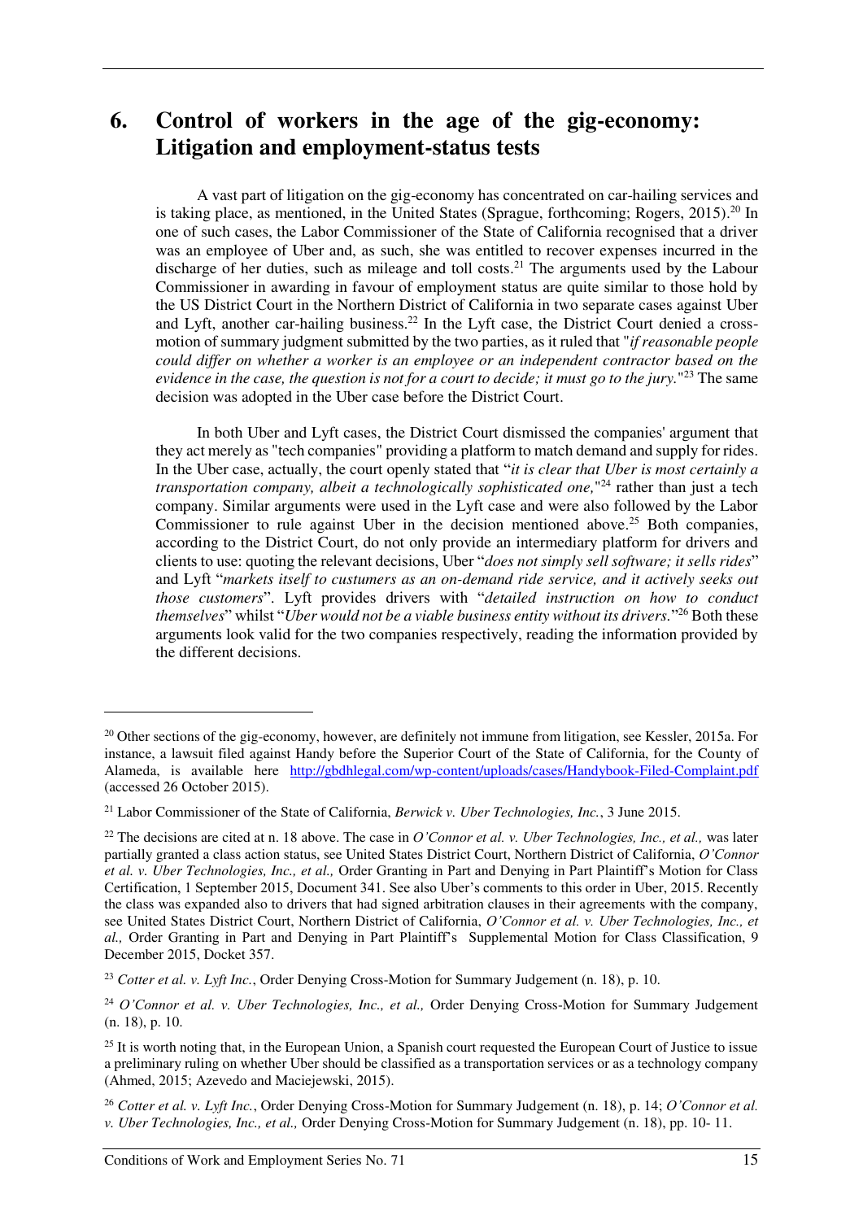# 6. Control of workers in the age of the gig-economy: Litigation and employment-status tests

A vast part of litigation on the gig-economy has concentrated on car-hailing services and is taking place, as mentioned, in the United States (Sprague, forthcoming; Rogers, 2015).[20] In one of such cases, the Labor Commissioner of the State of California recognised that a driver was an employee of Uber and, as such, she was entitled to recover expenses incurred in the discharge of her duties, such as mileage and toll costs.[21] The arguments used by the Labour Commissioner in awarding in favour of employment status are quite similar to those hold by the US District Court in the Northern District of California in two separate cases against Uber and Lyft, another car-hailing business.[22] In the Lyft case, the District Court denied a cross-motion of summary judgment submitted by the two parties, as it ruled that "*if reasonable people could differ on whether a worker is an employee or an independent contractor based on the evidence in the case, the question is not for a court to decide; it must go to the jury.*"[23] The same decision was adopted in the Uber case before the District Court.

In both Uber and Lyft cases, the District Court dismissed the companies' argument that they act merely as "tech companies" providing a platform to match demand and supply for rides. In the Uber case, actually, the court openly stated that "*it is clear that Uber is most certainly a transportation company, albeit a technologically sophisticated one,*"[24] rather than just a tech company. Similar arguments were used in the Lyft case and were also followed by the Labor Commissioner to rule against Uber in the decision mentioned above.[25] Both companies, according to the District Court, do not only provide an intermediary platform for drivers and clients to use: quoting the relevant decisions, Uber "*does not simply sell software; it sells rides*" and Lyft "*markets itself to custumers as an on-demand ride service, and it actively seeks out those customers*". Lyft provides drivers with "*detailed instruction on how to conduct themselves*" whilst "*Uber would not be a viable business entity without its drivers.*"[26] Both these arguments look valid for the two companies respectively, reading the information provided by the different decisions.

---

[20] Other sections of the gig-economy, however, are definitely not immune from litigation, see Kessler, 2015a. For instance, a lawsuit filed against Handy before the Superior Court of the State of California, for the County of Alameda, is available here http://gbdhlegal.com/wp-content/uploads/cases/Handybook-Filed-Complaint.pdf (accessed 26 October 2015).

[21] Labor Commissioner of the State of California, *Berwick v. Uber Technologies, Inc.*, 3 June 2015.

[22] The decisions are cited at n. 18 above. The case in *O'Connor et al. v. Uber Technologies, Inc., et al.,* was later partially granted a class action status, see United States District Court, Northern District of California, *O'Connor et al. v. Uber Technologies, Inc., et al.,* Order Granting in Part and Denying in Part Plaintiff's Motion for Class Certification, 1 September 2015, Document 341. See also Uber's comments to this order in Uber, 2015. Recently the class was expanded also to drivers that had signed arbitration clauses in their agreements with the company, see United States District Court, Northern District of California, *O'Connor et al. v. Uber Technologies, Inc., et al.,* Order Granting in Part and Denying in Part Plaintiff's Supplemental Motion for Class Classification, 9 December 2015, Docket 357.

[23] *Cotter et al. v. Lyft Inc.*, Order Denying Cross-Motion for Summary Judgement (n. 18), p. 10.

[24] *O'Connor et al. v. Uber Technologies, Inc., et al.,* Order Denying Cross-Motion for Summary Judgement (n. 18), p. 10.

[25] It is worth noting that, in the European Union, a Spanish court requested the European Court of Justice to issue a preliminary ruling on whether Uber should be classified as a transportation services or as a technology company (Ahmed, 2015; Azevedo and Maciejewski, 2015).

[26] *Cotter et al. v. Lyft Inc.*, Order Denying Cross-Motion for Summary Judgement (n. 18), p. 14; *O'Connor et al. v. Uber Technologies, Inc., et al.,* Order Denying Cross-Motion for Summary Judgement (n. 18), pp. 10- 11.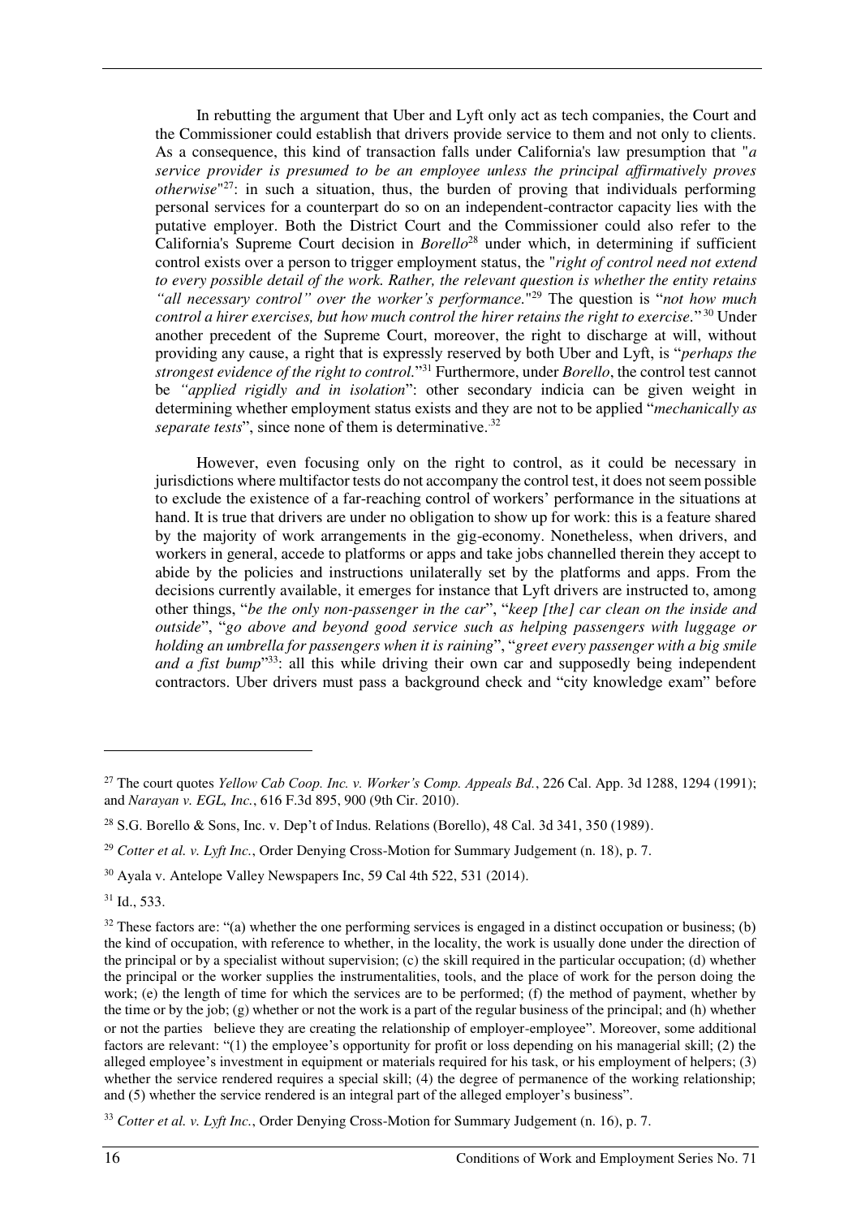In rebutting the argument that Uber and Lyft only act as tech companies, the Court and the Commissioner could establish that drivers provide service to them and not only to clients. As a consequence, this kind of transaction falls under California's law presumption that "*a service provider is presumed to be an employee unless the principal affirmatively proves otherwise*"[27]: in such a situation, thus, the burden of proving that individuals performing personal services for a counterpart do so on an independent-contractor capacity lies with the putative employer. Both the District Court and the Commissioner could also refer to the California's Supreme Court decision in *Borello*[28] under which, in determining if sufficient control exists over a person to trigger employment status, the "*right of control need not extend to every possible detail of the work. Rather, the relevant question is whether the entity retains "all necessary control" over the worker's performance.*"[29] The question is "*not how much control a hirer exercises, but how much control the hirer retains the right to exercise.*"[30] Under another precedent of the Supreme Court, moreover, the right to discharge at will, without providing any cause, a right that is expressly reserved by both Uber and Lyft, is "*perhaps the strongest evidence of the right to control.*"[31] Furthermore, under *Borello*, the control test cannot be *"applied rigidly and in isolation*": other secondary indicia can be given weight in determining whether employment status exists and they are not to be applied "*mechanically as separate tests*", since none of them is determinative.[32]

However, even focusing only on the right to control, as it could be necessary in jurisdictions where multifactor tests do not accompany the control test, it does not seem possible to exclude the existence of a far-reaching control of workers' performance in the situations at hand. It is true that drivers are under no obligation to show up for work: this is a feature shared by the majority of work arrangements in the gig-economy. Nonetheless, when drivers, and workers in general, accede to platforms or apps and take jobs channelled therein they accept to abide by the policies and instructions unilaterally set by the platforms and apps. From the decisions currently available, it emerges for instance that Lyft drivers are instructed to, among other things, "*be the only non-passenger in the car*", "*keep [the] car clean on the inside and outside*", "*go above and beyond good service such as helping passengers with luggage or holding an umbrella for passengers when it is raining*", "*greet every passenger with a big smile and a fist bump*"[33]: all this while driving their own car and supposedly being independent contractors. Uber drivers must pass a background check and "city knowledge exam" before

---

[27] The court quotes *Yellow Cab Coop. Inc. v. Worker's Comp. Appeals Bd.*, 226 Cal. App. 3d 1288, 1294 (1991); and *Narayan v. EGL, Inc.*, 616 F.3d 895, 900 (9th Cir. 2010).

[28] S.G. Borello & Sons, Inc. v. Dep't of Indus. Relations (Borello), 48 Cal. 3d 341, 350 (1989).

[29] *Cotter et al. v. Lyft Inc.*, Order Denying Cross-Motion for Summary Judgement (n. 18), p. 7.

[30] Ayala v. Antelope Valley Newspapers Inc, 59 Cal 4th 522, 531 (2014).

[31] Id., 533.

[32] These factors are: "(a) whether the one performing services is engaged in a distinct occupation or business; (b) the kind of occupation, with reference to whether, in the locality, the work is usually done under the direction of the principal or by a specialist without supervision; (c) the skill required in the particular occupation; (d) whether the principal or the worker supplies the instrumentalities, tools, and the place of work for the person doing the work; (e) the length of time for which the services are to be performed; (f) the method of payment, whether by the time or by the job; (g) whether or not the work is a part of the regular business of the principal; and (h) whether or not the parties believe they are creating the relationship of employer-employee". Moreover, some additional factors are relevant: "(1) the employee's opportunity for profit or loss depending on his managerial skill; (2) the alleged employee's investment in equipment or materials required for his task, or his employment of helpers; (3) whether the service rendered requires a special skill; (4) the degree of permanence of the working relationship; and (5) whether the service rendered is an integral part of the alleged employer's business".

[33] *Cotter et al. v. Lyft Inc.*, Order Denying Cross-Motion for Summary Judgement (n. 16), p. 7.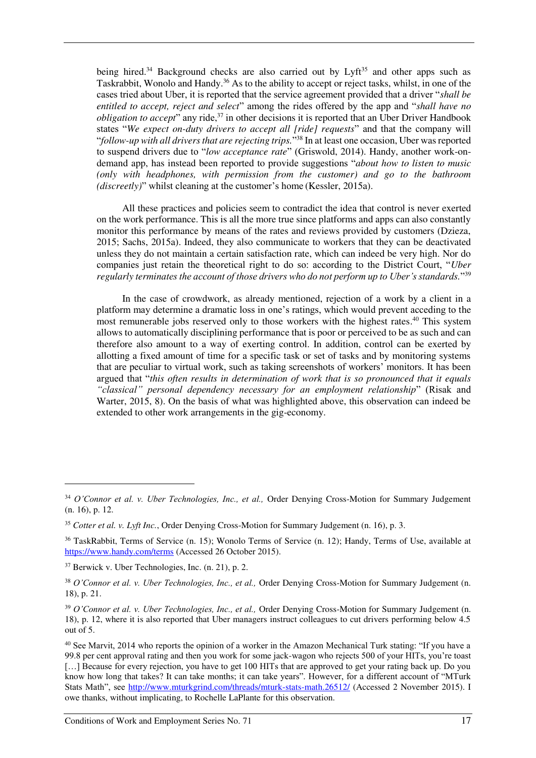being hired.[34] Background checks are also carried out by Lyft[35] and other apps such as Taskrabbit, Wonolo and Handy.[36] As to the ability to accept or reject tasks, whilst, in one of the cases tried about Uber, it is reported that the service agreement provided that a driver "*shall be entitled to accept, reject and select*" among the rides offered by the app and "*shall have no obligation to accept*" any ride,[37] in other decisions it is reported that an Uber Driver Handbook states "*We expect on-duty drivers to accept all [ride] requests*" and that the company will "*follow-up with all drivers that are rejecting trips.*"[38] In at least one occasion, Uber was reported to suspend drivers due to "*low acceptance rate*" (Griswold, 2014). Handy, another work-on-demand app, has instead been reported to provide suggestions "*about how to listen to music (only with headphones, with permission from the customer) and go to the bathroom (discreetly)*" whilst cleaning at the customer's home (Kessler, 2015a).

All these practices and policies seem to contradict the idea that control is never exerted on the work performance. This is all the more true since platforms and apps can also constantly monitor this performance by means of the rates and reviews provided by customers (Dzieza, 2015; Sachs, 2015a). Indeed, they also communicate to workers that they can be deactivated unless they do not maintain a certain satisfaction rate, which can indeed be very high. Nor do companies just retain the theoretical right to do so: according to the District Court, "*Uber regularly terminates the account of those drivers who do not perform up to Uber's standards.*"[39]

In the case of crowdwork, as already mentioned, rejection of a work by a client in a platform may determine a dramatic loss in one's ratings, which would prevent acceding to the most remunerable jobs reserved only to those workers with the highest rates.[40] This system allows to automatically disciplining performance that is poor or perceived to be as such and can therefore also amount to a way of exerting control. In addition, control can be exerted by allotting a fixed amount of time for a specific task or set of tasks and by monitoring systems that are peculiar to virtual work, such as taking screenshots of workers' monitors. It has been argued that "*this often results in determination of work that is so pronounced that it equals "classical" personal dependency necessary for an employment relationship*" (Risak and Warter, 2015, 8). On the basis of what was highlighted above, this observation can indeed be extended to other work arrangements in the gig-economy.

---

[34] *O'Connor et al. v. Uber Technologies, Inc., et al.,* Order Denying Cross-Motion for Summary Judgement (n. 16), p. 12.

[35] *Cotter et al. v. Lyft Inc.*, Order Denying Cross-Motion for Summary Judgement (n. 16), p. 3.

[36] TaskRabbit, Terms of Service (n. 15); Wonolo Terms of Service (n. 12); Handy, Terms of Use, available at https://www.handy.com/terms (Accessed 26 October 2015).

[37] Berwick v. Uber Technologies, Inc. (n. 21), p. 2.

[38] *O'Connor et al. v. Uber Technologies, Inc., et al.,* Order Denying Cross-Motion for Summary Judgement (n. 18), p. 21.

[39] *O'Connor et al. v. Uber Technologies, Inc., et al.,* Order Denying Cross-Motion for Summary Judgement (n. 18), p. 12, where it is also reported that Uber managers instruct colleagues to cut drivers performing below 4.5 out of 5.

[40] See Marvit, 2014 who reports the opinion of a worker in the Amazon Mechanical Turk stating: "If you have a 99.8 per cent approval rating and then you work for some jack-wagon who rejects 500 of your HITs, you're toast […] Because for every rejection, you have to get 100 HITs that are approved to get your rating back up. Do you know how long that takes? It can take months; it can take years". However, for a different account of "MTurk Stats Math", see http://www.mturkgrind.com/threads/mturk-stats-math.26512/ (Accessed 2 November 2015). I owe thanks, without implicating, to Rochelle LaPlante for this observation.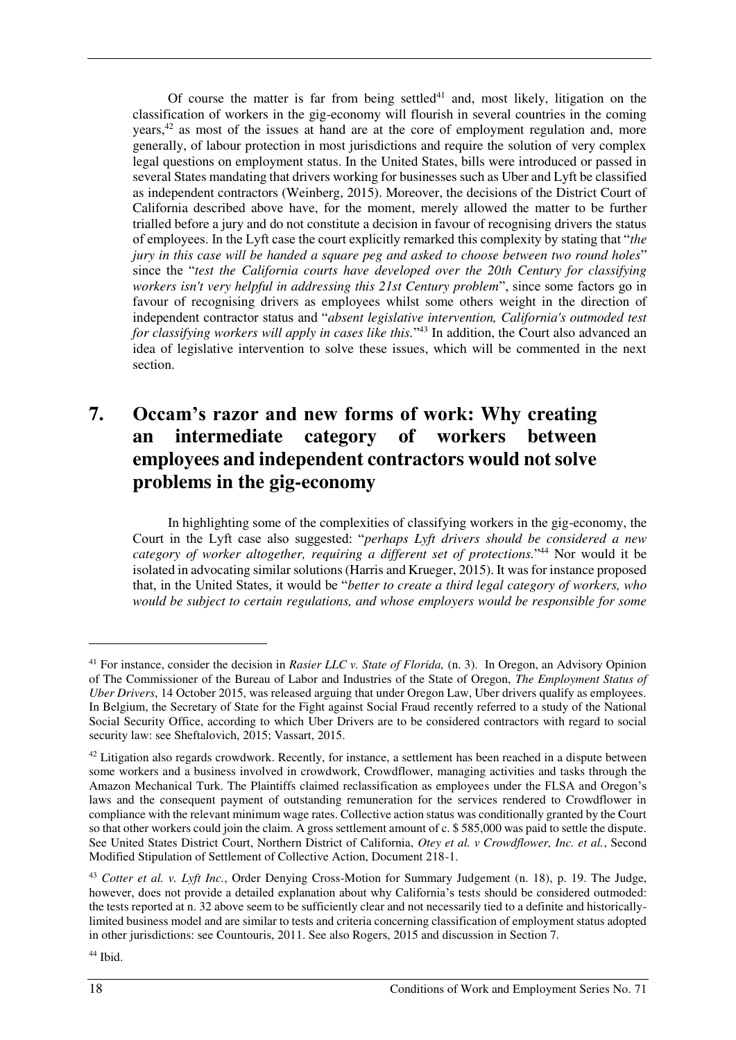Of course the matter is far from being settled[41] and, most likely, litigation on the classification of workers in the gig-economy will flourish in several countries in the coming years,[42] as most of the issues at hand are at the core of employment regulation and, more generally, of labour protection in most jurisdictions and require the solution of very complex legal questions on employment status. In the United States, bills were introduced or passed in several States mandating that drivers working for businesses such as Uber and Lyft be classified as independent contractors (Weinberg, 2015). Moreover, the decisions of the District Court of California described above have, for the moment, merely allowed the matter to be further trialled before a jury and do not constitute a decision in favour of recognising drivers the status of employees. In the Lyft case the court explicitly remarked this complexity by stating that "*the jury in this case will be handed a square peg and asked to choose between two round holes*" since the "*test the California courts have developed over the 20th Century for classifying workers isn't very helpful in addressing this 21st Century problem*", since some factors go in favour of recognising drivers as employees whilst some others weight in the direction of independent contractor status and "*absent legislative intervention, California's outmoded test for classifying workers will apply in cases like this.*"[43] In addition, the Court also advanced an idea of legislative intervention to solve these issues, which will be commented in the next section.

# 7. Occam's razor and new forms of work: Why creating an intermediate category of workers between employees and independent contractors would not solve problems in the gig-economy

In highlighting some of the complexities of classifying workers in the gig-economy, the Court in the Lyft case also suggested: "*perhaps Lyft drivers should be considered a new category of worker altogether, requiring a different set of protections.*"[44] Nor would it be isolated in advocating similar solutions (Harris and Krueger, 2015). It was for instance proposed that, in the United States, it would be "*better to create a third legal category of workers, who would be subject to certain regulations, and whose employers would be responsible for some*

---

[41] For instance, consider the decision in *Rasier LLC v. State of Florida,* (n. 3). In Oregon, an Advisory Opinion of The Commissioner of the Bureau of Labor and Industries of the State of Oregon, *The Employment Status of Uber Drivers*, 14 October 2015, was released arguing that under Oregon Law, Uber drivers qualify as employees. In Belgium, the Secretary of State for the Fight against Social Fraud recently referred to a study of the National Social Security Office, according to which Uber Drivers are to be considered contractors with regard to social security law: see Sheftalovich, 2015; Vassart, 2015.

[42] Litigation also regards crowdwork. Recently, for instance, a settlement has been reached in a dispute between some workers and a business involved in crowdwork, Crowdflower, managing activities and tasks through the Amazon Mechanical Turk. The Plaintiffs claimed reclassification as employees under the FLSA and Oregon's laws and the consequent payment of outstanding remuneration for the services rendered to Crowdflower in compliance with the relevant minimum wage rates. Collective action status was conditionally granted by the Court so that other workers could join the claim. A gross settlement amount of c. $ 585,000 was paid to settle the dispute. See United States District Court, Northern District of California, *Otey et al. v Crowdflower, Inc. et al.*, Second Modified Stipulation of Settlement of Collective Action, Document 218-1.

[43] *Cotter et al. v. Lyft Inc.*, Order Denying Cross-Motion for Summary Judgement (n. 18), p. 19. The Judge, however, does not provide a detailed explanation about why California's tests should be considered outmoded: the tests reported at n. 32 above seem to be sufficiently clear and not necessarily tied to a definite and historically-limited business model and are similar to tests and criteria concerning classification of employment status adopted in other jurisdictions: see Countouris, 2011. See also Rogers, 2015 and discussion in Section 7.

[44] Ibid.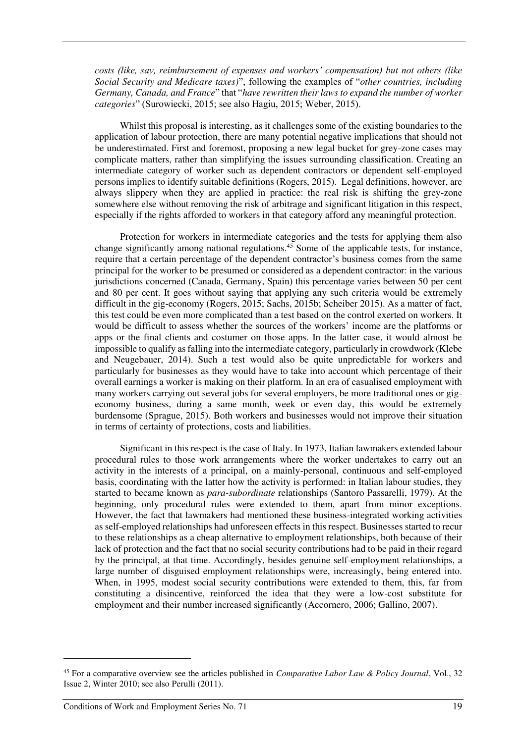*costs (like, say, reimbursement of expenses and workers' compensation) but not others (like Social Security and Medicare taxes)*", following the examples of "*other countries, including Germany, Canada, and France*" that "*have rewritten their laws to expand the number of worker categories*" (Surowiecki, 2015; see also Hagiu, 2015; Weber, 2015).

Whilst this proposal is interesting, as it challenges some of the existing boundaries to the application of labour protection, there are many potential negative implications that should not be underestimated. First and foremost, proposing a new legal bucket for grey-zone cases may complicate matters, rather than simplifying the issues surrounding classification. Creating an intermediate category of worker such as dependent contractors or dependent self-employed persons implies to identify suitable definitions (Rogers, 2015). Legal definitions, however, are always slippery when they are applied in practice: the real risk is shifting the grey-zone somewhere else without removing the risk of arbitrage and significant litigation in this respect, especially if the rights afforded to workers in that category afford any meaningful protection.

Protection for workers in intermediate categories and the tests for applying them also change significantly among national regulations.[45] Some of the applicable tests, for instance, require that a certain percentage of the dependent contractor's business comes from the same principal for the worker to be presumed or considered as a dependent contractor: in the various jurisdictions concerned (Canada, Germany, Spain) this percentage varies between 50 per cent and 80 per cent. It goes without saying that applying any such criteria would be extremely difficult in the gig-economy (Rogers, 2015; Sachs, 2015b; Scheiber 2015). As a matter of fact, this test could be even more complicated than a test based on the control exerted on workers. It would be difficult to assess whether the sources of the workers' income are the platforms or apps or the final clients and costumer on those apps. In the latter case, it would almost be impossible to qualify as falling into the intermediate category, particularly in crowdwork (Klebe and Neugebauer, 2014). Such a test would also be quite unpredictable for workers and particularly for businesses as they would have to take into account which percentage of their overall earnings a worker is making on their platform. In an era of casualised employment with many workers carrying out several jobs for several employers, be more traditional ones or gig-economy business, during a same month, week or even day, this would be extremely burdensome (Sprague, 2015). Both workers and businesses would not improve their situation in terms of certainty of protections, costs and liabilities.

Significant in this respect is the case of Italy. In 1973, Italian lawmakers extended labour procedural rules to those work arrangements where the worker undertakes to carry out an activity in the interests of a principal, on a mainly-personal, continuous and self-employed basis, coordinating with the latter how the activity is performed: in Italian labour studies, they started to became known as *para-subordinate* relationships (Santoro Passarelli, 1979). At the beginning, only procedural rules were extended to them, apart from minor exceptions. However, the fact that lawmakers had mentioned these business-integrated working activities as self-employed relationships had unforeseen effects in this respect. Businesses started to recur to these relationships as a cheap alternative to employment relationships, both because of their lack of protection and the fact that no social security contributions had to be paid in their regard by the principal, at that time. Accordingly, besides genuine self-employment relationships, a large number of disguised employment relationships were, increasingly, being entered into. When, in 1995, modest social security contributions were extended to them, this, far from constituting a disincentive, reinforced the idea that they were a low-cost substitute for employment and their number increased significantly (Accornero, 2006; Gallino, 2007).

---

[45] For a comparative overview see the articles published in *Comparative Labor Law & Policy Journal*, Vol., 32 Issue 2, Winter 2010; see also Perulli (2011).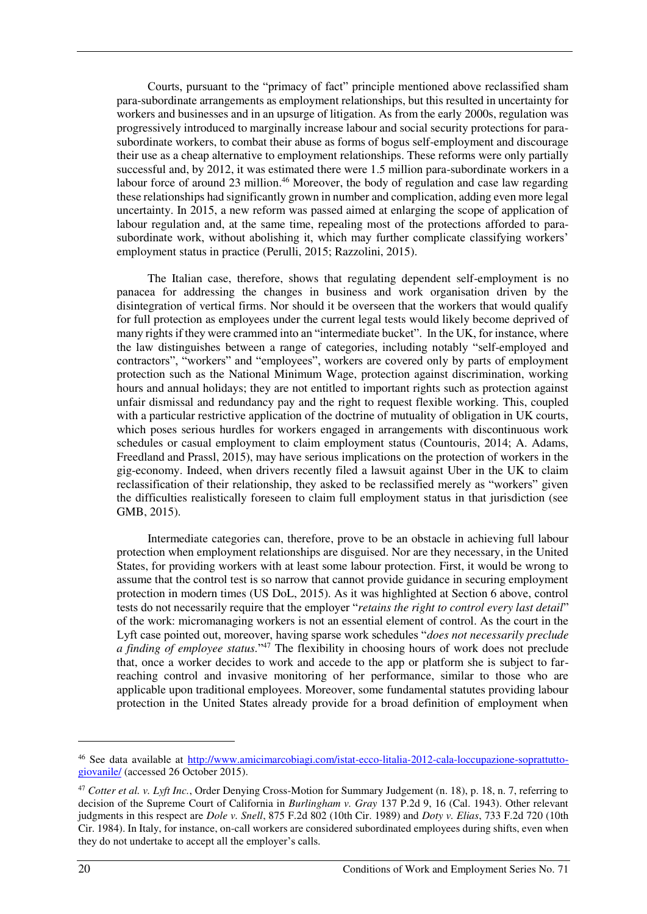Courts, pursuant to the "primacy of fact" principle mentioned above reclassified sham para-subordinate arrangements as employment relationships, but this resulted in uncertainty for workers and businesses and in an upsurge of litigation. As from the early 2000s, regulation was progressively introduced to marginally increase labour and social security protections for para-subordinate workers, to combat their abuse as forms of bogus self-employment and discourage their use as a cheap alternative to employment relationships. These reforms were only partially successful and, by 2012, it was estimated there were 1.5 million para-subordinate workers in a labour force of around 23 million.[46] Moreover, the body of regulation and case law regarding these relationships had significantly grown in number and complication, adding even more legal uncertainty. In 2015, a new reform was passed aimed at enlarging the scope of application of labour regulation and, at the same time, repealing most of the protections afforded to para-subordinate work, without abolishing it, which may further complicate classifying workers' employment status in practice (Perulli, 2015; Razzolini, 2015).

The Italian case, therefore, shows that regulating dependent self-employment is no panacea for addressing the changes in business and work organisation driven by the disintegration of vertical firms. Nor should it be overseen that the workers that would qualify for full protection as employees under the current legal tests would likely become deprived of many rights if they were crammed into an "intermediate bucket". In the UK, for instance, where the law distinguishes between a range of categories, including notably "self-employed and contractors", "workers" and "employees", workers are covered only by parts of employment protection such as the National Minimum Wage, protection against discrimination, working hours and annual holidays; they are not entitled to important rights such as protection against unfair dismissal and redundancy pay and the right to request flexible working. This, coupled with a particular restrictive application of the doctrine of mutuality of obligation in UK courts, which poses serious hurdles for workers engaged in arrangements with discontinuous work schedules or casual employment to claim employment status (Countouris, 2014; A. Adams, Freedland and Prassl, 2015), may have serious implications on the protection of workers in the gig-economy. Indeed, when drivers recently filed a lawsuit against Uber in the UK to claim reclassification of their relationship, they asked to be reclassified merely as "workers" given the difficulties realistically foreseen to claim full employment status in that jurisdiction (see GMB, 2015).

Intermediate categories can, therefore, prove to be an obstacle in achieving full labour protection when employment relationships are disguised. Nor are they necessary, in the United States, for providing workers with at least some labour protection. First, it would be wrong to assume that the control test is so narrow that cannot provide guidance in securing employment protection in modern times (US DoL, 2015). As it was highlighted at Section 6 above, control tests do not necessarily require that the employer "*retains the right to control every last detail*" of the work: micromanaging workers is not an essential element of control. As the court in the Lyft case pointed out, moreover, having sparse work schedules "*does not necessarily preclude a finding of employee status.*"[47] The flexibility in choosing hours of work does not preclude that, once a worker decides to work and accede to the app or platform she is subject to far-reaching control and invasive monitoring of her performance, similar to those who are applicable upon traditional employees. Moreover, some fundamental statutes providing labour protection in the United States already provide for a broad definition of employment when

---

[46] See data available at http://www.amicimarcobiagi.com/istat-ecco-litalia-2012-cala-loccupazione-soprattutto-giovanile/ (accessed 26 October 2015).

[47] *Cotter et al. v. Lyft Inc.*, Order Denying Cross-Motion for Summary Judgement (n. 18), p. 18, n. 7, referring to decision of the Supreme Court of California in *Burlingham v. Gray* 137 P.2d 9, 16 (Cal. 1943). Other relevant judgments in this respect are *Dole v. Snell*, 875 F.2d 802 (10th Cir. 1989) and *Doty v. Elias*, 733 F.2d 720 (10th Cir. 1984). In Italy, for instance, on-call workers are considered subordinated employees during shifts, even when they do not undertake to accept all the employer's calls.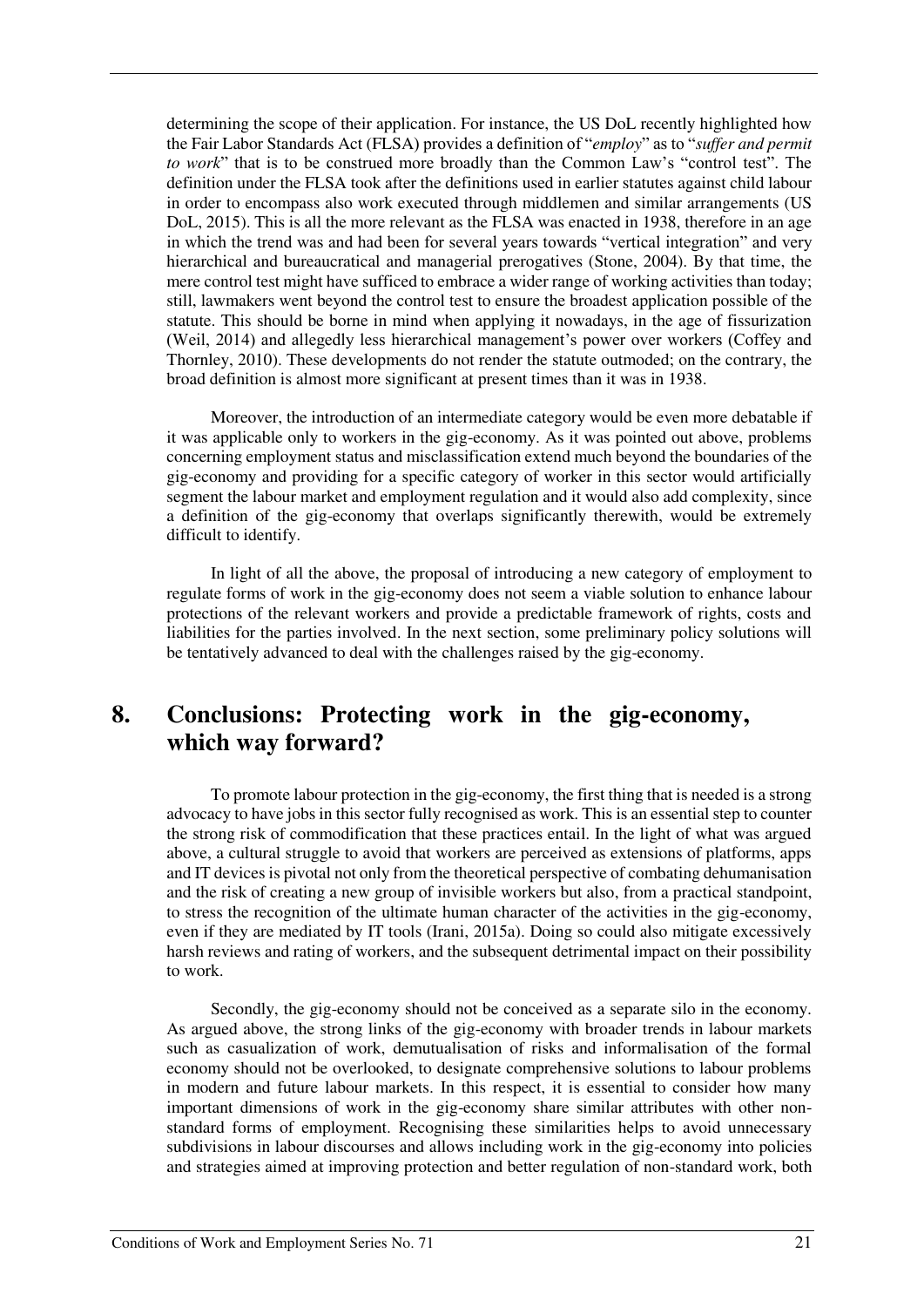determining the scope of their application. For instance, the US DoL recently highlighted how the Fair Labor Standards Act (FLSA) provides a definition of "*employ*" as to "*suffer and permit to work*" that is to be construed more broadly than the Common Law's "control test". The definition under the FLSA took after the definitions used in earlier statutes against child labour in order to encompass also work executed through middlemen and similar arrangements (US DoL, 2015). This is all the more relevant as the FLSA was enacted in 1938, therefore in an age in which the trend was and had been for several years towards "vertical integration" and very hierarchical and bureaucratical and managerial prerogatives (Stone, 2004). By that time, the mere control test might have sufficed to embrace a wider range of working activities than today; still, lawmakers went beyond the control test to ensure the broadest application possible of the statute. This should be borne in mind when applying it nowadays, in the age of fissurization (Weil, 2014) and allegedly less hierarchical management's power over workers (Coffey and Thornley, 2010). These developments do not render the statute outmoded; on the contrary, the broad definition is almost more significant at present times than it was in 1938.

Moreover, the introduction of an intermediate category would be even more debatable if it was applicable only to workers in the gig-economy. As it was pointed out above, problems concerning employment status and misclassification extend much beyond the boundaries of the gig-economy and providing for a specific category of worker in this sector would artificially segment the labour market and employment regulation and it would also add complexity, since a definition of the gig-economy that overlaps significantly therewith, would be extremely difficult to identify.

In light of all the above, the proposal of introducing a new category of employment to regulate forms of work in the gig-economy does not seem a viable solution to enhance labour protections of the relevant workers and provide a predictable framework of rights, costs and liabilities for the parties involved. In the next section, some preliminary policy solutions will be tentatively advanced to deal with the challenges raised by the gig-economy.

## 8. Conclusions: Protecting work in the gig-economy, which way forward?

To promote labour protection in the gig-economy, the first thing that is needed is a strong advocacy to have jobs in this sector fully recognised as work. This is an essential step to counter the strong risk of commodification that these practices entail. In the light of what was argued above, a cultural struggle to avoid that workers are perceived as extensions of platforms, apps and IT devices is pivotal not only from the theoretical perspective of combating dehumanisation and the risk of creating a new group of invisible workers but also, from a practical standpoint, to stress the recognition of the ultimate human character of the activities in the gig-economy, even if they are mediated by IT tools (Irani, 2015a). Doing so could also mitigate excessively harsh reviews and rating of workers, and the subsequent detrimental impact on their possibility to work.

Secondly, the gig-economy should not be conceived as a separate silo in the economy. As argued above, the strong links of the gig-economy with broader trends in labour markets such as casualization of work, demutualisation of risks and informalisation of the formal economy should not be overlooked, to designate comprehensive solutions to labour problems in modern and future labour markets. In this respect, it is essential to consider how many important dimensions of work in the gig-economy share similar attributes with other non-standard forms of employment. Recognising these similarities helps to avoid unnecessary subdivisions in labour discourses and allows including work in the gig-economy into policies and strategies aimed at improving protection and better regulation of non-standard work, both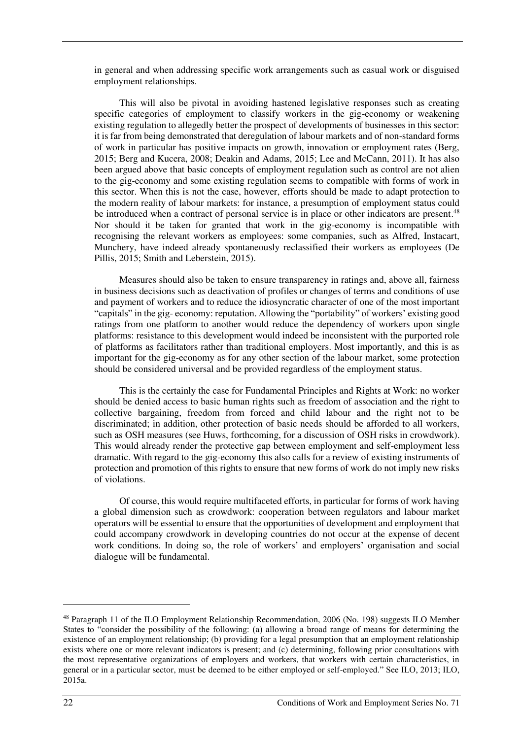in general and when addressing specific work arrangements such as casual work or disguised employment relationships.

This will also be pivotal in avoiding hastened legislative responses such as creating specific categories of employment to classify workers in the gig-economy or weakening existing regulation to allegedly better the prospect of developments of businesses in this sector: it is far from being demonstrated that deregulation of labour markets and of non-standard forms of work in particular has positive impacts on growth, innovation or employment rates (Berg, 2015; Berg and Kucera, 2008; Deakin and Adams, 2015; Lee and McCann, 2011). It has also been argued above that basic concepts of employment regulation such as control are not alien to the gig-economy and some existing regulation seems to compatible with forms of work in this sector. When this is not the case, however, efforts should be made to adapt protection to the modern reality of labour markets: for instance, a presumption of employment status could be introduced when a contract of personal service is in place or other indicators are present.[48] Nor should it be taken for granted that work in the gig-economy is incompatible with recognising the relevant workers as employees: some companies, such as Alfred, Instacart, Munchery, have indeed already spontaneously reclassified their workers as employees (De Pillis, 2015; Smith and Leberstein, 2015).

Measures should also be taken to ensure transparency in ratings and, above all, fairness in business decisions such as deactivation of profiles or changes of terms and conditions of use and payment of workers and to reduce the idiosyncratic character of one of the most important "capitals" in the gig- economy: reputation. Allowing the "portability" of workers' existing good ratings from one platform to another would reduce the dependency of workers upon single platforms: resistance to this development would indeed be inconsistent with the purported role of platforms as facilitators rather than traditional employers. Most importantly, and this is as important for the gig-economy as for any other section of the labour market, some protection should be considered universal and be provided regardless of the employment status.

This is the certainly the case for Fundamental Principles and Rights at Work: no worker should be denied access to basic human rights such as freedom of association and the right to collective bargaining, freedom from forced and child labour and the right not to be discriminated; in addition, other protection of basic needs should be afforded to all workers, such as OSH measures (see Huws, forthcoming, for a discussion of OSH risks in crowdwork). This would already render the protective gap between employment and self-employment less dramatic. With regard to the gig-economy this also calls for a review of existing instruments of protection and promotion of this rights to ensure that new forms of work do not imply new risks of violations.

Of course, this would require multifaceted efforts, in particular for forms of work having a global dimension such as crowdwork: cooperation between regulators and labour market operators will be essential to ensure that the opportunities of development and employment that could accompany crowdwork in developing countries do not occur at the expense of decent work conditions. In doing so, the role of workers' and employers' organisation and social dialogue will be fundamental.

---

[48] Paragraph 11 of the ILO Employment Relationship Recommendation, 2006 (No. 198) suggests ILO Member States to "consider the possibility of the following: (a) allowing a broad range of means for determining the existence of an employment relationship; (b) providing for a legal presumption that an employment relationship exists where one or more relevant indicators is present; and (c) determining, following prior consultations with the most representative organizations of employers and workers, that workers with certain characteristics, in general or in a particular sector, must be deemed to be either employed or self-employed." See ILO, 2013; ILO, 2015a.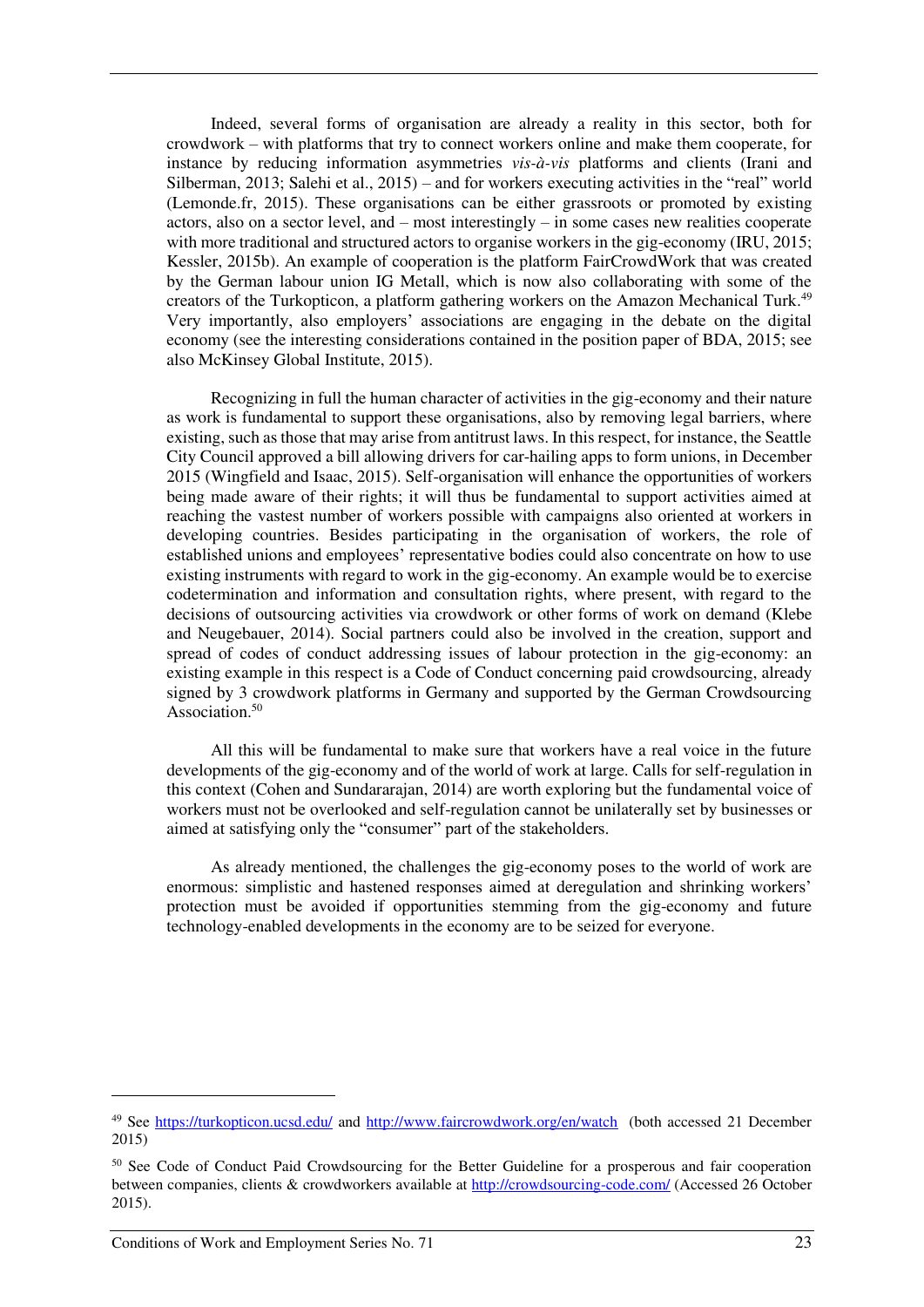Indeed, several forms of organisation are already a reality in this sector, both for crowdwork – with platforms that try to connect workers online and make them cooperate, for instance by reducing information asymmetries *vis-à-vis* platforms and clients (Irani and Silberman, 2013; Salehi et al., 2015) – and for workers executing activities in the "real" world (Lemonde.fr, 2015). These organisations can be either grassroots or promoted by existing actors, also on a sector level, and – most interestingly – in some cases new realities cooperate with more traditional and structured actors to organise workers in the gig-economy (IRU, 2015; Kessler, 2015b). An example of cooperation is the platform FairCrowdWork that was created by the German labour union IG Metall, which is now also collaborating with some of the creators of the Turkopticon, a platform gathering workers on the Amazon Mechanical Turk.[49] Very importantly, also employers' associations are engaging in the debate on the digital economy (see the interesting considerations contained in the position paper of BDA, 2015; see also McKinsey Global Institute, 2015).

Recognizing in full the human character of activities in the gig-economy and their nature as work is fundamental to support these organisations, also by removing legal barriers, where existing, such as those that may arise from antitrust laws. In this respect, for instance, the Seattle City Council approved a bill allowing drivers for car-hailing apps to form unions, in December 2015 (Wingfield and Isaac, 2015). Self-organisation will enhance the opportunities of workers being made aware of their rights; it will thus be fundamental to support activities aimed at reaching the vastest number of workers possible with campaigns also oriented at workers in developing countries. Besides participating in the organisation of workers, the role of established unions and employees' representative bodies could also concentrate on how to use existing instruments with regard to work in the gig-economy. An example would be to exercise codetermination and information and consultation rights, where present, with regard to the decisions of outsourcing activities via crowdwork or other forms of work on demand (Klebe and Neugebauer, 2014). Social partners could also be involved in the creation, support and spread of codes of conduct addressing issues of labour protection in the gig-economy: an existing example in this respect is a Code of Conduct concerning paid crowdsourcing, already signed by 3 crowdwork platforms in Germany and supported by the German Crowdsourcing Association.[50]

All this will be fundamental to make sure that workers have a real voice in the future developments of the gig-economy and of the world of work at large. Calls for self-regulation in this context (Cohen and Sundararajan, 2014) are worth exploring but the fundamental voice of workers must not be overlooked and self-regulation cannot be unilaterally set by businesses or aimed at satisfying only the "consumer" part of the stakeholders.

As already mentioned, the challenges the gig-economy poses to the world of work are enormous: simplistic and hastened responses aimed at deregulation and shrinking workers' protection must be avoided if opportunities stemming from the gig-economy and future technology-enabled developments in the economy are to be seized for everyone.

---

[49] See https://turkopticon.ucsd.edu/ and http://www.faircrowdwork.org/en/watch (both accessed 21 December 2015)

[50] See Code of Conduct Paid Crowdsourcing for the Better Guideline for a prosperous and fair cooperation between companies, clients & crowdworkers available at http://crowdsourcing-code.com/ (Accessed 26 October 2015).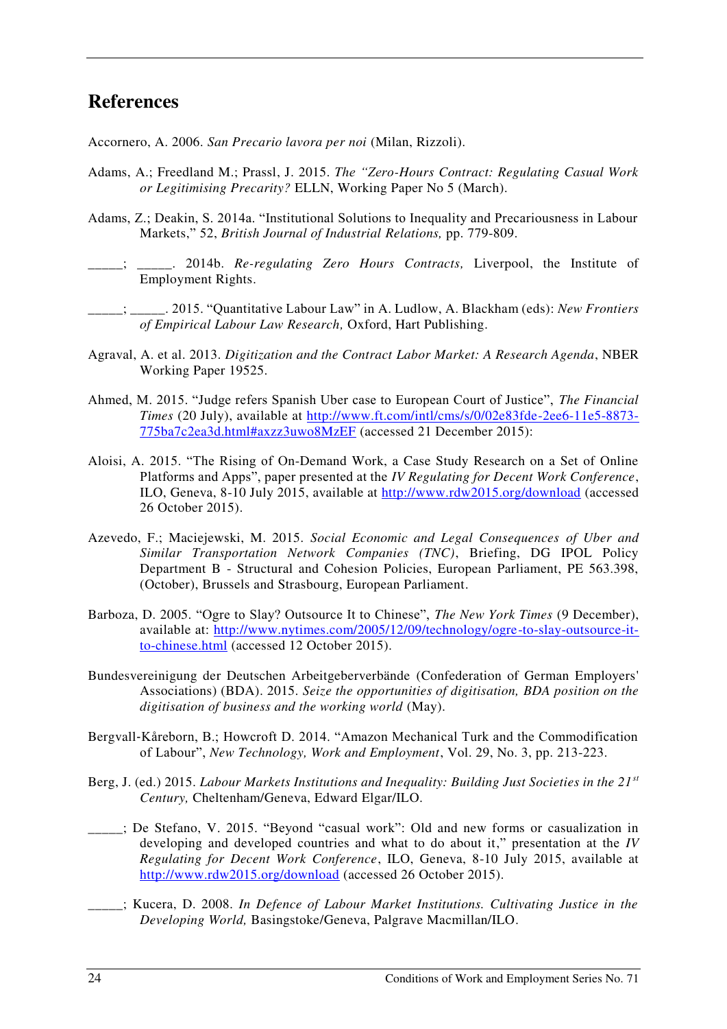# References

Accornero, A. 2006. *San Precario lavora per noi* (Milan, Rizzoli).

Adams, A.; Freedland M.; Prassl, J. 2015. *The "Zero-Hours Contract: Regulating Casual Work or Legitimising Precarity?* ELLN, Working Paper No 5 (March).

Adams, Z.; Deakin, S. 2014a. "Institutional Solutions to Inequality and Precariousness in Labour Markets," 52, *British Journal of Industrial Relations,* pp. 779-809.

_____; _____. 2014b. *Re-regulating Zero Hours Contracts,* Liverpool, the Institute of Employment Rights.

_____; _____. 2015. "Quantitative Labour Law" in A. Ludlow, A. Blackham (eds): *New Frontiers of Empirical Labour Law Research,* Oxford, Hart Publishing.

Agraval, A. et al. 2013. *Digitization and the Contract Labor Market: A Research Agenda*, NBER Working Paper 19525.

Ahmed, M. 2015. "Judge refers Spanish Uber case to European Court of Justice", *The Financial Times* (20 July), available at http://www.ft.com/intl/cms/s/0/02e83fde-2ee6-11e5-8873-775ba7c2ea3d.html#axzz3uwo8MzEF (accessed 21 December 2015):

Aloisi, A. 2015. "The Rising of On-Demand Work, a Case Study Research on a Set of Online Platforms and Apps", paper presented at the *IV Regulating for Decent Work Conference*, ILO, Geneva, 8-10 July 2015, available at http://www.rdw2015.org/download (accessed 26 October 2015).

Azevedo, F.; Maciejewski, M. 2015. *Social Economic and Legal Consequences of Uber and Similar Transportation Network Companies (TNC)*, Briefing, DG IPOL Policy Department B - Structural and Cohesion Policies, European Parliament, PE 563.398, (October), Brussels and Strasbourg, European Parliament.

Barboza, D. 2005. "Ogre to Slay? Outsource It to Chinese", *The New York Times* (9 December), available at: http://www.nytimes.com/2005/12/09/technology/ogre-to-slay-outsource-it-to-chinese.html (accessed 12 October 2015).

Bundesvereinigung der Deutschen Arbeitgeberverbände (Confederation of German Employers' Associations) (BDA). 2015. *Seize the opportunities of digitisation, BDA position on the digitisation of business and the working world* (May).

Bergvall-Kåreborn, B.; Howcroft D. 2014. "Amazon Mechanical Turk and the Commodification of Labour", *New Technology, Work and Employment*, Vol. 29, No. 3, pp. 213-223.

Berg, J. (ed.) 2015. *Labour Markets Institutions and Inequality: Building Just Societies in the 21st Century,* Cheltenham/Geneva, Edward Elgar/ILO.

_____; De Stefano, V. 2015. "Beyond "casual work": Old and new forms or casualization in developing and developed countries and what to do about it," presentation at the *IV Regulating for Decent Work Conference*, ILO, Geneva, 8-10 July 2015, available at http://www.rdw2015.org/download (accessed 26 October 2015).

_____; Kucera, D. 2008. *In Defence of Labour Market Institutions. Cultivating Justice in the Developing World,* Basingstoke/Geneva, Palgrave Macmillan/ILO.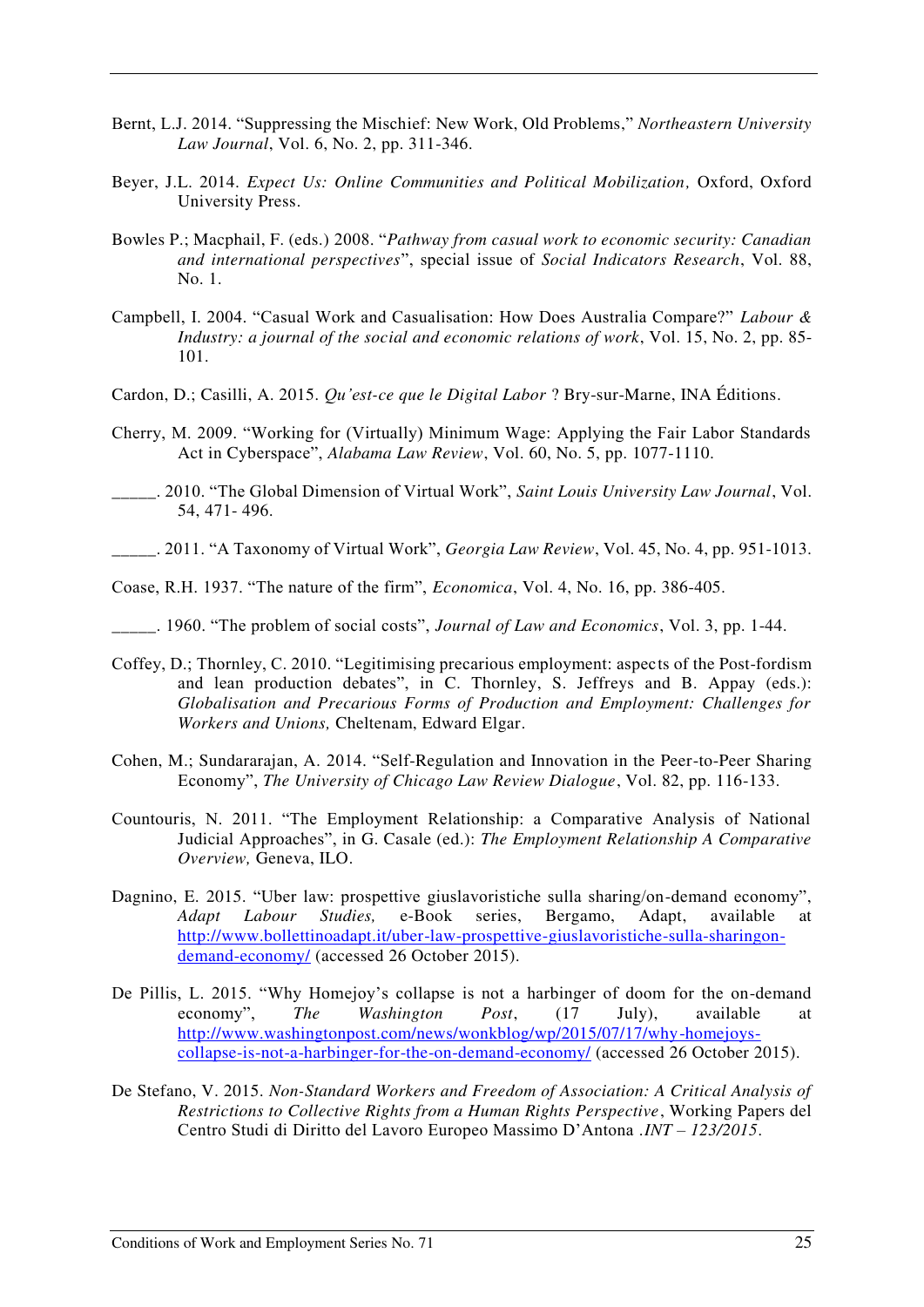Bernt, L.J. 2014. "Suppressing the Mischief: New Work, Old Problems," *Northeastern University Law Journal*, Vol. 6, No. 2, pp. 311-346.

Beyer, J.L. 2014. *Expect Us: Online Communities and Political Mobilization,* Oxford, Oxford University Press.

Bowles P.; Macphail, F. (eds.) 2008. "*Pathway from casual work to economic security: Canadian and international perspectives*", special issue of *Social Indicators Research*, Vol. 88, No. 1.

Campbell, I. 2004. "Casual Work and Casualisation: How Does Australia Compare?" *Labour & Industry: a journal of the social and economic relations of work*, Vol. 15, No. 2, pp. 85-101.

Cardon, D.; Casilli, A. 2015. *Qu'est-ce que le Digital Labor* ? Bry-sur-Marne, INA Éditions.

Cherry, M. 2009. "Working for (Virtually) Minimum Wage: Applying the Fair Labor Standards Act in Cyberspace", *Alabama Law Review*, Vol. 60, No. 5, pp. 1077-1110.

_____. 2010. "The Global Dimension of Virtual Work", *Saint Louis University Law Journal*, Vol. 54, 471- 496.

_____. 2011. "A Taxonomy of Virtual Work", *Georgia Law Review*, Vol. 45, No. 4, pp. 951-1013.

Coase, R.H. 1937. "The nature of the firm", *Economica*, Vol. 4, No. 16, pp. 386-405.

_____. 1960. "The problem of social costs", *Journal of Law and Economics*, Vol. 3, pp. 1-44.

Coffey, D.; Thornley, C. 2010. "Legitimising precarious employment: aspects of the Post-fordism and lean production debates", in C. Thornley, S. Jeffreys and B. Appay (eds.): *Globalisation and Precarious Forms of Production and Employment: Challenges for Workers and Unions,* Cheltenam, Edward Elgar.

Cohen, M.; Sundararajan, A. 2014. "Self-Regulation and Innovation in the Peer-to-Peer Sharing Economy", *The University of Chicago Law Review Dialogue*, Vol. 82, pp. 116-133.

Countouris, N. 2011. "The Employment Relationship: a Comparative Analysis of National Judicial Approaches", in G. Casale (ed.): *The Employment Relationship A Comparative Overview,* Geneva, ILO.

Dagnino, E. 2015. "Uber law: prospettive giuslavoristiche sulla sharing/on-demand economy", *Adapt Labour Studies,* e-Book series, Bergamo, Adapt, available at http://www.bollettinoadapt.it/uber-law-prospettive-giuslavoristiche-sulla-sharingon-demand-economy/ (accessed 26 October 2015).

De Pillis, L. 2015. "Why Homejoy's collapse is not a harbinger of doom for the on-demand economy", *The Washington Post*, (17 July), available at http://www.washingtonpost.com/news/wonkblog/wp/2015/07/17/why-homejoys-collapse-is-not-a-harbinger-for-the-on-demand-economy/ (accessed 26 October 2015).

De Stefano, V. 2015. *Non-Standard Workers and Freedom of Association: A Critical Analysis of Restrictions to Collective Rights from a Human Rights Perspective*, Working Papers del Centro Studi di Diritto del Lavoro Europeo Massimo D'Antona *.INT – 123/2015*.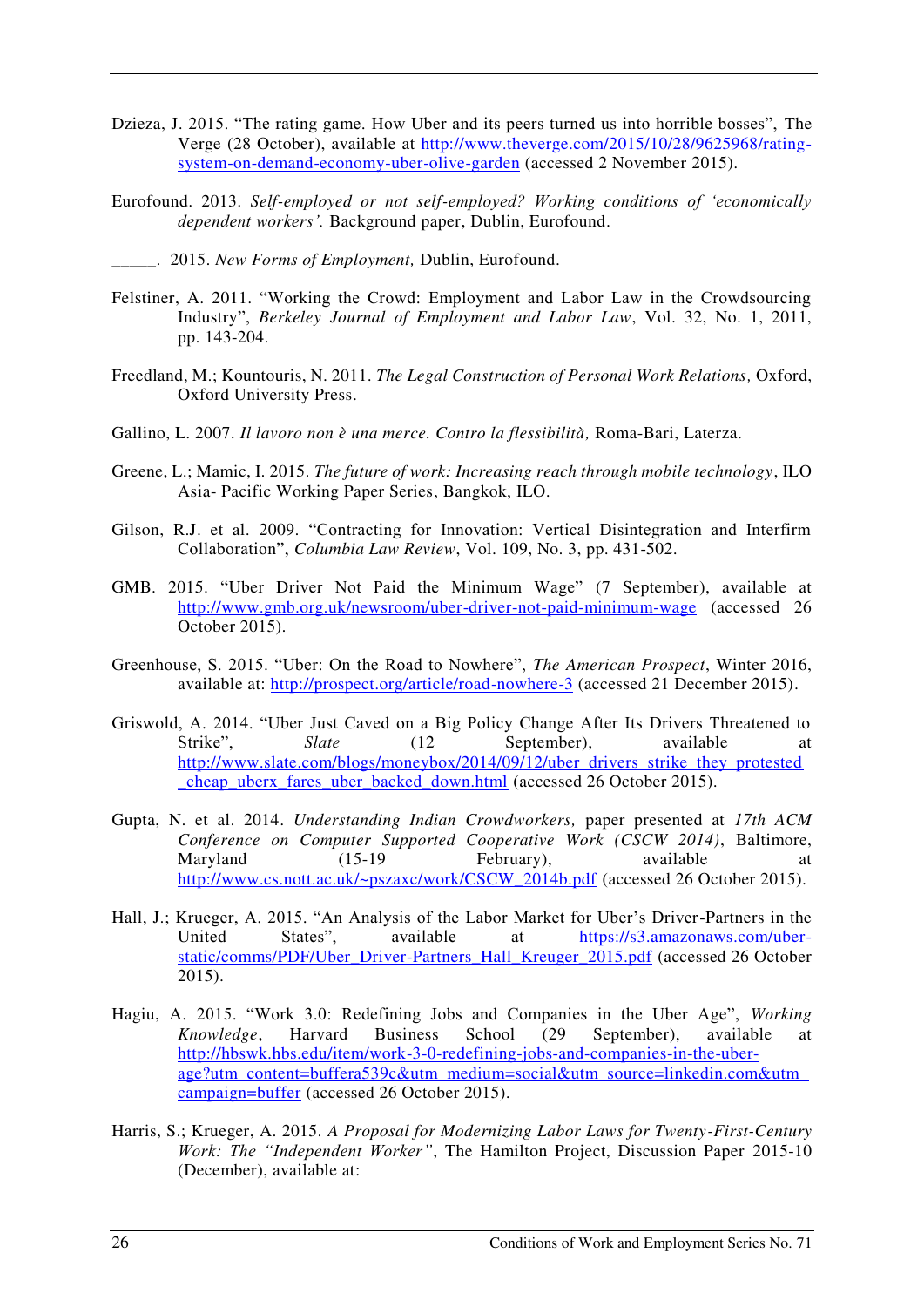Dzieza, J. 2015. “The rating game. How Uber and its peers turned us into horrible bosses”, The Verge (28 October), available at http://www.theverge.com/2015/10/28/9625968/rating-system-on-demand-economy-uber-olive-garden (accessed 2 November 2015).

Eurofound. 2013. *Self-employed or not self-employed? Working conditions of ‘economically dependent workers’.* Background paper, Dublin, Eurofound.

_____. 2015. *New Forms of Employment,* Dublin, Eurofound.

Felstiner, A. 2011. “Working the Crowd: Employment and Labor Law in the Crowdsourcing Industry”, *Berkeley Journal of Employment and Labor Law*, Vol. 32, No. 1, 2011, pp. 143-204.

Freedland, M.; Kountouris, N. 2011. *The Legal Construction of Personal Work Relations,* Oxford, Oxford University Press.

Gallino, L. 2007. *Il lavoro non è una merce. Contro la flessibilità,* Roma-Bari, Laterza.

Greene, L.; Mamic, I. 2015. *The future of work: Increasing reach through mobile technology*, ILO Asia- Pacific Working Paper Series, Bangkok, ILO.

Gilson, R.J. et al. 2009. “Contracting for Innovation: Vertical Disintegration and Interfirm Collaboration”, *Columbia Law Review*, Vol. 109, No. 3, pp. 431-502.

GMB. 2015. “Uber Driver Not Paid the Minimum Wage” (7 September), available at http://www.gmb.org.uk/newsroom/uber-driver-not-paid-minimum-wage (accessed 26 October 2015).

Greenhouse, S. 2015. “Uber: On the Road to Nowhere”, *The American Prospect*, Winter 2016, available at: http://prospect.org/article/road-nowhere-3 (accessed 21 December 2015).

Griswold, A. 2014. “Uber Just Caved on a Big Policy Change After Its Drivers Threatened to Strike”, *Slate* (12 September), available at http://www.slate.com/blogs/moneybox/2014/09/12/uber_drivers_strike_they_protested_cheap_uberx_fares_uber_backed_down.html (accessed 26 October 2015).

Gupta, N. et al. 2014. *Understanding Indian Crowdworkers,* paper presented at *17th ACM Conference on Computer Supported Cooperative Work (CSCW 2014)*, Baltimore, Maryland (15-19 February), available at http://www.cs.nott.ac.uk/~pszaxc/work/CSCW_2014b.pdf (accessed 26 October 2015).

Hall, J.; Krueger, A. 2015. “An Analysis of the Labor Market for Uber’s Driver-Partners in the United States”, available at https://s3.amazonaws.com/uber-static/comms/PDF/Uber_Driver-Partners_Hall_Kreuger_2015.pdf (accessed 26 October 2015).

Hagiu, A. 2015. “Work 3.0: Redefining Jobs and Companies in the Uber Age”, *Working Knowledge*, Harvard Business School (29 September), available at http://hbswk.hbs.edu/item/work-3-0-redefining-jobs-and-companies-in-the-uber-age?utm_content=buffera539c&utm_medium=social&utm_source=linkedin.com&utm_campaign=buffer (accessed 26 October 2015).

Harris, S.; Krueger, A. 2015. *A Proposal for Modernizing Labor Laws for Twenty-First-Century Work: The “Independent Worker”*, The Hamilton Project, Discussion Paper 2015-10 (December), available at: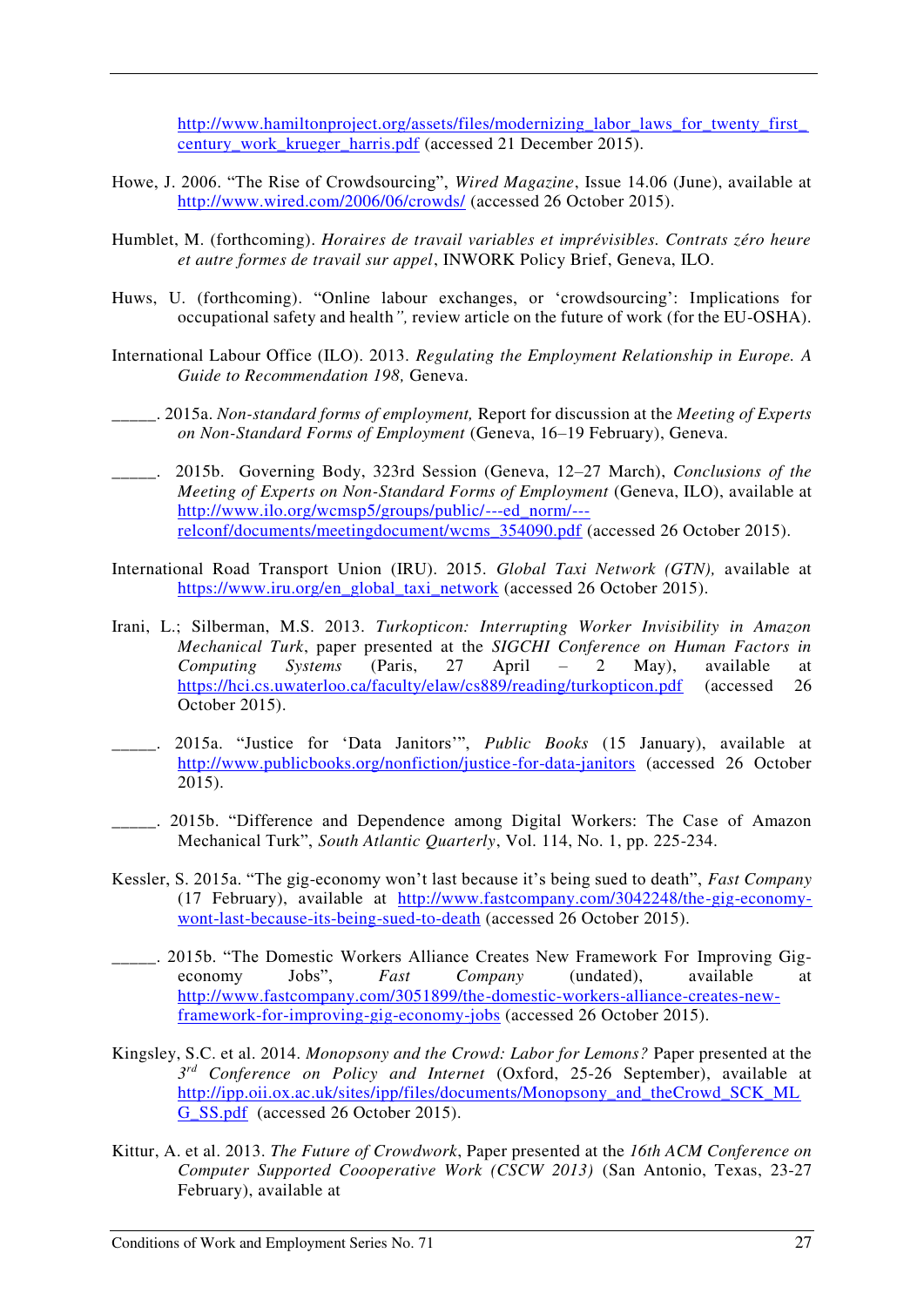http://www.hamiltonproject.org/assets/files/modernizing_labor_laws_for_twenty_first_century_work_krueger_harris.pdf (accessed 21 December 2015).

Howe, J. 2006. "The Rise of Crowdsourcing", *Wired Magazine*, Issue 14.06 (June), available at http://www.wired.com/2006/06/crowds/ (accessed 26 October 2015).

Humblet, M. (forthcoming). *Horaires de travail variables et imprévisibles. Contrats zéro heure et autre formes de travail sur appel*, INWORK Policy Brief, Geneva, ILO.

Huws, U. (forthcoming). "Online labour exchanges, or 'crowdsourcing': Implications for occupational safety and health*",* review article on the future of work (for the EU-OSHA).

International Labour Office (ILO). 2013. *Regulating the Employment Relationship in Europe. A Guide to Recommendation 198,* Geneva.

_____. 2015a. *Non-standard forms of employment,* Report for discussion at the *Meeting of Experts on Non-Standard Forms of Employment* (Geneva, 16–19 February), Geneva.

_____. 2015b. Governing Body, 323rd Session (Geneva, 12–27 March), *Conclusions of the Meeting of Experts on Non-Standard Forms of Employment* (Geneva, ILO), available at http://www.ilo.org/wcmsp5/groups/public/---ed_norm/---relconf/documents/meetingdocument/wcms_354090.pdf (accessed 26 October 2015).

International Road Transport Union (IRU). 2015. *Global Taxi Network (GTN),* available at https://www.iru.org/en_global_taxi_network (accessed 26 October 2015).

Irani, L.; Silberman, M.S. 2013. *Turkopticon: Interrupting Worker Invisibility in Amazon Mechanical Turk*, paper presented at the *SIGCHI Conference on Human Factors in Computing Systems* (Paris, 27 April – 2 May), available at https://hci.cs.uwaterloo.ca/faculty/elaw/cs889/reading/turkopticon.pdf (accessed 26 October 2015).

_____. 2015a. "Justice for 'Data Janitors'", *Public Books* (15 January), available at http://www.publicbooks.org/nonfiction/justice-for-data-janitors (accessed 26 October 2015).

_____. 2015b. "Difference and Dependence among Digital Workers: The Case of Amazon Mechanical Turk", *South Atlantic Quarterly*, Vol. 114, No. 1, pp. 225-234.

Kessler, S. 2015a. "The gig-economy won't last because it's being sued to death", *Fast Company* (17 February), available at http://www.fastcompany.com/3042248/the-gig-economy-wont-last-because-its-being-sued-to-death (accessed 26 October 2015).

_____. 2015b. "The Domestic Workers Alliance Creates New Framework For Improving Gig-economy Jobs", *Fast Company* (undated), available at http://www.fastcompany.com/3051899/the-domestic-workers-alliance-creates-new-framework-for-improving-gig-economy-jobs (accessed 26 October 2015).

Kingsley, S.C. et al. 2014. *Monopsony and the Crowd: Labor for Lemons?* Paper presented at the *3rd Conference on Policy and Internet* (Oxford, 25-26 September), available at http://ipp.oii.ox.ac.uk/sites/ipp/files/documents/Monopsony_and_theCrowd_SCK_MLG_SS.pdf (accessed 26 October 2015).

Kittur, A. et al. 2013. *The Future of Crowdwork*, Paper presented at the *16th ACM Conference on Computer Supported Coooperative Work (CSCW 2013)* (San Antonio, Texas, 23-27 February), available at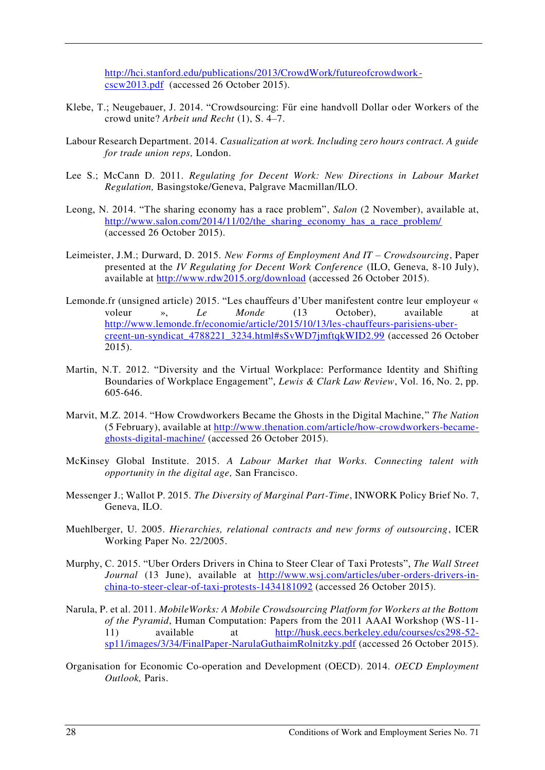http://hci.stanford.edu/publications/2013/CrowdWork/futureofcrowdwork-cscw2013.pdf (accessed 26 October 2015).

Klebe, T.; Neugebauer, J. 2014. "Crowdsourcing: Für eine handvoll Dollar oder Workers of the crowd unite? *Arbeit und Recht* (1), S. 4–7.

Labour Research Department. 2014. *Casualization at work. Including zero hours contract. A guide for trade union reps,* London.

Lee S.; McCann D. 2011. *Regulating for Decent Work: New Directions in Labour Market Regulation,* Basingstoke/Geneva, Palgrave Macmillan/ILO.

Leong, N. 2014. "The sharing economy has a race problem", *Salon* (2 November), available at, http://www.salon.com/2014/11/02/the_sharing_economy_has_a_race_problem/ (accessed 26 October 2015).

Leimeister, J.M.; Durward, D. 2015. *New Forms of Employment And IT – Crowdsourcing*, Paper presented at the *IV Regulating for Decent Work Conference* (ILO, Geneva, 8-10 July), available at http://www.rdw2015.org/download (accessed 26 October 2015).

Lemonde.fr (unsigned article) 2015. "Les chauffeurs d'Uber manifestent contre leur employeur « voleur », *Le Monde* (13 October), available at http://www.lemonde.fr/economie/article/2015/10/13/les-chauffeurs-parisiens-uber-creent-un-syndicat_4788221_3234.html#sSvWD7jmftqkWID2.99 (accessed 26 October 2015).

Martin, N.T. 2012. "Diversity and the Virtual Workplace: Performance Identity and Shifting Boundaries of Workplace Engagement", *Lewis & Clark Law Review*, Vol. 16, No. 2, pp. 605-646.

Marvit, M.Z. 2014. "How Crowdworkers Became the Ghosts in the Digital Machine," *The Nation* (5 February), available at http://www.thenation.com/article/how-crowdworkers-became-ghosts-digital-machine/ (accessed 26 October 2015).

McKinsey Global Institute. 2015. *A Labour Market that Works. Connecting talent with opportunity in the digital age,* San Francisco.

Messenger J.; Wallot P. 2015. *The Diversity of Marginal Part-Time*, INWORK Policy Brief No. 7, Geneva, ILO.

Muehlberger, U. 2005. *Hierarchies, relational contracts and new forms of outsourcing*, ICER Working Paper No. 22/2005.

Murphy, C. 2015. "Uber Orders Drivers in China to Steer Clear of Taxi Protests", *The Wall Street Journal* (13 June), available at http://www.wsj.com/articles/uber-orders-drivers-in-china-to-steer-clear-of-taxi-protests-1434181092 (accessed 26 October 2015).

Narula, P. et al. 2011. *MobileWorks: A Mobile Crowdsourcing Platform for Workers at the Bottom of the Pyramid*, Human Computation: Papers from the 2011 AAAI Workshop (WS-11-11) available at http://husk.eecs.berkeley.edu/courses/cs298-52-sp11/images/3/34/FinalPaper-NarulaGuthaimRolnitzky.pdf (accessed 26 October 2015).

Organisation for Economic Co-operation and Development (OECD). 2014. *OECD Employment Outlook,* Paris.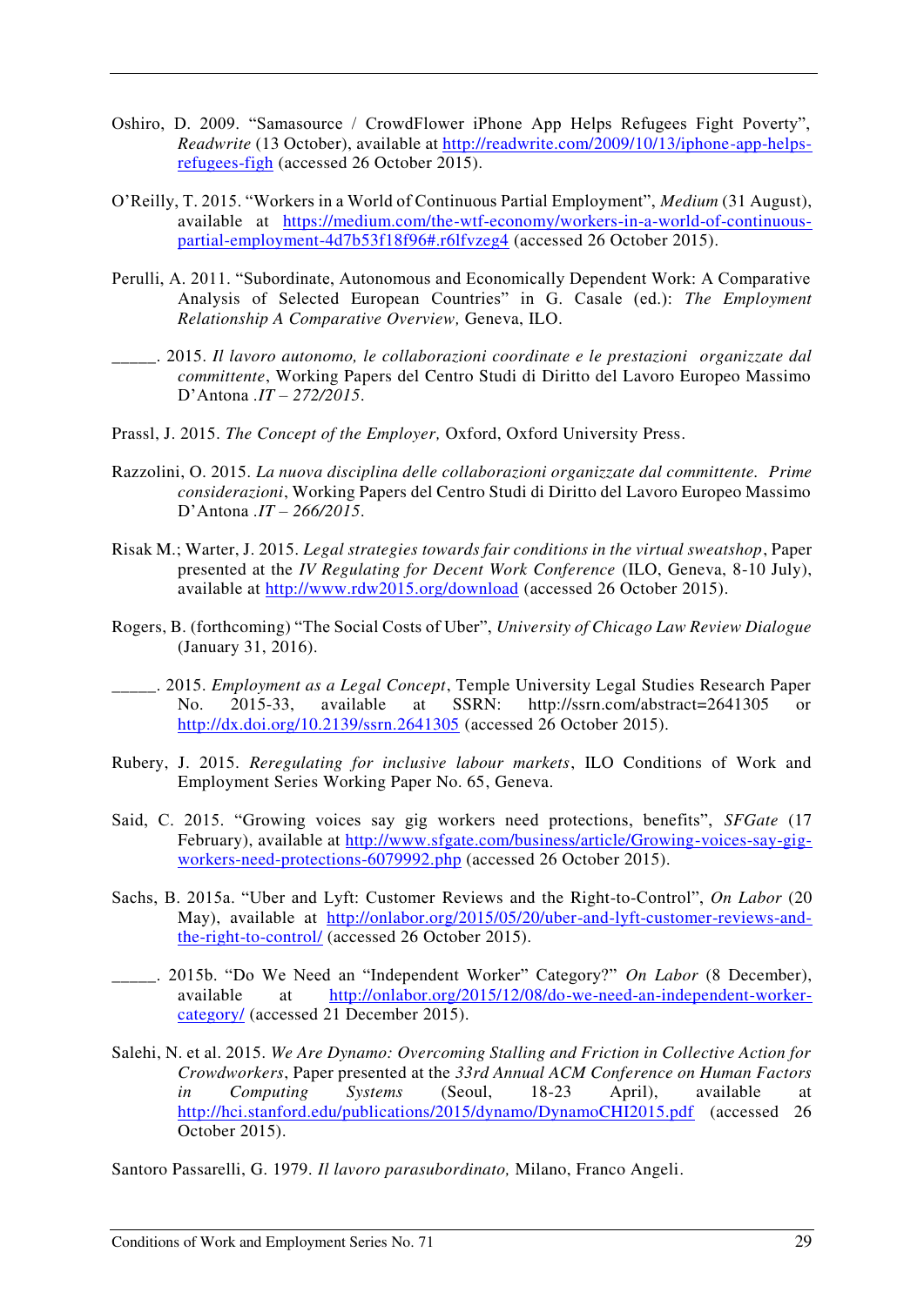Oshiro, D. 2009. "Samasource / CrowdFlower iPhone App Helps Refugees Fight Poverty", *Readwrite* (13 October), available at http://readwrite.com/2009/10/13/iphone-app-helps-refugees-figh (accessed 26 October 2015).

O'Reilly, T. 2015. "Workers in a World of Continuous Partial Employment", *Medium* (31 August), available at https://medium.com/the-wtf-economy/workers-in-a-world-of-continuous-partial-employment-4d7b53f18f96#.r6lfvzeg4 (accessed 26 October 2015).

Perulli, A. 2011. "Subordinate, Autonomous and Economically Dependent Work: A Comparative Analysis of Selected European Countries" in G. Casale (ed.): *The Employment Relationship A Comparative Overview,* Geneva, ILO.

_____. 2015. *Il lavoro autonomo, le collaborazioni coordinate e le prestazioni organizzate dal committente*, Working Papers del Centro Studi di Diritto del Lavoro Europeo Massimo D'Antona *.IT – 272/2015*.

Prassl, J. 2015. *The Concept of the Employer,* Oxford, Oxford University Press.

Razzolini, O. 2015. *La nuova disciplina delle collaborazioni organizzate dal committente. Prime considerazioni*, Working Papers del Centro Studi di Diritto del Lavoro Europeo Massimo D'Antona *.IT – 266/2015*.

Risak M.; Warter, J. 2015. *Legal strategies towards fair conditions in the virtual sweatshop*, Paper presented at the *IV Regulating for Decent Work Conference* (ILO, Geneva, 8-10 July), available at http://www.rdw2015.org/download (accessed 26 October 2015).

Rogers, B. (forthcoming) "The Social Costs of Uber", *University of Chicago Law Review Dialogue* (January 31, 2016).

_____. 2015. *Employment as a Legal Concept*, Temple University Legal Studies Research Paper No. 2015-33, available at SSRN: http://ssrn.com/abstract=2641305 or http://dx.doi.org/10.2139/ssrn.2641305 (accessed 26 October 2015).

Rubery, J. 2015. *Reregulating for inclusive labour markets*, ILO Conditions of Work and Employment Series Working Paper No. 65, Geneva.

Said, C. 2015. "Growing voices say gig workers need protections, benefits", *SFGate* (17 February), available at http://www.sfgate.com/business/article/Growing-voices-say-gig-workers-need-protections-6079992.php (accessed 26 October 2015).

Sachs, B. 2015a. "Uber and Lyft: Customer Reviews and the Right-to-Control", *On Labor* (20 May), available at http://onlabor.org/2015/05/20/uber-and-lyft-customer-reviews-and-the-right-to-control/ (accessed 26 October 2015).

_____. 2015b. "Do We Need an "Independent Worker" Category?" *On Labor* (8 December), available at http://onlabor.org/2015/12/08/do-we-need-an-independent-worker-category/ (accessed 21 December 2015).

Salehi, N. et al. 2015. *We Are Dynamo: Overcoming Stalling and Friction in Collective Action for Crowdworkers*, Paper presented at the *33rd Annual ACM Conference on Human Factors in Computing Systems* (Seoul, 18-23 April), available at http://hci.stanford.edu/publications/2015/dynamo/DynamoCHI2015.pdf (accessed 26 October 2015).

Santoro Passarelli, G. 1979. *Il lavoro parasubordinato,* Milano, Franco Angeli.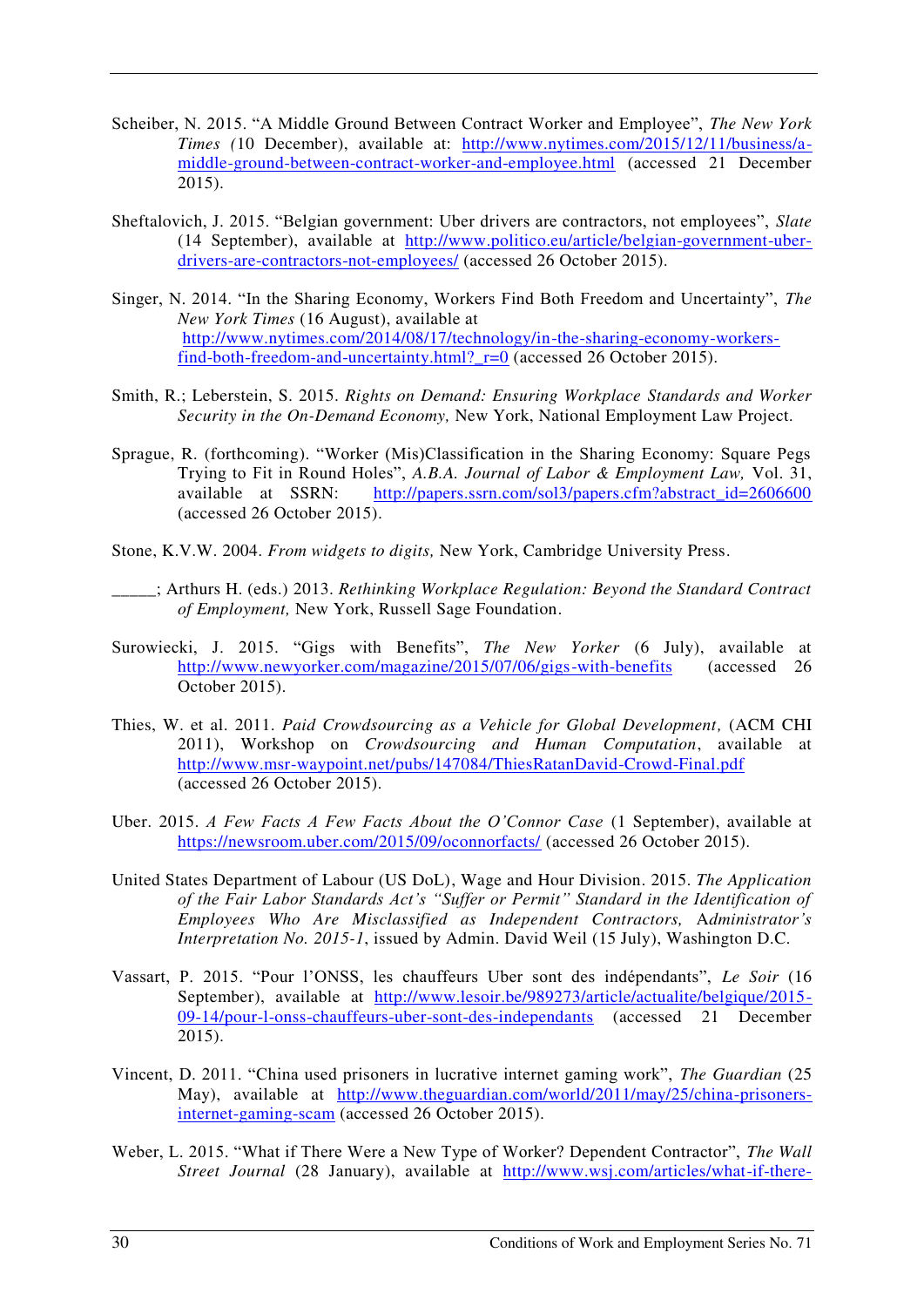Scheiber, N. 2015. "A Middle Ground Between Contract Worker and Employee", *The New York Times (*10 December), available at: http://www.nytimes.com/2015/12/11/business/a-middle-ground-between-contract-worker-and-employee.html (accessed 21 December 2015).

Sheftalovich, J. 2015. "Belgian government: Uber drivers are contractors, not employees", *Slate* (14 September), available at http://www.politico.eu/article/belgian-government-uber-drivers-are-contractors-not-employees/ (accessed 26 October 2015).

Singer, N. 2014. "In the Sharing Economy, Workers Find Both Freedom and Uncertainty", *The New York Times* (16 August), available at http://www.nytimes.com/2014/08/17/technology/in-the-sharing-economy-workers-find-both-freedom-and-uncertainty.html?_r=0 (accessed 26 October 2015).

Smith, R.; Leberstein, S. 2015. *Rights on Demand: Ensuring Workplace Standards and Worker Security in the On-Demand Economy,* New York, National Employment Law Project.

Sprague, R. (forthcoming). "Worker (Mis)Classification in the Sharing Economy: Square Pegs Trying to Fit in Round Holes", *A.B.A. Journal of Labor & Employment Law,* Vol. 31, available at SSRN: http://papers.ssrn.com/sol3/papers.cfm?abstract_id=2606600 (accessed 26 October 2015).

Stone, K.V.W. 2004. *From widgets to digits,* New York, Cambridge University Press.

_____; Arthurs H. (eds.) 2013. *Rethinking Workplace Regulation: Beyond the Standard Contract of Employment,* New York, Russell Sage Foundation.

Surowiecki, J. 2015. "Gigs with Benefits", *The New Yorker* (6 July), available at http://www.newyorker.com/magazine/2015/07/06/gigs-with-benefits (accessed 26 October 2015).

Thies, W. et al. 2011. *Paid Crowdsourcing as a Vehicle for Global Development,* (ACM CHI 2011), Workshop on *Crowdsourcing and Human Computation*, available at http://www.msr-waypoint.net/pubs/147084/ThiesRatanDavid-Crowd-Final.pdf (accessed 26 October 2015).

Uber. 2015. *A Few Facts A Few Facts About the O'Connor Case* (1 September), available at https://newsroom.uber.com/2015/09/oconnorfacts/ (accessed 26 October 2015).

United States Department of Labour (US DoL), Wage and Hour Division. 2015. *The Application of the Fair Labor Standards Act's "Suffer or Permit" Standard in the Identification of Employees Who Are Misclassified as Independent Contractors,* Administrator's *Interpretation No. 2015-1*, issued by Admin. David Weil (15 July), Washington D.C.

Vassart, P. 2015. "Pour l'ONSS, les chauffeurs Uber sont des indépendants", *Le Soir* (16 September), available at http://www.lesoir.be/989273/article/actualite/belgique/2015-09-14/pour-l-onss-chauffeurs-uber-sont-des-independants (accessed 21 December 2015).

Vincent, D. 2011. "China used prisoners in lucrative internet gaming work", *The Guardian* (25 May), available at http://www.theguardian.com/world/2011/may/25/china-prisoners-internet-gaming-scam (accessed 26 October 2015).

Weber, L. 2015. "What if There Were a New Type of Worker? Dependent Contractor", *The Wall Street Journal* (28 January), available at http://www.wsj.com/articles/what-if-there-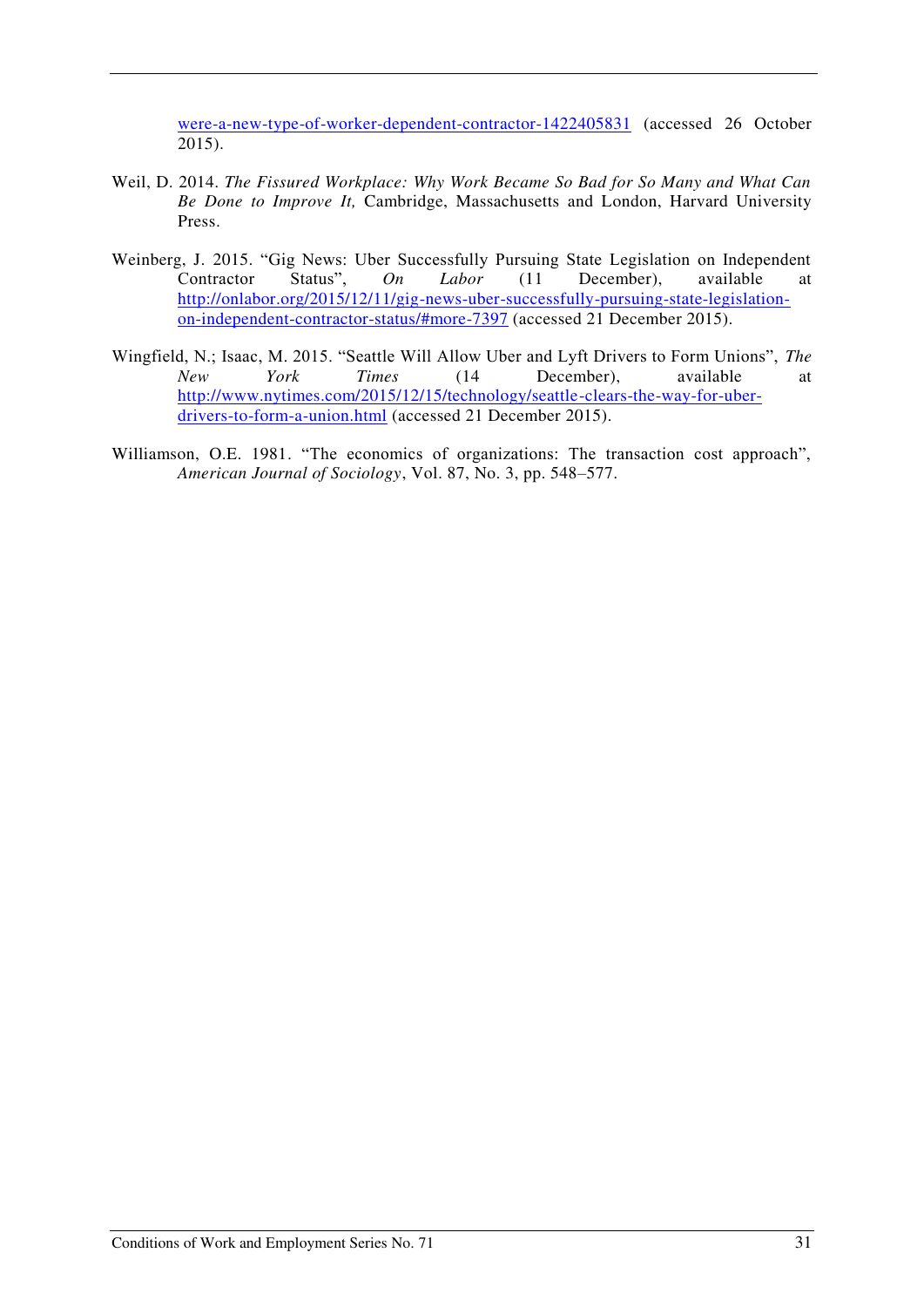were-a-new-type-of-worker-dependent-contractor-1422405831 (accessed 26 October 2015).

Weil, D. 2014. *The Fissured Workplace: Why Work Became So Bad for So Many and What Can Be Done to Improve It,* Cambridge, Massachusetts and London, Harvard University Press.

Weinberg, J. 2015. "Gig News: Uber Successfully Pursuing State Legislation on Independent Contractor Status", *On Labor* (11 December), available at http://onlabor.org/2015/12/11/gig-news-uber-successfully-pursuing-state-legislation-on-independent-contractor-status/#more-7397 (accessed 21 December 2015).

Wingfield, N.; Isaac, M. 2015. "Seattle Will Allow Uber and Lyft Drivers to Form Unions", *The New York Times* (14 December), available at http://www.nytimes.com/2015/12/15/technology/seattle-clears-the-way-for-uber-drivers-to-form-a-union.html (accessed 21 December 2015).

Williamson, O.E. 1981. "The economics of organizations: The transaction cost approach", *American Journal of Sociology*, Vol. 87, No. 3, pp. 548–577.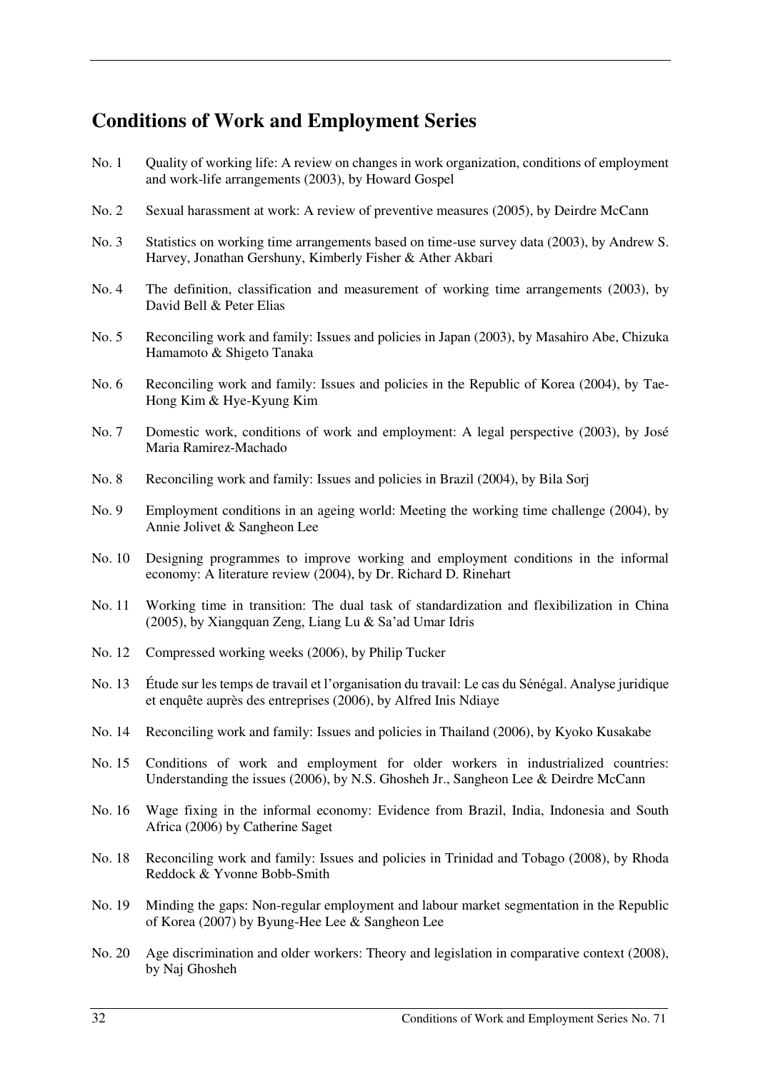## Conditions of Work and Employment Series

No. 1 Quality of working life: A review on changes in work organization, conditions of employment and work-life arrangements (2003), by Howard Gospel

No. 2 Sexual harassment at work: A review of preventive measures (2005), by Deirdre McCann

No. 3 Statistics on working time arrangements based on time-use survey data (2003), by Andrew S. Harvey, Jonathan Gershuny, Kimberly Fisher & Ather Akbari

No. 4 The definition, classification and measurement of working time arrangements (2003), by David Bell & Peter Elias

No. 5 Reconciling work and family: Issues and policies in Japan (2003), by Masahiro Abe, Chizuka Hamamoto & Shigeto Tanaka

No. 6 Reconciling work and family: Issues and policies in the Republic of Korea (2004), by Tae-Hong Kim & Hye-Kyung Kim

No. 7 Domestic work, conditions of work and employment: A legal perspective (2003), by José Maria Ramirez-Machado

No. 8 Reconciling work and family: Issues and policies in Brazil (2004), by Bila Sorj

No. 9 Employment conditions in an ageing world: Meeting the working time challenge (2004), by Annie Jolivet & Sangheon Lee

No. 10 Designing programmes to improve working and employment conditions in the informal economy: A literature review (2004), by Dr. Richard D. Rinehart

No. 11 Working time in transition: The dual task of standardization and flexibilization in China (2005), by Xiangquan Zeng, Liang Lu & Sa'ad Umar Idris

No. 12 Compressed working weeks (2006), by Philip Tucker

No. 13 Étude sur les temps de travail et l'organisation du travail: Le cas du Sénégal. Analyse juridique et enquête auprès des entreprises (2006), by Alfred Inis Ndiaye

No. 14 Reconciling work and family: Issues and policies in Thailand (2006), by Kyoko Kusakabe

No. 15 Conditions of work and employment for older workers in industrialized countries: Understanding the issues (2006), by N.S. Ghosheh Jr., Sangheon Lee & Deirdre McCann

No. 16 Wage fixing in the informal economy: Evidence from Brazil, India, Indonesia and South Africa (2006) by Catherine Saget

No. 18 Reconciling work and family: Issues and policies in Trinidad and Tobago (2008), by Rhoda Reddock & Yvonne Bobb-Smith

No. 19 Minding the gaps: Non-regular employment and labour market segmentation in the Republic of Korea (2007) by Byung-Hee Lee & Sangheon Lee

No. 20 Age discrimination and older workers: Theory and legislation in comparative context (2008), by Naj Ghosheh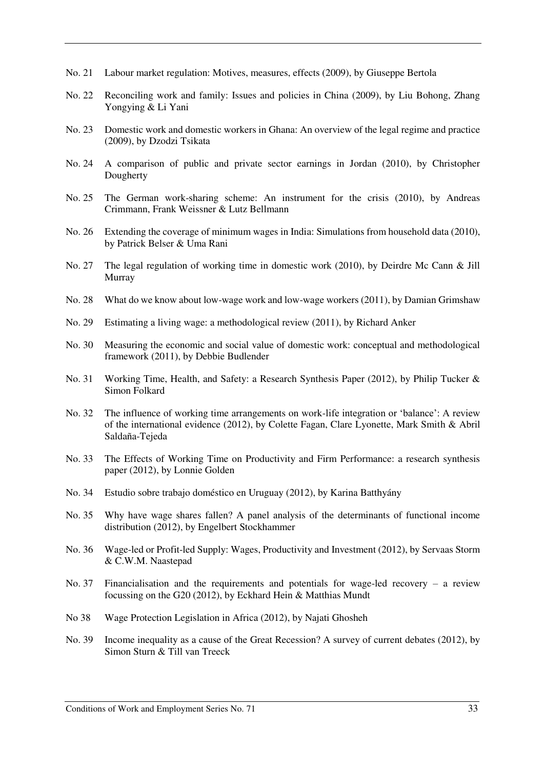No. 21 Labour market regulation: Motives, measures, effects (2009), by Giuseppe Bertola

No. 22 Reconciling work and family: Issues and policies in China (2009), by Liu Bohong, Zhang Yongying & Li Yani

No. 23 Domestic work and domestic workers in Ghana: An overview of the legal regime and practice (2009), by Dzodzi Tsikata

No. 24 A comparison of public and private sector earnings in Jordan (2010), by Christopher Dougherty

No. 25 The German work-sharing scheme: An instrument for the crisis (2010), by Andreas Crimmann, Frank Weissner & Lutz Bellmann

No. 26 Extending the coverage of minimum wages in India: Simulations from household data (2010), by Patrick Belser & Uma Rani

No. 27 The legal regulation of working time in domestic work (2010), by Deirdre Mc Cann & Jill Murray

No. 28 What do we know about low-wage work and low-wage workers (2011), by Damian Grimshaw

No. 29 Estimating a living wage: a methodological review (2011), by Richard Anker

No. 30 Measuring the economic and social value of domestic work: conceptual and methodological framework (2011), by Debbie Budlender

No. 31 Working Time, Health, and Safety: a Research Synthesis Paper (2012), by Philip Tucker & Simon Folkard

No. 32 The influence of working time arrangements on work-life integration or 'balance': A review of the international evidence (2012), by Colette Fagan, Clare Lyonette, Mark Smith & Abril Saldaña-Tejeda

No. 33 The Effects of Working Time on Productivity and Firm Performance: a research synthesis paper (2012), by Lonnie Golden

No. 34 Estudio sobre trabajo doméstico en Uruguay (2012), by Karina Batthyány

No. 35 Why have wage shares fallen? A panel analysis of the determinants of functional income distribution (2012), by Engelbert Stockhammer

No. 36 Wage-led or Profit-led Supply: Wages, Productivity and Investment (2012), by Servaas Storm & C.W.M. Naastepad

No. 37 Financialisation and the requirements and potentials for wage-led recovery – a review focussing on the G20 (2012), by Eckhard Hein & Matthias Mundt

No 38 Wage Protection Legislation in Africa (2012), by Najati Ghosheh

No. 39 Income inequality as a cause of the Great Recession? A survey of current debates (2012), by Simon Sturn & Till van Treeck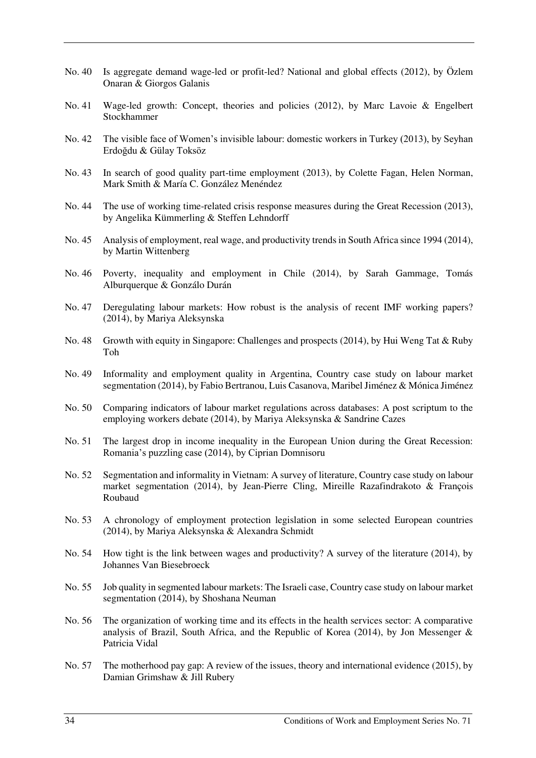No. 40 Is aggregate demand wage-led or profit-led? National and global effects (2012), by Özlem Onaran & Giorgos Galanis

No. 41 Wage-led growth: Concept, theories and policies (2012), by Marc Lavoie & Engelbert Stockhammer

No. 42 The visible face of Women's invisible labour: domestic workers in Turkey (2013), by Seyhan Erdoğdu & Gülay Toksöz

No. 43 In search of good quality part-time employment (2013), by Colette Fagan, Helen Norman, Mark Smith & María C. González Menéndez

No. 44 The use of working time-related crisis response measures during the Great Recession (2013), by Angelika Kümmerling & Steffen Lehndorff

No. 45 Analysis of employment, real wage, and productivity trends in South Africa since 1994 (2014), by Martin Wittenberg

No. 46 Poverty, inequality and employment in Chile (2014), by Sarah Gammage, Tomás Alburquerque & Gonzálo Durán

No. 47 Deregulating labour markets: How robust is the analysis of recent IMF working papers? (2014), by Mariya Aleksynska

No. 48 Growth with equity in Singapore: Challenges and prospects (2014), by Hui Weng Tat & Ruby Toh

No. 49 Informality and employment quality in Argentina, Country case study on labour market segmentation (2014), by Fabio Bertranou, Luis Casanova, Maribel Jiménez & Mónica Jiménez

No. 50 Comparing indicators of labour market regulations across databases: A post scriptum to the employing workers debate (2014), by Mariya Aleksynska & Sandrine Cazes

No. 51 The largest drop in income inequality in the European Union during the Great Recession: Romania's puzzling case (2014), by Ciprian Domnisoru

No. 52 Segmentation and informality in Vietnam: A survey of literature, Country case study on labour market segmentation (2014), by Jean-Pierre Cling, Mireille Razafindrakoto & François Roubaud

No. 53 A chronology of employment protection legislation in some selected European countries (2014), by Mariya Aleksynska & Alexandra Schmidt

No. 54 How tight is the link between wages and productivity? A survey of the literature (2014), by Johannes Van Biesebroeck

No. 55 Job quality in segmented labour markets: The Israeli case, Country case study on labour market segmentation (2014), by Shoshana Neuman

No. 56 The organization of working time and its effects in the health services sector: A comparative analysis of Brazil, South Africa, and the Republic of Korea (2014), by Jon Messenger & Patricia Vidal

No. 57 The motherhood pay gap: A review of the issues, theory and international evidence (2015), by Damian Grimshaw & Jill Rubery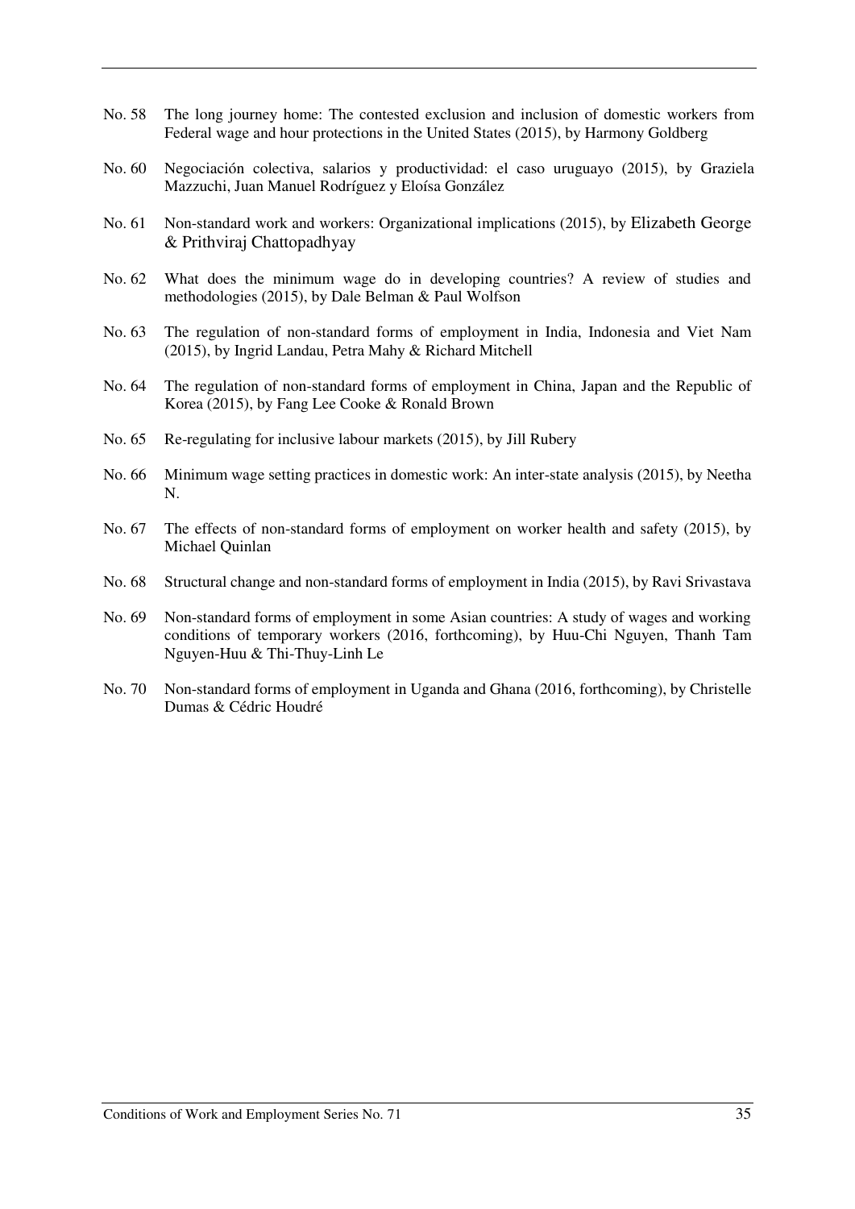No. 58 The long journey home: The contested exclusion and inclusion of domestic workers from Federal wage and hour protections in the United States (2015), by Harmony Goldberg

No. 60 Negociación colectiva, salarios y productividad: el caso uruguayo (2015), by Graziela Mazzuchi, Juan Manuel Rodríguez y Eloísa González

No. 61 Non-standard work and workers: Organizational implications (2015), by Elizabeth George & Prithviraj Chattopadhyay

No. 62 What does the minimum wage do in developing countries? A review of studies and methodologies (2015), by Dale Belman & Paul Wolfson

No. 63 The regulation of non-standard forms of employment in India, Indonesia and Viet Nam (2015), by Ingrid Landau, Petra Mahy & Richard Mitchell

No. 64 The regulation of non-standard forms of employment in China, Japan and the Republic of Korea (2015), by Fang Lee Cooke & Ronald Brown

No. 65 Re-regulating for inclusive labour markets (2015), by Jill Rubery

No. 66 Minimum wage setting practices in domestic work: An inter-state analysis (2015), by Neetha N.

No. 67 The effects of non-standard forms of employment on worker health and safety (2015), by Michael Quinlan

No. 68 Structural change and non-standard forms of employment in India (2015), by Ravi Srivastava

No. 69 Non-standard forms of employment in some Asian countries: A study of wages and working conditions of temporary workers (2016, forthcoming), by Huu-Chi Nguyen, Thanh Tam Nguyen-Huu & Thi-Thuy-Linh Le

No. 70 Non-standard forms of employment in Uganda and Ghana (2016, forthcoming), by Christelle Dumas & Cédric Houdré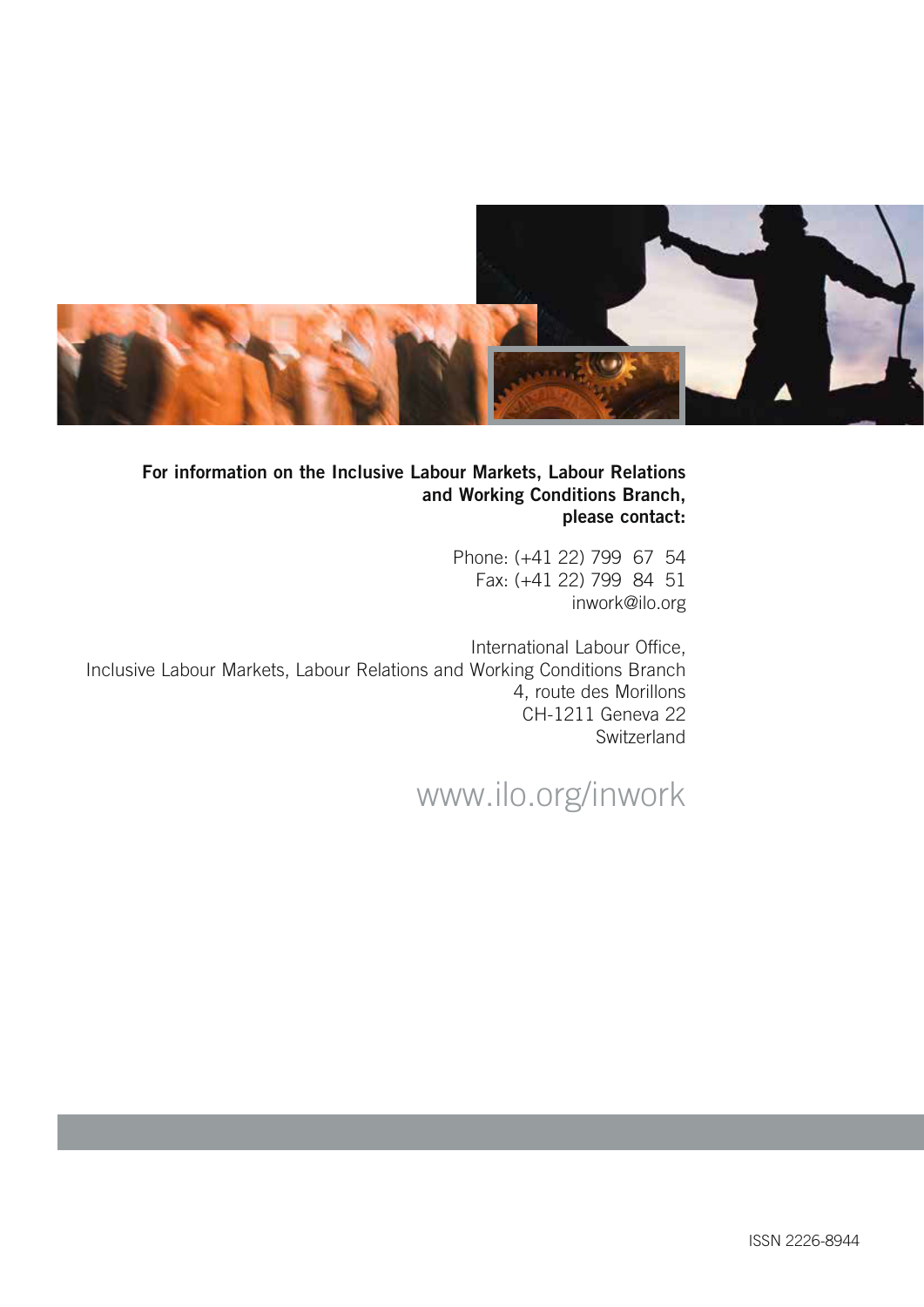**For information on the Inclusive Labour Markets, Labour Relations and Working Conditions Branch, please contact:**

Phone: (+41 22) 799 67 54
Fax: (+41 22) 799 84 51
inwork@ilo.org

International Labour Office,
Inclusive Labour Markets, Labour Relations and Working Conditions Branch
4, route des Morillons
CH-1211 Geneva 22
Switzerland

www.ilo.org/inwork

ISSN 2226-8944